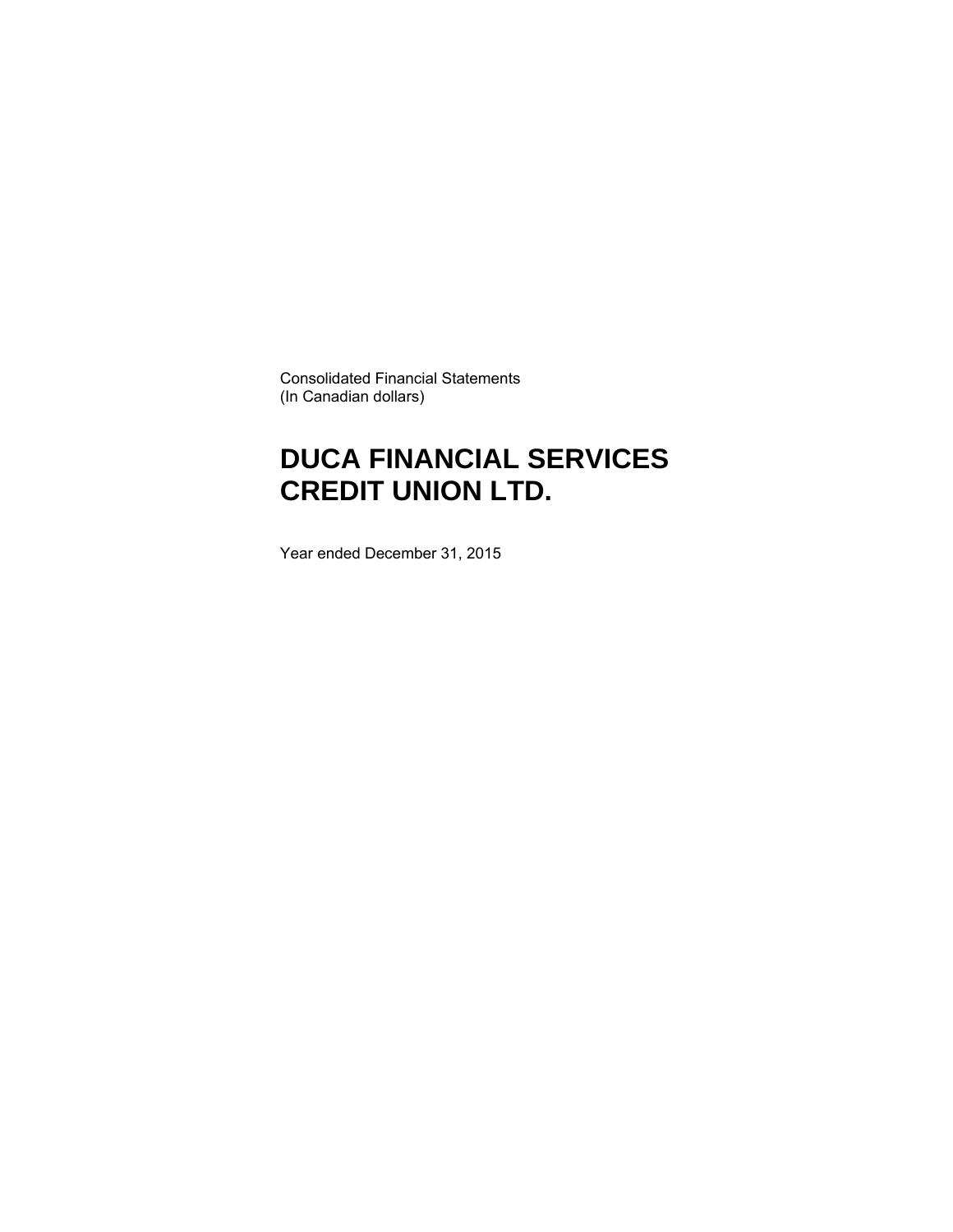Consolidated Financial Statements
(In Canadian dollars)

# DUCA FINANCIAL SERVICES CREDIT UNION LTD.

Year ended December 31, 2015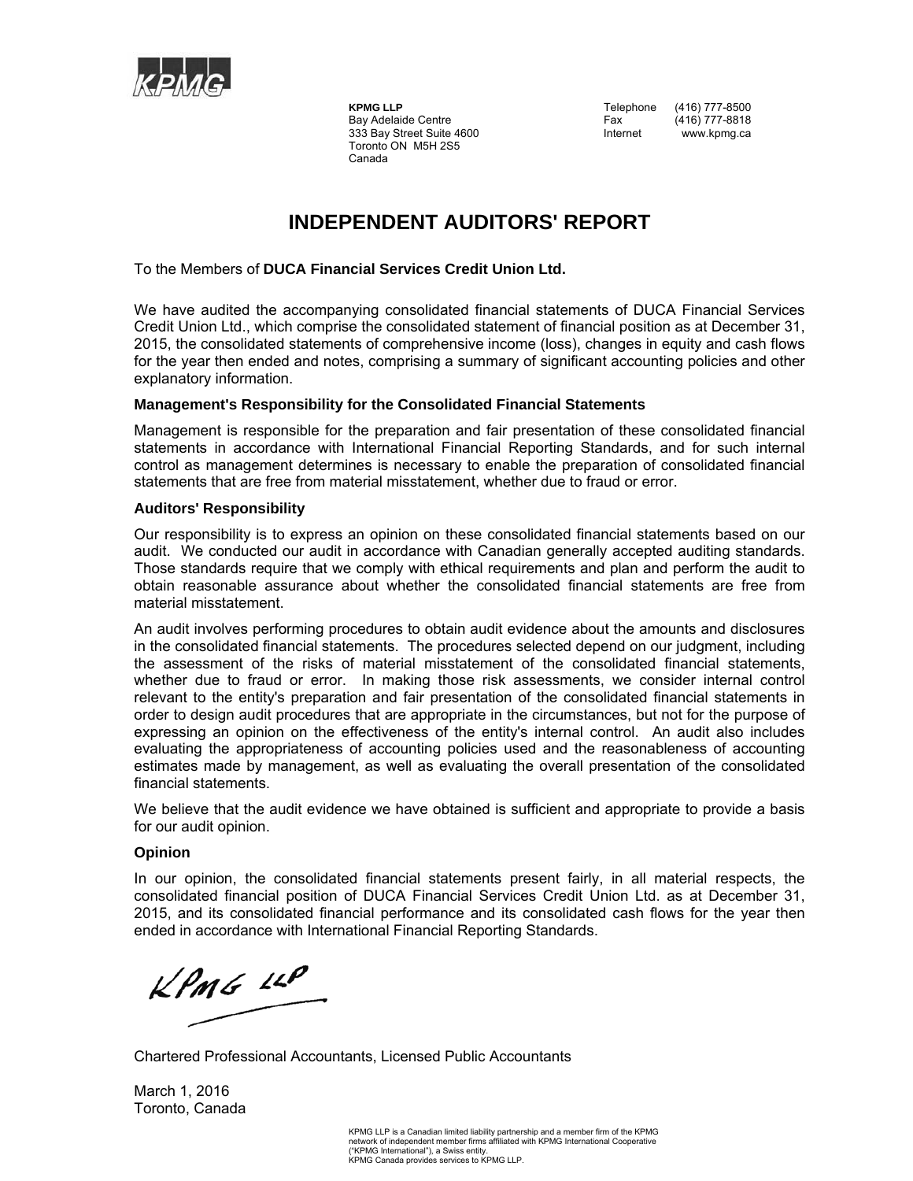**KPMG LLP**
Bay Adelaide Centre
333 Bay Street Suite 4600
Toronto ON M5H 2S5
Canada

Telephone (416) 777-8500
Fax (416) 777-8818
Internet www.kpmg.ca

# INDEPENDENT AUDITORS' REPORT

To the Members of **DUCA Financial Services Credit Union Ltd.**

We have audited the accompanying consolidated financial statements of DUCA Financial Services Credit Union Ltd., which comprise the consolidated statement of financial position as at December 31, 2015, the consolidated statements of comprehensive income (loss), changes in equity and cash flows for the year then ended and notes, comprising a summary of significant accounting policies and other explanatory information.

### Management's Responsibility for the Consolidated Financial Statements

Management is responsible for the preparation and fair presentation of these consolidated financial statements in accordance with International Financial Reporting Standards, and for such internal control as management determines is necessary to enable the preparation of consolidated financial statements that are free from material misstatement, whether due to fraud or error.

### Auditors' Responsibility

Our responsibility is to express an opinion on these consolidated financial statements based on our audit. We conducted our audit in accordance with Canadian generally accepted auditing standards. Those standards require that we comply with ethical requirements and plan and perform the audit to obtain reasonable assurance about whether the consolidated financial statements are free from material misstatement.

An audit involves performing procedures to obtain audit evidence about the amounts and disclosures in the consolidated financial statements. The procedures selected depend on our judgment, including the assessment of the risks of material misstatement of the consolidated financial statements, whether due to fraud or error. In making those risk assessments, we consider internal control relevant to the entity's preparation and fair presentation of the consolidated financial statements in order to design audit procedures that are appropriate in the circumstances, but not for the purpose of expressing an opinion on the effectiveness of the entity's internal control. An audit also includes evaluating the appropriateness of accounting policies used and the reasonableness of accounting estimates made by management, as well as evaluating the overall presentation of the consolidated financial statements.

We believe that the audit evidence we have obtained is sufficient and appropriate to provide a basis for our audit opinion.

### Opinion

In our opinion, the consolidated financial statements present fairly, in all material respects, the consolidated financial position of DUCA Financial Services Credit Union Ltd. as at December 31, 2015, and its consolidated financial performance and its consolidated cash flows for the year then ended in accordance with International Financial Reporting Standards.

KPMG LLP

Chartered Professional Accountants, Licensed Public Accountants

March 1, 2016
Toronto, Canada

KPMG LLP is a Canadian limited liability partnership and a member firm of the KPMG network of independent member firms affiliated with KPMG International Cooperative ("KPMG International"), a Swiss entity.
KPMG Canada provides services to KPMG LLP.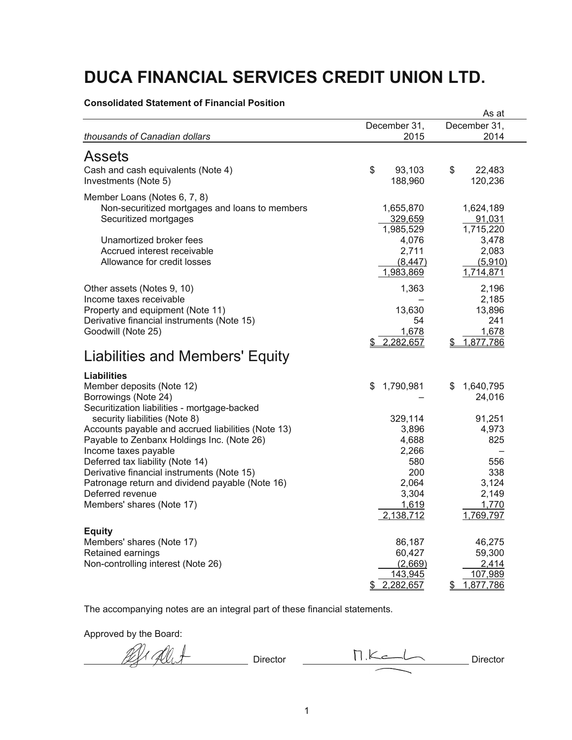# DUCA FINANCIAL SERVICES CREDIT UNION LTD.

**Consolidated Statement of Financial Position**

| *thousands of Canadian dollars* | As at December 31, 2015 | December 31, 2014 |
|---|---|---|
| **Assets** | | |
| Cash and cash equivalents (Note 4) | $ 93,103 | $ 22,483 |
| Investments (Note 5) | 188,960 | 120,236 |
| Member Loans (Notes 6, 7, 8) | | |
| Non-securitized mortgages and loans to members | 1,655,870 | 1,624,189 |
| Securitized mortgages | 329,659 | 91,031 |
| | 1,985,529 | 1,715,220 |
| Unamortized broker fees | 4,076 | 3,478 |
| Accrued interest receivable | 2,711 | 2,083 |
| Allowance for credit losses | (8,447) | (5,910) |
| | 1,983,869 | 1,714,871 |
| Other assets (Notes 9, 10) | 1,363 | 2,196 |
| Income taxes receivable | – | 2,185 |
| Property and equipment (Note 11) | 13,630 | 13,896 |
| Derivative financial instruments (Note 15) | 54 | 241 |
| Goodwill (Note 25) | 1,678 | 1,678 |
| | $ 2,282,657 | $ 1,877,786 |
| **Liabilities and Members' Equity** | | |
| **Liabilities** | | |
| Member deposits (Note 12) | $ 1,790,981 | $ 1,640,795 |
| Borrowings (Note 24) | – | 24,016 |
| Securitization liabilities - mortgage-backed security liabilities (Note 8) | 329,114 | 91,251 |
| Accounts payable and accrued liabilities (Note 13) | 3,896 | 4,973 |
| Payable to Zenbanx Holdings Inc. (Note 26) | 4,688 | 825 |
| Income taxes payable | 2,266 | – |
| Deferred tax liability (Note 14) | 580 | 556 |
| Derivative financial instruments (Note 15) | 200 | 338 |
| Patronage return and dividend payable (Note 16) | 2,064 | 3,124 |
| Deferred revenue | 3,304 | 2,149 |
| Members' shares (Note 17) | 1,619 | 1,770 |
| | 2,138,712 | 1,769,797 |
| **Equity** | | |
| Members' shares (Note 17) | 86,187 | 46,275 |
| Retained earnings | 60,427 | 59,300 |
| Non-controlling interest (Note 26) | (2,669) | 2,414 |
| | 143,945 | 107,989 |
| | $ 2,282,657 | $ 1,877,786 |

The accompanying notes are an integral part of these financial statements.

Approved by the Board:

_______________ Director _______________ Director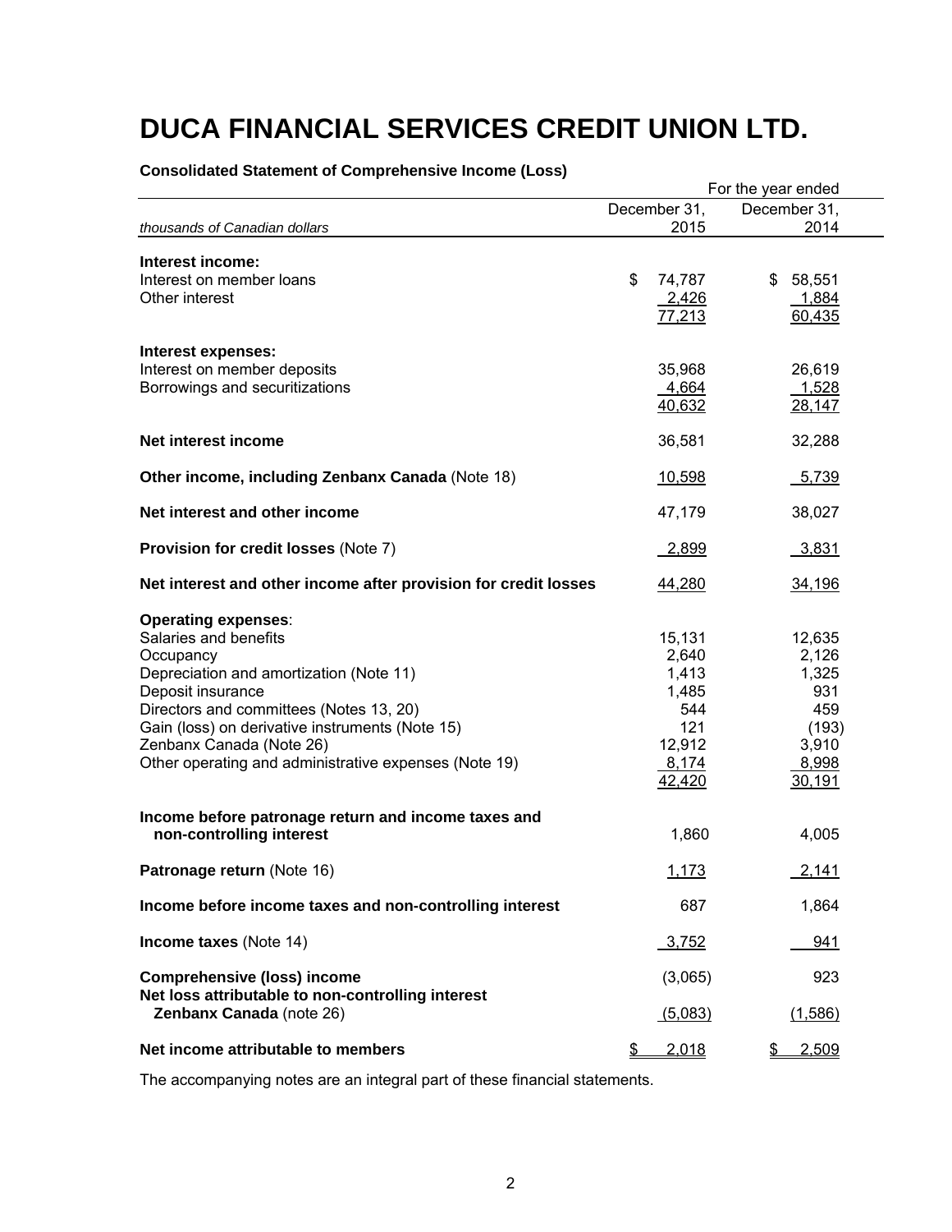# DUCA FINANCIAL SERVICES CREDIT UNION LTD.

**Consolidated Statement of Comprehensive Income (Loss)**

| | For the year ended | |
|---|---|---|
| *thousands of Canadian dollars* | December 31, 2015 | December 31, 2014 |
| **Interest income:** | | |
| Interest on member loans | $ 74,787 | $ 58,551 |
| Other interest | 2,426 | 1,884 |
| | 77,213 | 60,435 |
| **Interest expenses:** | | |
| Interest on member deposits | 35,968 | 26,619 |
| Borrowings and securitizations | 4,664 | 1,528 |
| | 40,632 | 28,147 |
| **Net interest income** | 36,581 | 32,288 |
| **Other income, including Zenbanx Canada** (Note 18) | 10,598 | 5,739 |
| **Net interest and other income** | 47,179 | 38,027 |
| **Provision for credit losses** (Note 7) | 2,899 | 3,831 |
| **Net interest and other income after provision for credit losses** | 44,280 | 34,196 |
| **Operating expenses**: | | |
| Salaries and benefits | 15,131 | 12,635 |
| Occupancy | 2,640 | 2,126 |
| Depreciation and amortization (Note 11) | 1,413 | 1,325 |
| Deposit insurance | 1,485 | 931 |
| Directors and committees (Notes 13, 20) | 544 | 459 |
| Gain (loss) on derivative instruments (Note 15) | 121 | (193) |
| Zenbanx Canada (Note 26) | 12,912 | 3,910 |
| Other operating and administrative expenses (Note 19) | 8,174 | 8,998 |
| | 42,420 | 30,191 |
| **Income before patronage return and income taxes and non-controlling interest** | 1,860 | 4,005 |
| **Patronage return** (Note 16) | 1,173 | 2,141 |
| **Income before income taxes and non-controlling interest** | 687 | 1,864 |
| **Income taxes** (Note 14) | 3,752 | 941 |
| **Comprehensive (loss) income** | (3,065) | 923 |
| **Net loss attributable to non-controlling interest Zenbanx Canada** (note 26) | (5,083) | (1,586) |
| **Net income attributable to members** | $ 2,018 | $ 2,509 |

The accompanying notes are an integral part of these financial statements.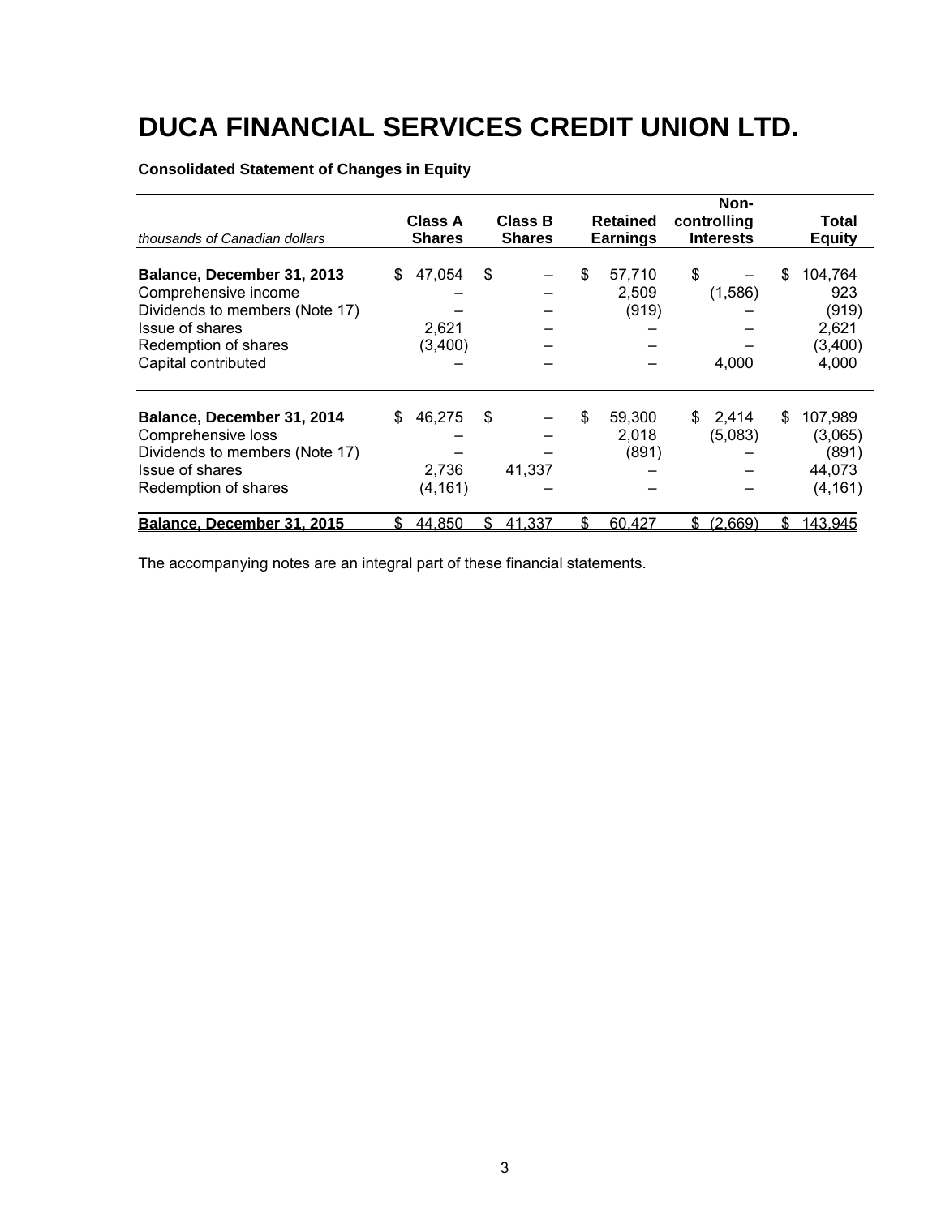# DUCA FINANCIAL SERVICES CREDIT UNION LTD.

**Consolidated Statement of Changes in Equity**

| *thousands of Canadian dollars* | Class A Shares | Class B Shares | Retained Earnings | Non-controlling Interests | Total Equity |
|---|---|---|---|---|---|
| **Balance, December 31, 2013** | $ 47,054 | $ – | $ 57,710 | $ – | $ 104,764 |
| Comprehensive income | – | – | 2,509 | (1,586) | 923 |
| Dividends to members (Note 17) | – | – | (919) | – | (919) |
| Issue of shares | 2,621 | – | – | – | 2,621 |
| Redemption of shares | (3,400) | – | – | – | (3,400) |
| Capital contributed | – | – | – | 4,000 | 4,000 |
| **Balance, December 31, 2014** | $ 46,275 | $ – | $ 59,300 | $ 2,414 | $ 107,989 |
| Comprehensive loss | – | – | 2,018 | (5,083) | (3,065) |
| Dividends to members (Note 17) | – | – | (891) | – | (891) |
| Issue of shares | 2,736 | 41,337 | – | – | 44,073 |
| Redemption of shares | (4,161) | – | – | – | (4,161) |
| **Balance, December 31, 2015** | $ 44,850 | $ 41,337 | $ 60,427 | $ (2,669) | $ 143,945 |

The accompanying notes are an integral part of these financial statements.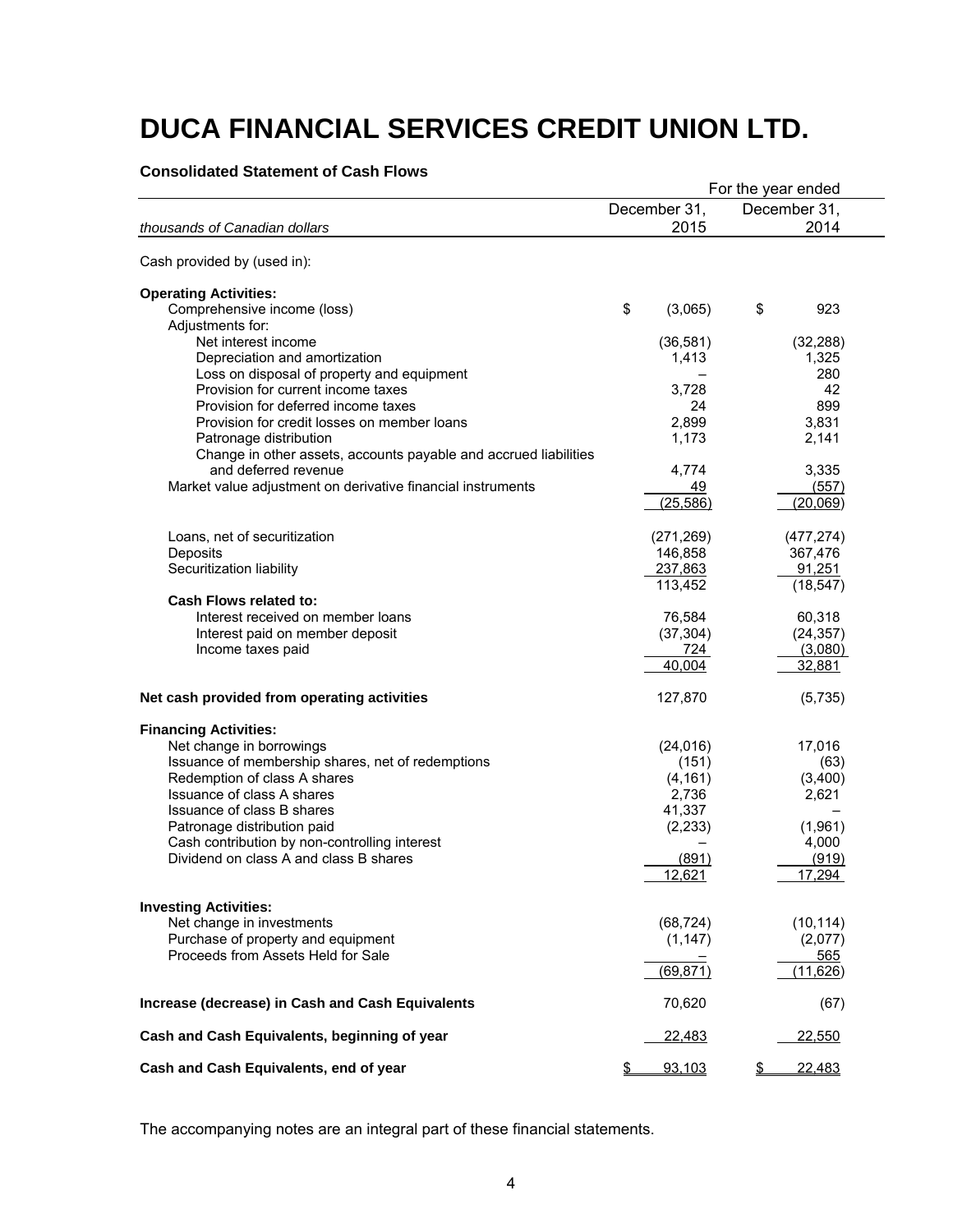# DUCA FINANCIAL SERVICES CREDIT UNION LTD.

**Consolidated Statement of Cash Flows**

| | For the year ended | |
|---|---|---|
| *thousands of Canadian dollars* | December 31, 2015 | December 31, 2014 |
| Cash provided by (used in): | | |
| **Operating Activities:** | | |
| Comprehensive income (loss) | $ (3,065) | $ 923 |
| Adjustments for: | | |
| Net interest income | (36,581) | (32,288) |
| Depreciation and amortization | 1,413 | 1,325 |
| Loss on disposal of property and equipment | – | 280 |
| Provision for current income taxes | 3,728 | 42 |
| Provision for deferred income taxes | 24 | 899 |
| Provision for credit losses on member loans | 2,899 | 3,831 |
| Patronage distribution | 1,173 | 2,141 |
| Change in other assets, accounts payable and accrued liabilities and deferred revenue | 4,774 | 3,335 |
| Market value adjustment on derivative financial instruments | 49 | (557) |
| | (25,586) | (20,069) |
| Loans, net of securitization | (271,269) | (477,274) |
| Deposits | 146,858 | 367,476 |
| Securitization liability | 237,863 | 91,251 |
| | 113,452 | (18,547) |
| **Cash Flows related to:** | | |
| Interest received on member loans | 76,584 | 60,318 |
| Interest paid on member deposit | (37,304) | (24,357) |
| Income taxes paid | 724 | (3,080) |
| | 40,004 | 32,881 |
| **Net cash provided from operating activities** | 127,870 | (5,735) |
| **Financing Activities:** | | |
| Net change in borrowings | (24,016) | 17,016 |
| Issuance of membership shares, net of redemptions | (151) | (63) |
| Redemption of class A shares | (4,161) | (3,400) |
| Issuance of class A shares | 2,736 | 2,621 |
| Issuance of class B shares | 41,337 | – |
| Patronage distribution paid | (2,233) | (1,961) |
| Cash contribution by non-controlling interest | – | 4,000 |
| Dividend on class A and class B shares | (891) | (919) |
| | 12,621 | 17,294 |
| **Investing Activities:** | | |
| Net change in investments | (68,724) | (10,114) |
| Purchase of property and equipment | (1,147) | (2,077) |
| Proceeds from Assets Held for Sale | – | 565 |
| | (69,871) | (11,626) |
| **Increase (decrease) in Cash and Cash Equivalents** | 70,620 | (67) |
| **Cash and Cash Equivalents, beginning of year** | 22,483 | 22,550 |
| **Cash and Cash Equivalents, end of year** | $ 93,103 | $ 22,483 |

The accompanying notes are an integral part of these financial statements.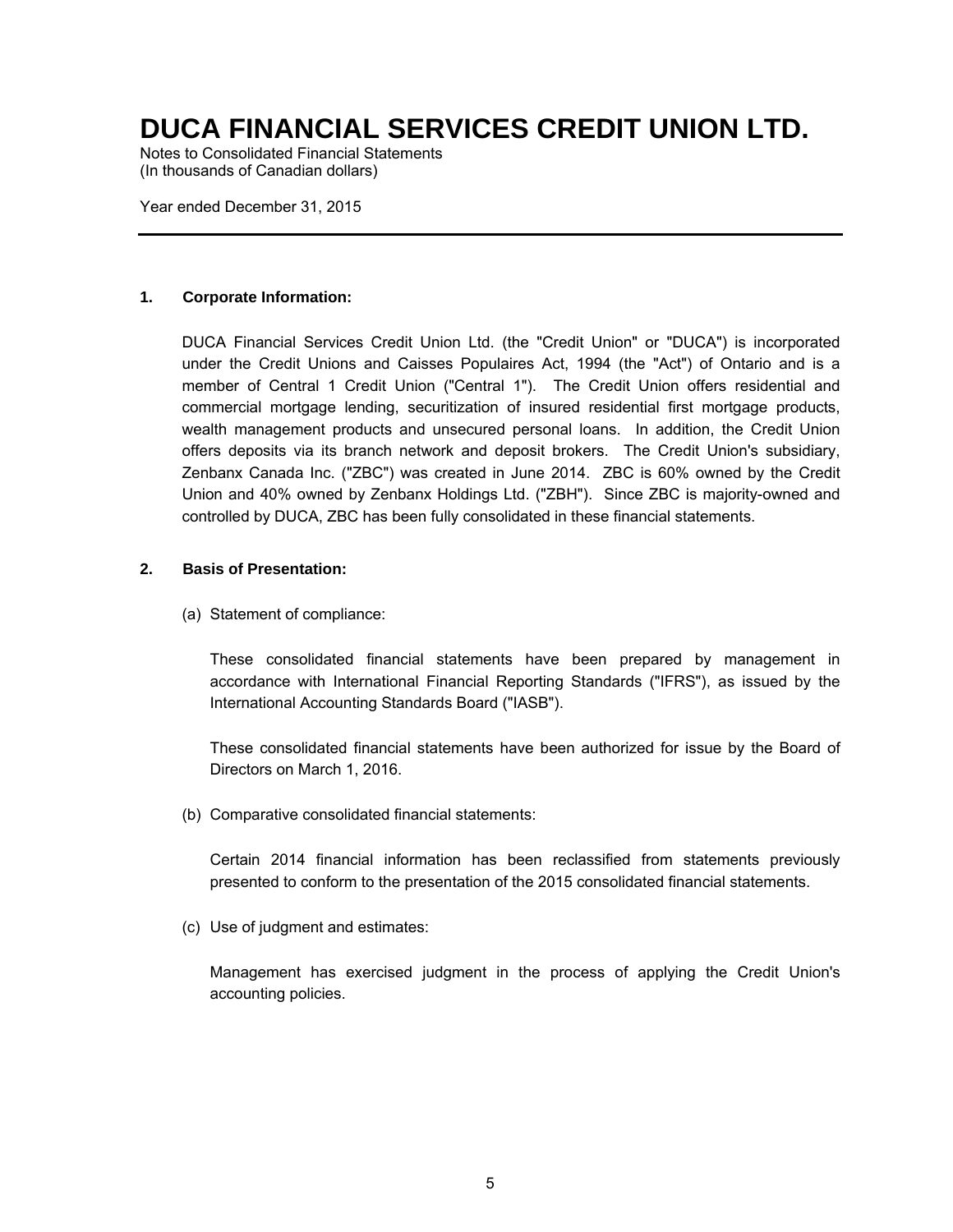# DUCA FINANCIAL SERVICES CREDIT UNION LTD.

Notes to Consolidated Financial Statements
(In thousands of Canadian dollars)

Year ended December 31, 2015

---

## 1. Corporate Information:

DUCA Financial Services Credit Union Ltd. (the "Credit Union" or "DUCA") is incorporated under the Credit Unions and Caisses Populaires Act, 1994 (the "Act") of Ontario and is a member of Central 1 Credit Union ("Central 1"). The Credit Union offers residential and commercial mortgage lending, securitization of insured residential first mortgage products, wealth management products and unsecured personal loans. In addition, the Credit Union offers deposits via its branch network and deposit brokers. The Credit Union's subsidiary, Zenbanx Canada Inc. ("ZBC") was created in June 2014. ZBC is 60% owned by the Credit Union and 40% owned by Zenbanx Holdings Ltd. ("ZBH"). Since ZBC is majority-owned and controlled by DUCA, ZBC has been fully consolidated in these financial statements.

## 2. Basis of Presentation:

(a) Statement of compliance:

These consolidated financial statements have been prepared by management in accordance with International Financial Reporting Standards ("IFRS"), as issued by the International Accounting Standards Board ("IASB").

These consolidated financial statements have been authorized for issue by the Board of Directors on March 1, 2016.

(b) Comparative consolidated financial statements:

Certain 2014 financial information has been reclassified from statements previously presented to conform to the presentation of the 2015 consolidated financial statements.

(c) Use of judgment and estimates:

Management has exercised judgment in the process of applying the Credit Union's accounting policies.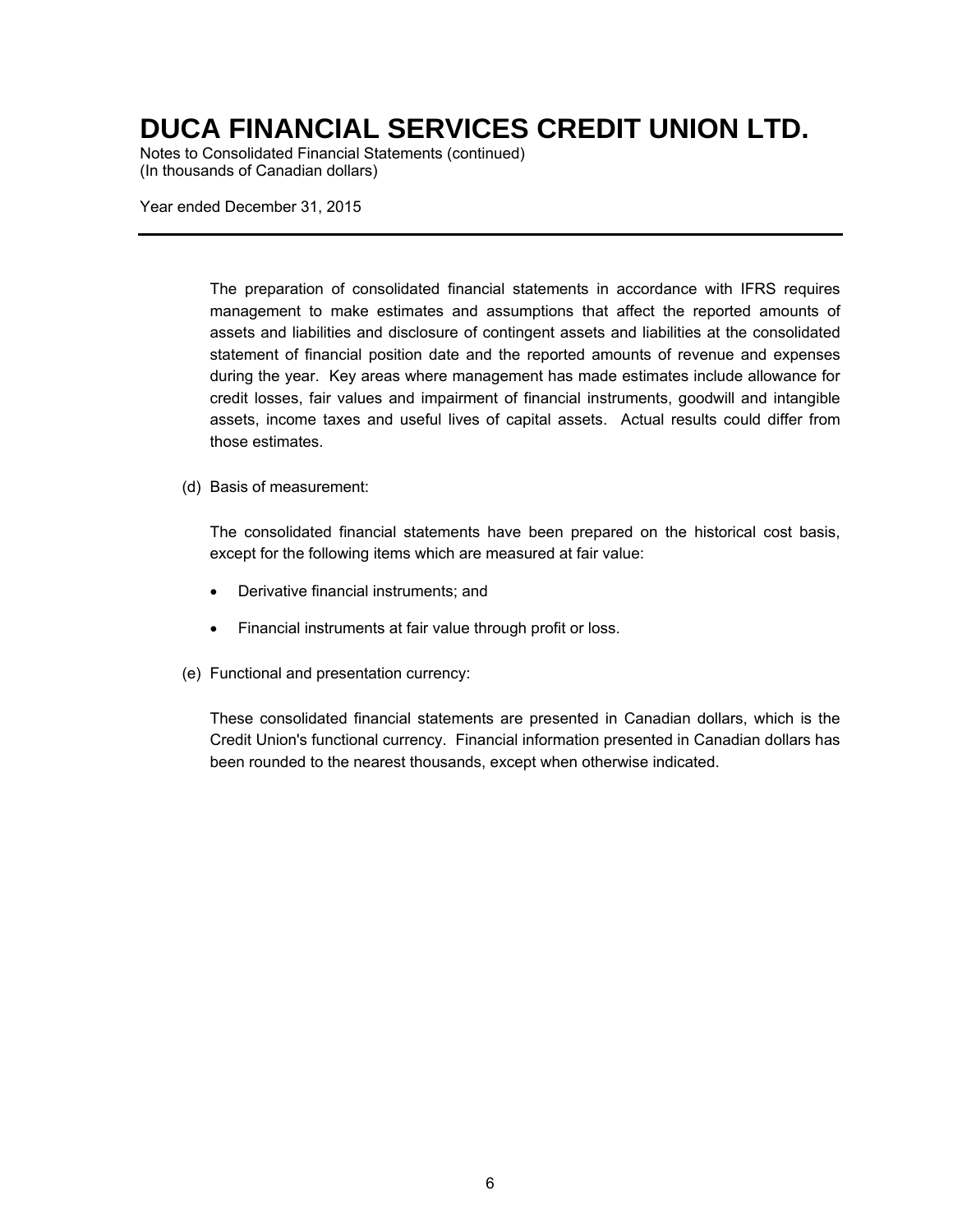The preparation of consolidated financial statements in accordance with IFRS requires management to make estimates and assumptions that affect the reported amounts of assets and liabilities and disclosure of contingent assets and liabilities at the consolidated statement of financial position date and the reported amounts of revenue and expenses during the year. Key areas where management has made estimates include allowance for credit losses, fair values and impairment of financial instruments, goodwill and intangible assets, income taxes and useful lives of capital assets. Actual results could differ from those estimates.

(d) Basis of measurement:

The consolidated financial statements have been prepared on the historical cost basis, except for the following items which are measured at fair value:

- Derivative financial instruments; and
- Financial instruments at fair value through profit or loss.

(e) Functional and presentation currency:

These consolidated financial statements are presented in Canadian dollars, which is the Credit Union's functional currency. Financial information presented in Canadian dollars has been rounded to the nearest thousands, except when otherwise indicated.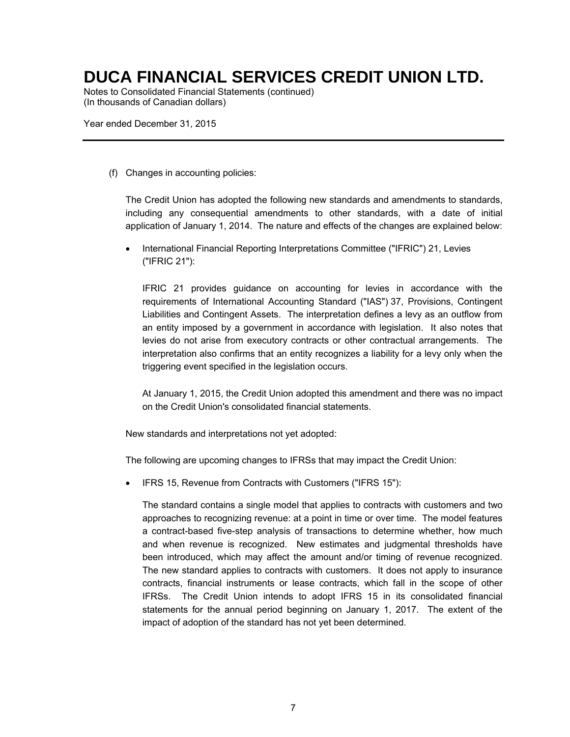(f) Changes in accounting policies:

The Credit Union has adopted the following new standards and amendments to standards, including any consequential amendments to other standards, with a date of initial application of January 1, 2014. The nature and effects of the changes are explained below:

- International Financial Reporting Interpretations Committee ("IFRIC") 21, Levies ("IFRIC 21"):

  IFRIC 21 provides guidance on accounting for levies in accordance with the requirements of International Accounting Standard ("IAS") 37, Provisions, Contingent Liabilities and Contingent Assets. The interpretation defines a levy as an outflow from an entity imposed by a government in accordance with legislation. It also notes that levies do not arise from executory contracts or other contractual arrangements. The interpretation also confirms that an entity recognizes a liability for a levy only when the triggering event specified in the legislation occurs.

  At January 1, 2015, the Credit Union adopted this amendment and there was no impact on the Credit Union's consolidated financial statements.

New standards and interpretations not yet adopted:

The following are upcoming changes to IFRSs that may impact the Credit Union:

- IFRS 15, Revenue from Contracts with Customers ("IFRS 15"):

  The standard contains a single model that applies to contracts with customers and two approaches to recognizing revenue: at a point in time or over time. The model features a contract-based five-step analysis of transactions to determine whether, how much and when revenue is recognized. New estimates and judgmental thresholds have been introduced, which may affect the amount and/or timing of revenue recognized. The new standard applies to contracts with customers. It does not apply to insurance contracts, financial instruments or lease contracts, which fall in the scope of other IFRSs. The Credit Union intends to adopt IFRS 15 in its consolidated financial statements for the annual period beginning on January 1, 2017. The extent of the impact of adoption of the standard has not yet been determined.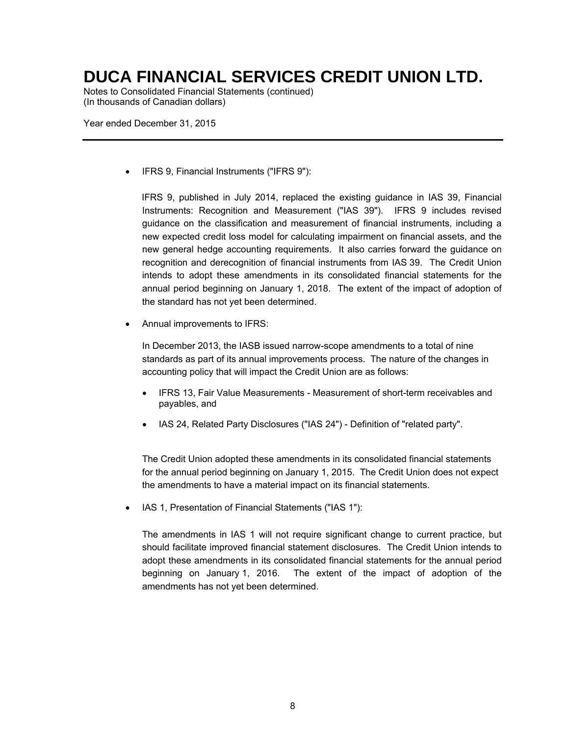- IFRS 9, Financial Instruments ("IFRS 9"):

  IFRS 9, published in July 2014, replaced the existing guidance in IAS 39, Financial Instruments: Recognition and Measurement ("IAS 39"). IFRS 9 includes revised guidance on the classification and measurement of financial instruments, including a new expected credit loss model for calculating impairment on financial assets, and the new general hedge accounting requirements. It also carries forward the guidance on recognition and derecognition of financial instruments from IAS 39. The Credit Union intends to adopt these amendments in its consolidated financial statements for the annual period beginning on January 1, 2018. The extent of the impact of adoption of the standard has not yet been determined.

- Annual improvements to IFRS:

  In December 2013, the IASB issued narrow-scope amendments to a total of nine standards as part of its annual improvements process. The nature of the changes in accounting policy that will impact the Credit Union are as follows:

  - IFRS 13, Fair Value Measurements - Measurement of short-term receivables and payables, and
  - IAS 24, Related Party Disclosures ("IAS 24") - Definition of "related party".

  The Credit Union adopted these amendments in its consolidated financial statements for the annual period beginning on January 1, 2015. The Credit Union does not expect the amendments to have a material impact on its financial statements.

- IAS 1, Presentation of Financial Statements ("IAS 1"):

  The amendments in IAS 1 will not require significant change to current practice, but should facilitate improved financial statement disclosures. The Credit Union intends to adopt these amendments in its consolidated financial statements for the annual period beginning on January 1, 2016. The extent of the impact of adoption of the amendments has not yet been determined.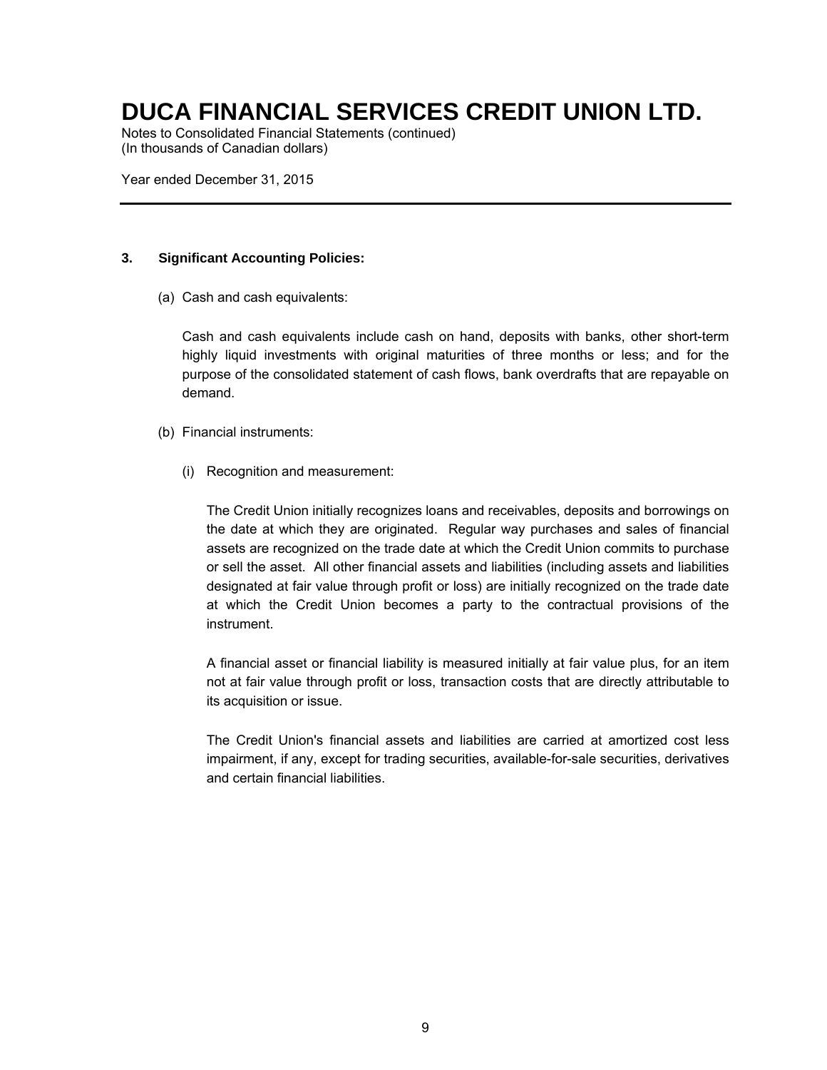# DUCA FINANCIAL SERVICES CREDIT UNION LTD.

Notes to Consolidated Financial Statements (continued)
(In thousands of Canadian dollars)

Year ended December 31, 2015

---

**3. Significant Accounting Policies:**

(a) Cash and cash equivalents:

Cash and cash equivalents include cash on hand, deposits with banks, other short-term highly liquid investments with original maturities of three months or less; and for the purpose of the consolidated statement of cash flows, bank overdrafts that are repayable on demand.

(b) Financial instruments:

(i) Recognition and measurement:

The Credit Union initially recognizes loans and receivables, deposits and borrowings on the date at which they are originated. Regular way purchases and sales of financial assets are recognized on the trade date at which the Credit Union commits to purchase or sell the asset. All other financial assets and liabilities (including assets and liabilities designated at fair value through profit or loss) are initially recognized on the trade date at which the Credit Union becomes a party to the contractual provisions of the instrument.

A financial asset or financial liability is measured initially at fair value plus, for an item not at fair value through profit or loss, transaction costs that are directly attributable to its acquisition or issue.

The Credit Union's financial assets and liabilities are carried at amortized cost less impairment, if any, except for trading securities, available-for-sale securities, derivatives and certain financial liabilities.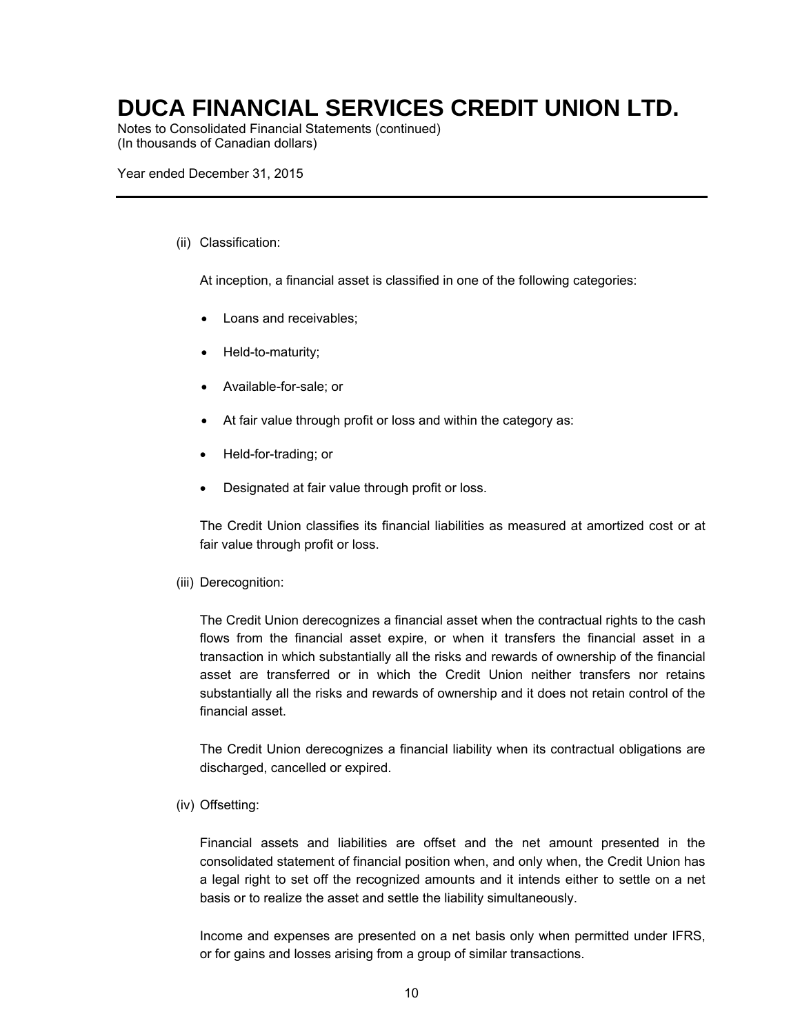(ii) Classification:

At inception, a financial asset is classified in one of the following categories:

- Loans and receivables;
- Held-to-maturity;
- Available-for-sale; or
- At fair value through profit or loss and within the category as:
- Held-for-trading; or
- Designated at fair value through profit or loss.

The Credit Union classifies its financial liabilities as measured at amortized cost or at fair value through profit or loss.

(iii) Derecognition:

The Credit Union derecognizes a financial asset when the contractual rights to the cash flows from the financial asset expire, or when it transfers the financial asset in a transaction in which substantially all the risks and rewards of ownership of the financial asset are transferred or in which the Credit Union neither transfers nor retains substantially all the risks and rewards of ownership and it does not retain control of the financial asset.

The Credit Union derecognizes a financial liability when its contractual obligations are discharged, cancelled or expired.

(iv) Offsetting:

Financial assets and liabilities are offset and the net amount presented in the consolidated statement of financial position when, and only when, the Credit Union has a legal right to set off the recognized amounts and it intends either to settle on a net basis or to realize the asset and settle the liability simultaneously.

Income and expenses are presented on a net basis only when permitted under IFRS, or for gains and losses arising from a group of similar transactions.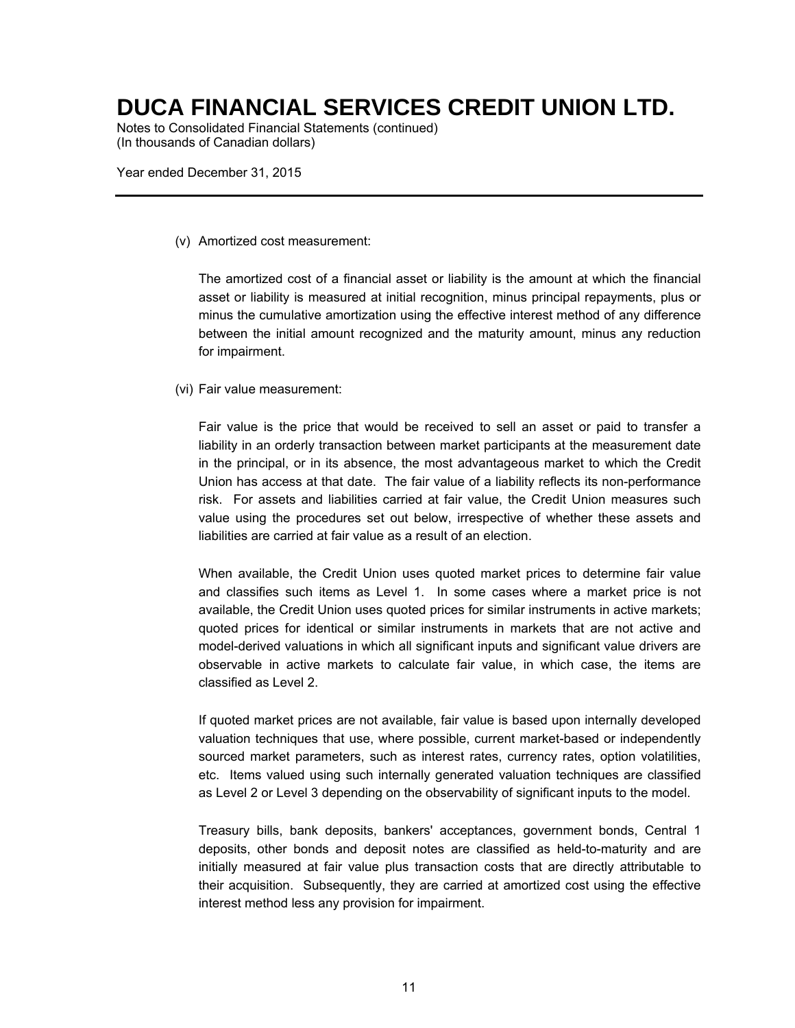(v) Amortized cost measurement:

The amortized cost of a financial asset or liability is the amount at which the financial asset or liability is measured at initial recognition, minus principal repayments, plus or minus the cumulative amortization using the effective interest method of any difference between the initial amount recognized and the maturity amount, minus any reduction for impairment.

(vi) Fair value measurement:

Fair value is the price that would be received to sell an asset or paid to transfer a liability in an orderly transaction between market participants at the measurement date in the principal, or in its absence, the most advantageous market to which the Credit Union has access at that date. The fair value of a liability reflects its non-performance risk. For assets and liabilities carried at fair value, the Credit Union measures such value using the procedures set out below, irrespective of whether these assets and liabilities are carried at fair value as a result of an election.

When available, the Credit Union uses quoted market prices to determine fair value and classifies such items as Level 1. In some cases where a market price is not available, the Credit Union uses quoted prices for similar instruments in active markets; quoted prices for identical or similar instruments in markets that are not active and model-derived valuations in which all significant inputs and significant value drivers are observable in active markets to calculate fair value, in which case, the items are classified as Level 2.

If quoted market prices are not available, fair value is based upon internally developed valuation techniques that use, where possible, current market-based or independently sourced market parameters, such as interest rates, currency rates, option volatilities, etc. Items valued using such internally generated valuation techniques are classified as Level 2 or Level 3 depending on the observability of significant inputs to the model.

Treasury bills, bank deposits, bankers' acceptances, government bonds, Central 1 deposits, other bonds and deposit notes are classified as held-to-maturity and are initially measured at fair value plus transaction costs that are directly attributable to their acquisition. Subsequently, they are carried at amortized cost using the effective interest method less any provision for impairment.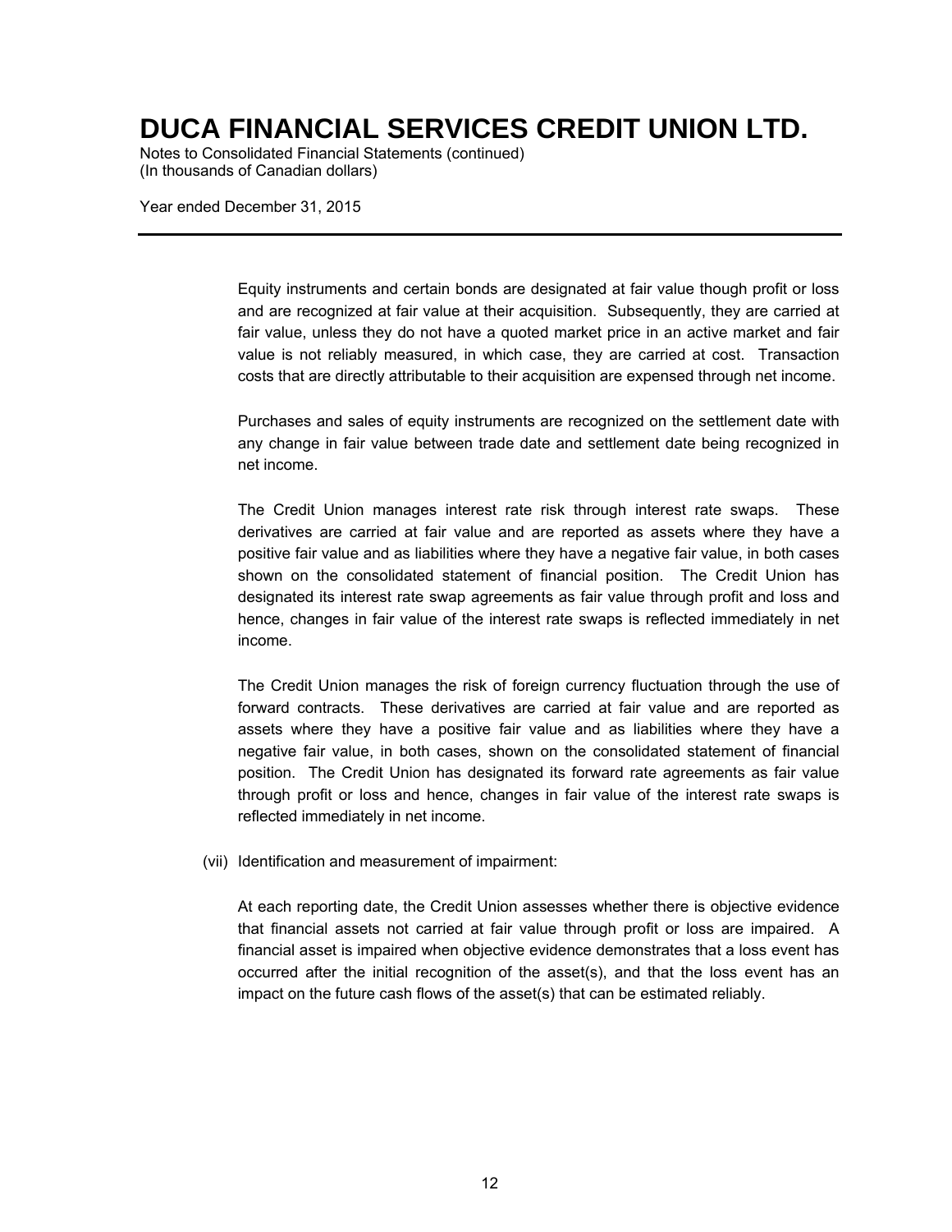Equity instruments and certain bonds are designated at fair value though profit or loss and are recognized at fair value at their acquisition. Subsequently, they are carried at fair value, unless they do not have a quoted market price in an active market and fair value is not reliably measured, in which case, they are carried at cost. Transaction costs that are directly attributable to their acquisition are expensed through net income.

Purchases and sales of equity instruments are recognized on the settlement date with any change in fair value between trade date and settlement date being recognized in net income.

The Credit Union manages interest rate risk through interest rate swaps. These derivatives are carried at fair value and are reported as assets where they have a positive fair value and as liabilities where they have a negative fair value, in both cases shown on the consolidated statement of financial position. The Credit Union has designated its interest rate swap agreements as fair value through profit and loss and hence, changes in fair value of the interest rate swaps is reflected immediately in net income.

The Credit Union manages the risk of foreign currency fluctuation through the use of forward contracts. These derivatives are carried at fair value and are reported as assets where they have a positive fair value and as liabilities where they have a negative fair value, in both cases, shown on the consolidated statement of financial position. The Credit Union has designated its forward rate agreements as fair value through profit or loss and hence, changes in fair value of the interest rate swaps is reflected immediately in net income.

(vii) Identification and measurement of impairment:

At each reporting date, the Credit Union assesses whether there is objective evidence that financial assets not carried at fair value through profit or loss are impaired. A financial asset is impaired when objective evidence demonstrates that a loss event has occurred after the initial recognition of the asset(s), and that the loss event has an impact on the future cash flows of the asset(s) that can be estimated reliably.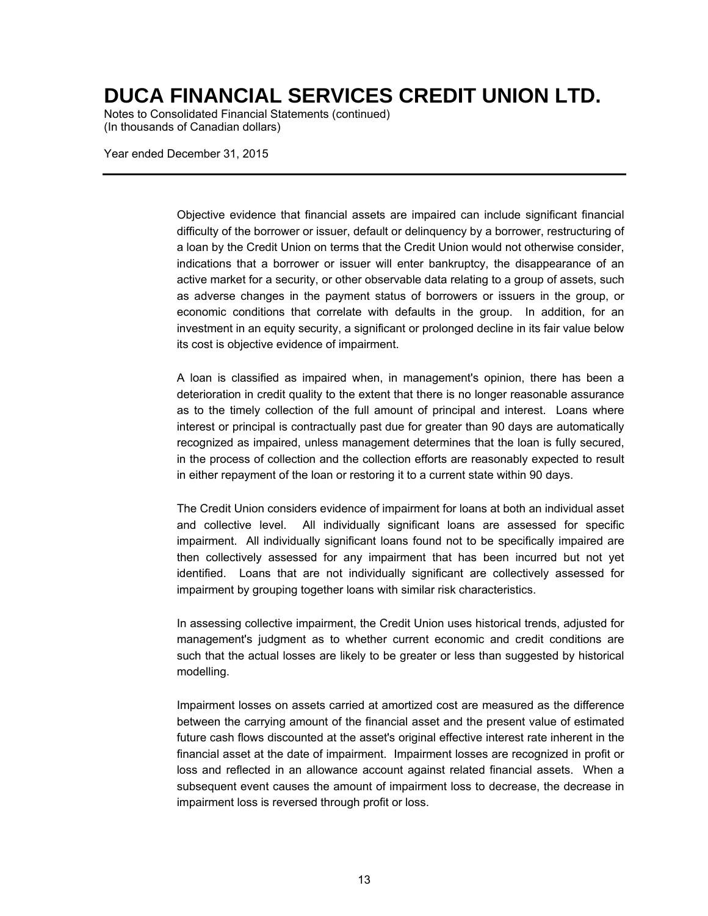Objective evidence that financial assets are impaired can include significant financial difficulty of the borrower or issuer, default or delinquency by a borrower, restructuring of a loan by the Credit Union on terms that the Credit Union would not otherwise consider, indications that a borrower or issuer will enter bankruptcy, the disappearance of an active market for a security, or other observable data relating to a group of assets, such as adverse changes in the payment status of borrowers or issuers in the group, or economic conditions that correlate with defaults in the group. In addition, for an investment in an equity security, a significant or prolonged decline in its fair value below its cost is objective evidence of impairment.

A loan is classified as impaired when, in management's opinion, there has been a deterioration in credit quality to the extent that there is no longer reasonable assurance as to the timely collection of the full amount of principal and interest. Loans where interest or principal is contractually past due for greater than 90 days are automatically recognized as impaired, unless management determines that the loan is fully secured, in the process of collection and the collection efforts are reasonably expected to result in either repayment of the loan or restoring it to a current state within 90 days.

The Credit Union considers evidence of impairment for loans at both an individual asset and collective level. All individually significant loans are assessed for specific impairment. All individually significant loans found not to be specifically impaired are then collectively assessed for any impairment that has been incurred but not yet identified. Loans that are not individually significant are collectively assessed for impairment by grouping together loans with similar risk characteristics.

In assessing collective impairment, the Credit Union uses historical trends, adjusted for management's judgment as to whether current economic and credit conditions are such that the actual losses are likely to be greater or less than suggested by historical modelling.

Impairment losses on assets carried at amortized cost are measured as the difference between the carrying amount of the financial asset and the present value of estimated future cash flows discounted at the asset's original effective interest rate inherent in the financial asset at the date of impairment. Impairment losses are recognized in profit or loss and reflected in an allowance account against related financial assets. When a subsequent event causes the amount of impairment loss to decrease, the decrease in impairment loss is reversed through profit or loss.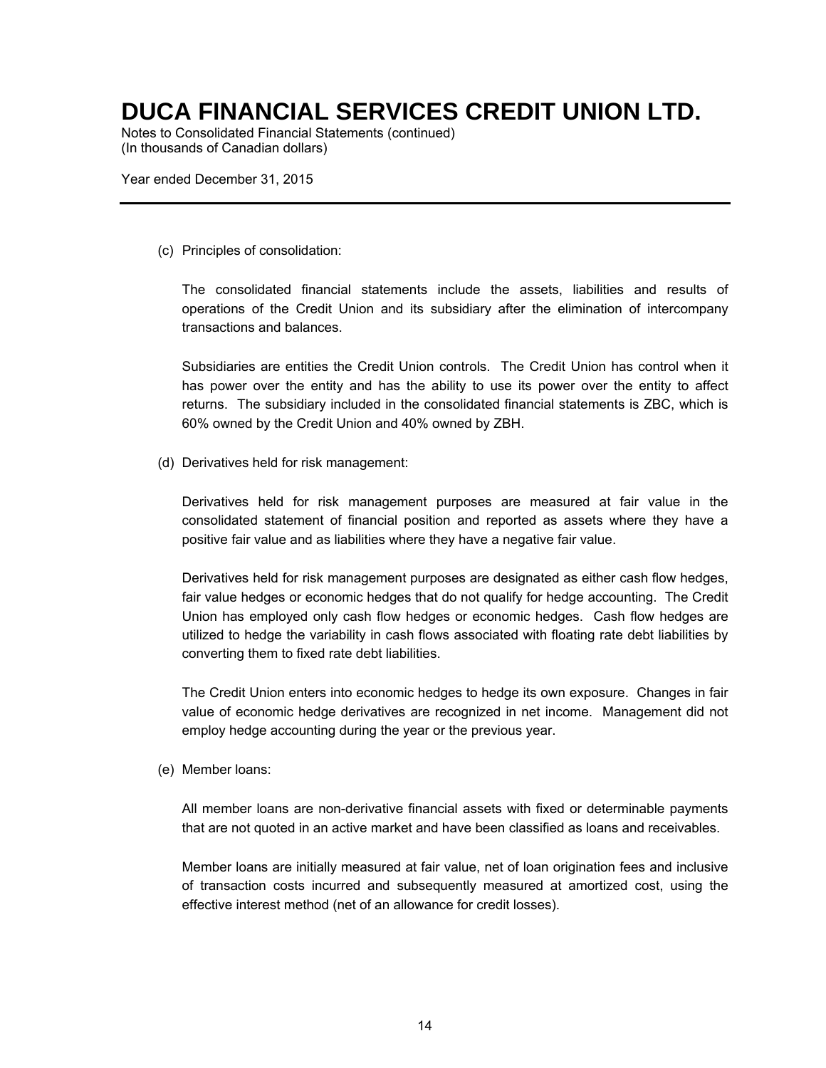(c) Principles of consolidation:

The consolidated financial statements include the assets, liabilities and results of operations of the Credit Union and its subsidiary after the elimination of intercompany transactions and balances.

Subsidiaries are entities the Credit Union controls. The Credit Union has control when it has power over the entity and has the ability to use its power over the entity to affect returns. The subsidiary included in the consolidated financial statements is ZBC, which is 60% owned by the Credit Union and 40% owned by ZBH.

(d) Derivatives held for risk management:

Derivatives held for risk management purposes are measured at fair value in the consolidated statement of financial position and reported as assets where they have a positive fair value and as liabilities where they have a negative fair value.

Derivatives held for risk management purposes are designated as either cash flow hedges, fair value hedges or economic hedges that do not qualify for hedge accounting. The Credit Union has employed only cash flow hedges or economic hedges. Cash flow hedges are utilized to hedge the variability in cash flows associated with floating rate debt liabilities by converting them to fixed rate debt liabilities.

The Credit Union enters into economic hedges to hedge its own exposure. Changes in fair value of economic hedge derivatives are recognized in net income. Management did not employ hedge accounting during the year or the previous year.

(e) Member loans:

All member loans are non-derivative financial assets with fixed or determinable payments that are not quoted in an active market and have been classified as loans and receivables.

Member loans are initially measured at fair value, net of loan origination fees and inclusive of transaction costs incurred and subsequently measured at amortized cost, using the effective interest method (net of an allowance for credit losses).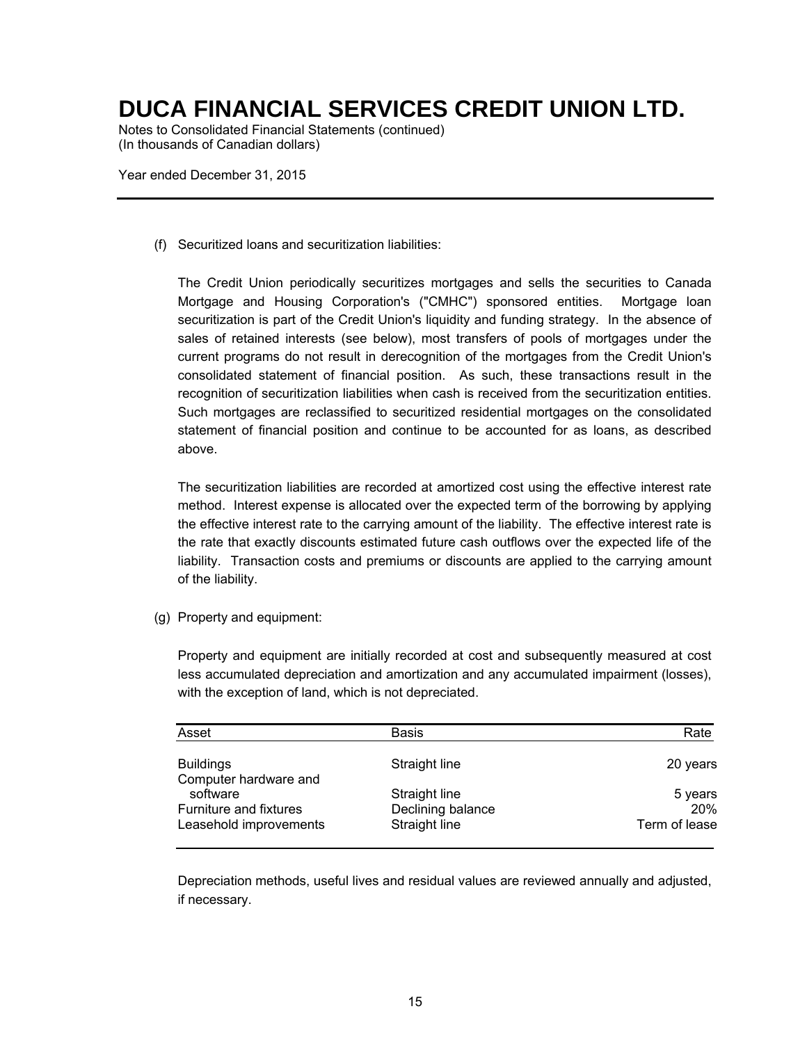# DUCA FINANCIAL SERVICES CREDIT UNION LTD.

Notes to Consolidated Financial Statements (continued)
(In thousands of Canadian dollars)

Year ended December 31, 2015

(f) Securitized loans and securitization liabilities:

The Credit Union periodically securitizes mortgages and sells the securities to Canada Mortgage and Housing Corporation's ("CMHC") sponsored entities. Mortgage loan securitization is part of the Credit Union's liquidity and funding strategy. In the absence of sales of retained interests (see below), most transfers of pools of mortgages under the current programs do not result in derecognition of the mortgages from the Credit Union's consolidated statement of financial position. As such, these transactions result in the recognition of securitization liabilities when cash is received from the securitization entities. Such mortgages are reclassified to securitized residential mortgages on the consolidated statement of financial position and continue to be accounted for as loans, as described above.

The securitization liabilities are recorded at amortized cost using the effective interest rate method. Interest expense is allocated over the expected term of the borrowing by applying the effective interest rate to the carrying amount of the liability. The effective interest rate is the rate that exactly discounts estimated future cash outflows over the expected life of the liability. Transaction costs and premiums or discounts are applied to the carrying amount of the liability.

(g) Property and equipment:

Property and equipment are initially recorded at cost and subsequently measured at cost less accumulated depreciation and amortization and any accumulated impairment (losses), with the exception of land, which is not depreciated.

| Asset | Basis | Rate |
|---|---|---|
| Buildings | Straight line | 20 years |
| Computer hardware and software | Straight line | 5 years |
| Furniture and fixtures | Declining balance | 20% |
| Leasehold improvements | Straight line | Term of lease |

Depreciation methods, useful lives and residual values are reviewed annually and adjusted, if necessary.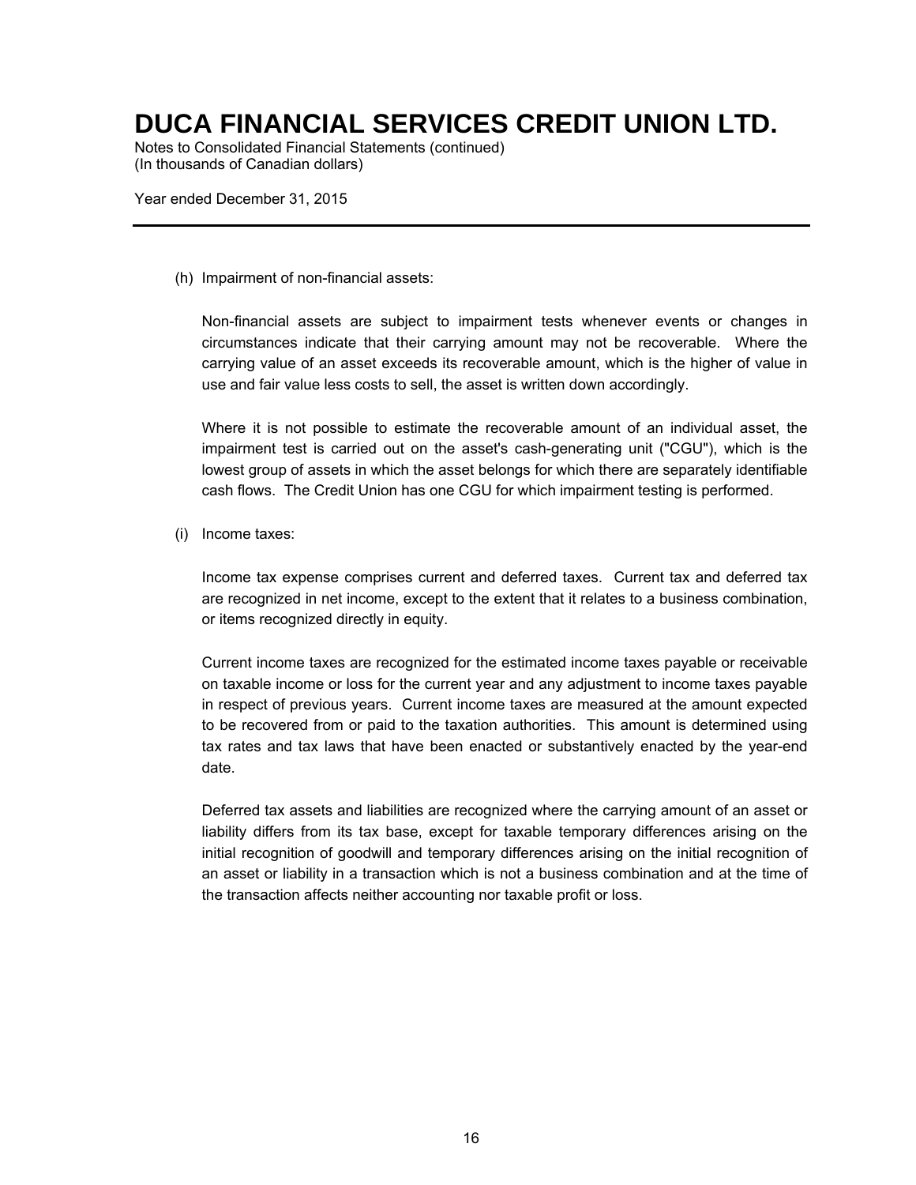(h) Impairment of non-financial assets:

Non-financial assets are subject to impairment tests whenever events or changes in circumstances indicate that their carrying amount may not be recoverable. Where the carrying value of an asset exceeds its recoverable amount, which is the higher of value in use and fair value less costs to sell, the asset is written down accordingly.

Where it is not possible to estimate the recoverable amount of an individual asset, the impairment test is carried out on the asset's cash-generating unit ("CGU"), which is the lowest group of assets in which the asset belongs for which there are separately identifiable cash flows. The Credit Union has one CGU for which impairment testing is performed.

(i) Income taxes:

Income tax expense comprises current and deferred taxes. Current tax and deferred tax are recognized in net income, except to the extent that it relates to a business combination, or items recognized directly in equity.

Current income taxes are recognized for the estimated income taxes payable or receivable on taxable income or loss for the current year and any adjustment to income taxes payable in respect of previous years. Current income taxes are measured at the amount expected to be recovered from or paid to the taxation authorities. This amount is determined using tax rates and tax laws that have been enacted or substantively enacted by the year-end date.

Deferred tax assets and liabilities are recognized where the carrying amount of an asset or liability differs from its tax base, except for taxable temporary differences arising on the initial recognition of goodwill and temporary differences arising on the initial recognition of an asset or liability in a transaction which is not a business combination and at the time of the transaction affects neither accounting nor taxable profit or loss.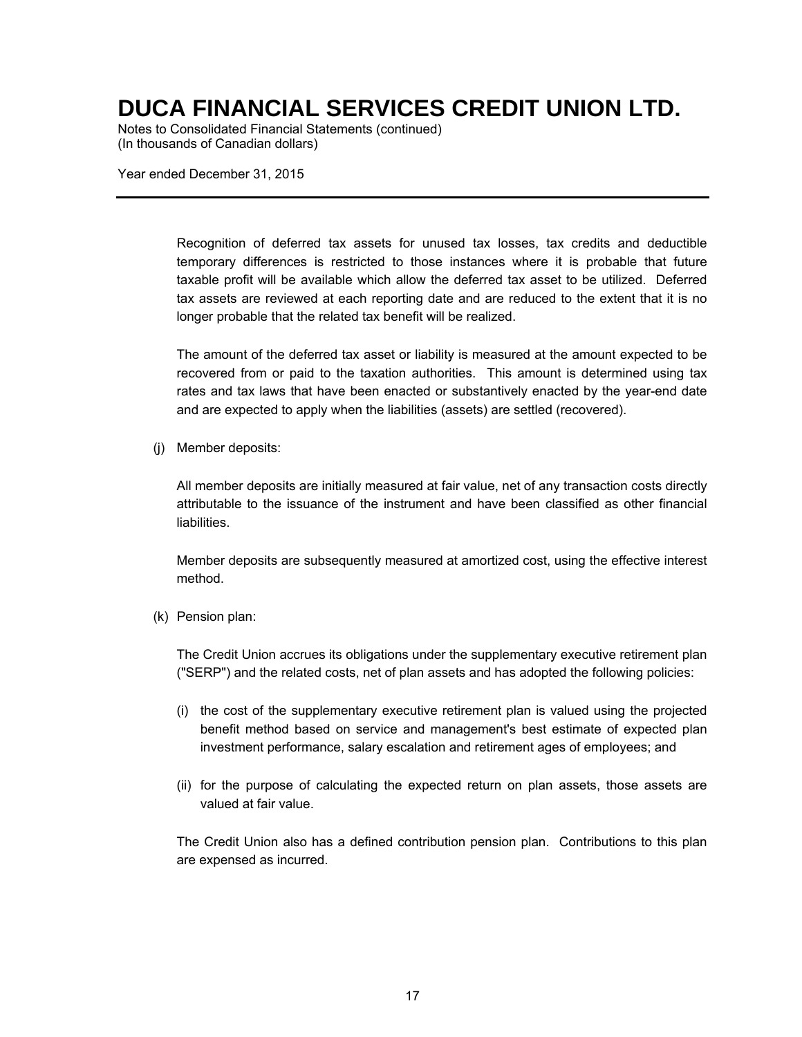Recognition of deferred tax assets for unused tax losses, tax credits and deductible temporary differences is restricted to those instances where it is probable that future taxable profit will be available which allow the deferred tax asset to be utilized. Deferred tax assets are reviewed at each reporting date and are reduced to the extent that it is no longer probable that the related tax benefit will be realized.

The amount of the deferred tax asset or liability is measured at the amount expected to be recovered from or paid to the taxation authorities. This amount is determined using tax rates and tax laws that have been enacted or substantively enacted by the year-end date and are expected to apply when the liabilities (assets) are settled (recovered).

(j) Member deposits:

All member deposits are initially measured at fair value, net of any transaction costs directly attributable to the issuance of the instrument and have been classified as other financial liabilities.

Member deposits are subsequently measured at amortized cost, using the effective interest method.

(k) Pension plan:

The Credit Union accrues its obligations under the supplementary executive retirement plan ("SERP") and the related costs, net of plan assets and has adopted the following policies:

(i) the cost of the supplementary executive retirement plan is valued using the projected benefit method based on service and management's best estimate of expected plan investment performance, salary escalation and retirement ages of employees; and

(ii) for the purpose of calculating the expected return on plan assets, those assets are valued at fair value.

The Credit Union also has a defined contribution pension plan. Contributions to this plan are expensed as incurred.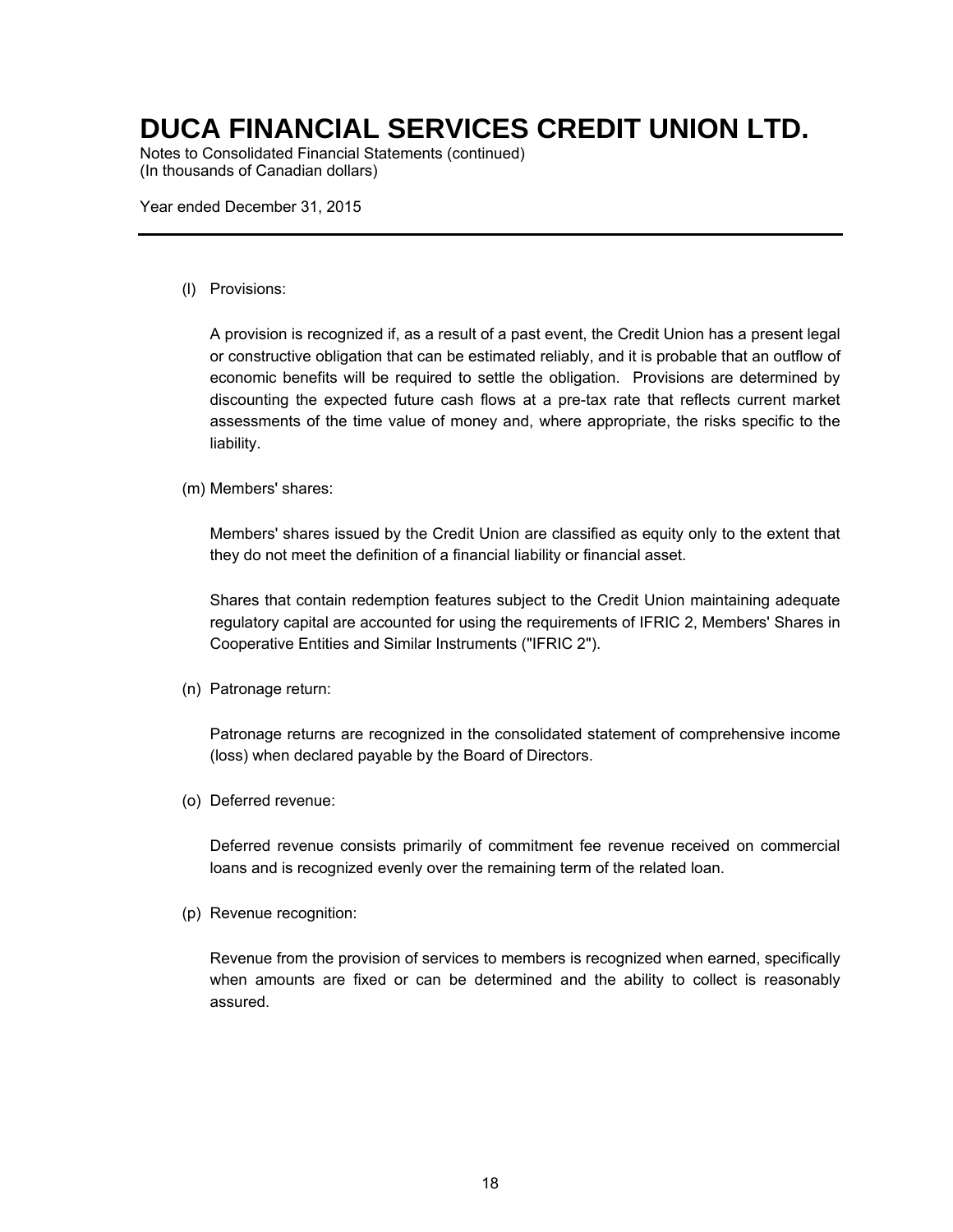(l) Provisions:

A provision is recognized if, as a result of a past event, the Credit Union has a present legal or constructive obligation that can be estimated reliably, and it is probable that an outflow of economic benefits will be required to settle the obligation. Provisions are determined by discounting the expected future cash flows at a pre-tax rate that reflects current market assessments of the time value of money and, where appropriate, the risks specific to the liability.

(m) Members' shares:

Members' shares issued by the Credit Union are classified as equity only to the extent that they do not meet the definition of a financial liability or financial asset.

Shares that contain redemption features subject to the Credit Union maintaining adequate regulatory capital are accounted for using the requirements of IFRIC 2, Members' Shares in Cooperative Entities and Similar Instruments ("IFRIC 2").

(n) Patronage return:

Patronage returns are recognized in the consolidated statement of comprehensive income (loss) when declared payable by the Board of Directors.

(o) Deferred revenue:

Deferred revenue consists primarily of commitment fee revenue received on commercial loans and is recognized evenly over the remaining term of the related loan.

(p) Revenue recognition:

Revenue from the provision of services to members is recognized when earned, specifically when amounts are fixed or can be determined and the ability to collect is reasonably assured.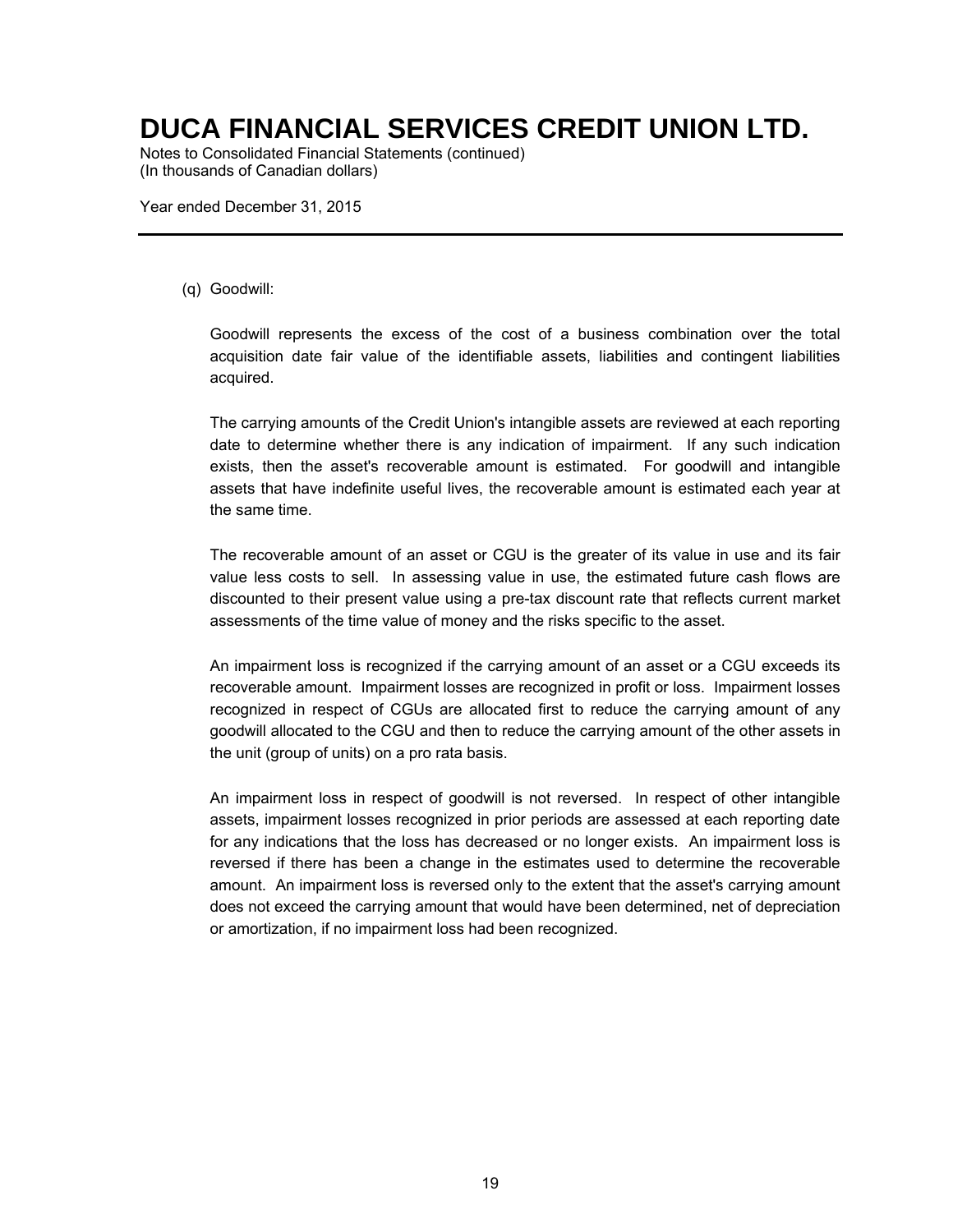(q) Goodwill:

Goodwill represents the excess of the cost of a business combination over the total acquisition date fair value of the identifiable assets, liabilities and contingent liabilities acquired.

The carrying amounts of the Credit Union's intangible assets are reviewed at each reporting date to determine whether there is any indication of impairment. If any such indication exists, then the asset's recoverable amount is estimated. For goodwill and intangible assets that have indefinite useful lives, the recoverable amount is estimated each year at the same time.

The recoverable amount of an asset or CGU is the greater of its value in use and its fair value less costs to sell. In assessing value in use, the estimated future cash flows are discounted to their present value using a pre-tax discount rate that reflects current market assessments of the time value of money and the risks specific to the asset.

An impairment loss is recognized if the carrying amount of an asset or a CGU exceeds its recoverable amount. Impairment losses are recognized in profit or loss. Impairment losses recognized in respect of CGUs are allocated first to reduce the carrying amount of any goodwill allocated to the CGU and then to reduce the carrying amount of the other assets in the unit (group of units) on a pro rata basis.

An impairment loss in respect of goodwill is not reversed. In respect of other intangible assets, impairment losses recognized in prior periods are assessed at each reporting date for any indications that the loss has decreased or no longer exists. An impairment loss is reversed if there has been a change in the estimates used to determine the recoverable amount. An impairment loss is reversed only to the extent that the asset's carrying amount does not exceed the carrying amount that would have been determined, net of depreciation or amortization, if no impairment loss had been recognized.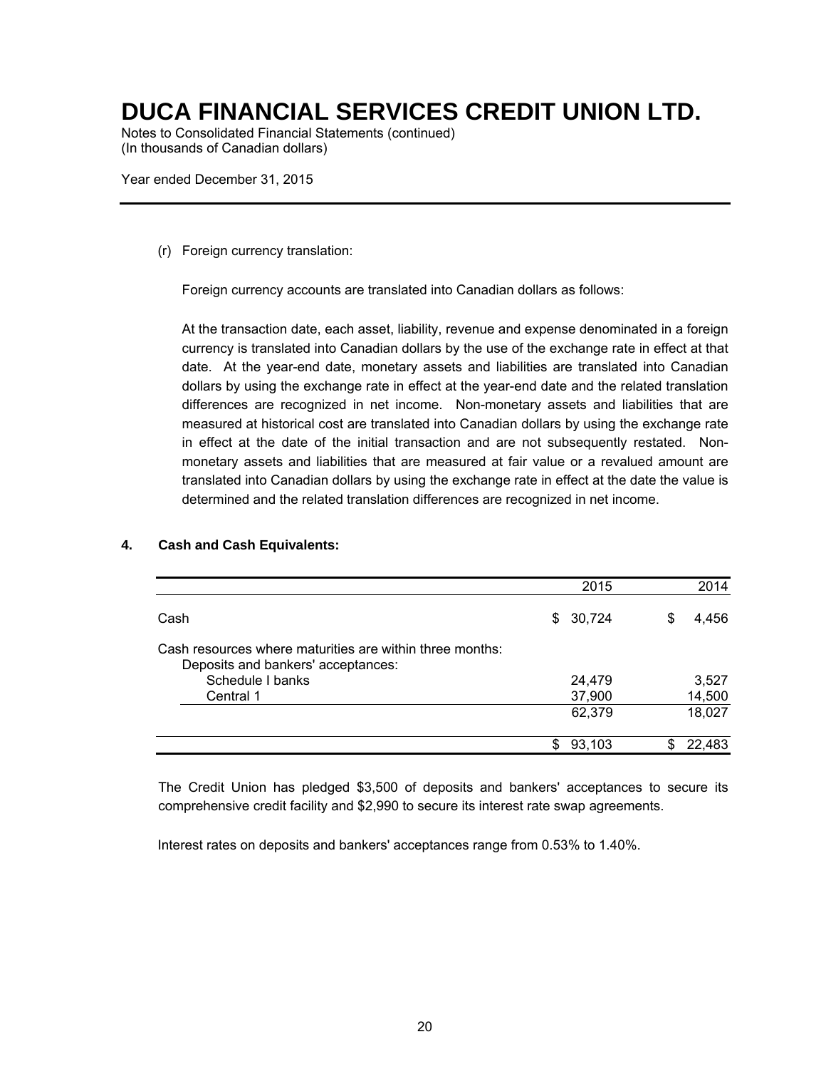# DUCA FINANCIAL SERVICES CREDIT UNION LTD.

Notes to Consolidated Financial Statements (continued)
(In thousands of Canadian dollars)

Year ended December 31, 2015

(r) Foreign currency translation:

Foreign currency accounts are translated into Canadian dollars as follows:

At the transaction date, each asset, liability, revenue and expense denominated in a foreign currency is translated into Canadian dollars by the use of the exchange rate in effect at that date. At the year-end date, monetary assets and liabilities are translated into Canadian dollars by using the exchange rate in effect at the year-end date and the related translation differences are recognized in net income. Non-monetary assets and liabilities that are measured at historical cost are translated into Canadian dollars by using the exchange rate in effect at the date of the initial transaction and are not subsequently restated. Non-monetary assets and liabilities that are measured at fair value or a revalued amount are translated into Canadian dollars by using the exchange rate in effect at the date the value is determined and the related translation differences are recognized in net income.

## 4. Cash and Cash Equivalents:

| | 2015 | 2014 |
|---|---|---|
| Cash | $ 30,724 | $ 4,456 |
| Cash resources where maturities are within three months: | | |
| Deposits and bankers' acceptances: | | |
| Schedule I banks | 24,479 | 3,527 |
| Central 1 | 37,900 | 14,500 |
| | 62,379 | 18,027 |
| | $ 93,103 | $ 22,483 |

The Credit Union has pledged $3,500 of deposits and bankers' acceptances to secure its comprehensive credit facility and $2,990 to secure its interest rate swap agreements.

Interest rates on deposits and bankers' acceptances range from 0.53% to 1.40%.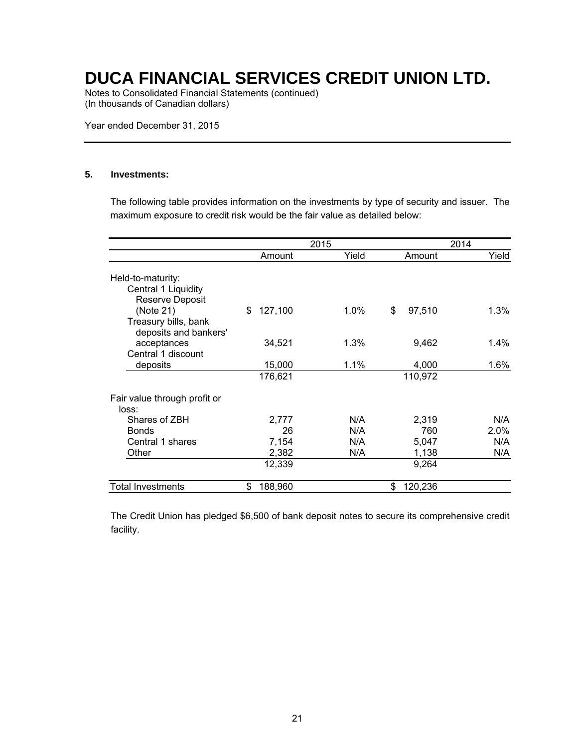# DUCA FINANCIAL SERVICES CREDIT UNION LTD.

Notes to Consolidated Financial Statements (continued)
(In thousands of Canadian dollars)

Year ended December 31, 2015

## 5. Investments:

The following table provides information on the investments by type of security and issuer. The maximum exposure to credit risk would be the fair value as detailed below:

| | 2015 | | 2014 | |
|---|---|---|---|---|
| | Amount | Yield | Amount | Yield |
| Held-to-maturity: | | | | |
| Central 1 Liquidity Reserve Deposit (Note 21) | $ 127,100 | 1.0% | $ 97,510 | 1.3% |
| Treasury bills, bank deposits and bankers' acceptances | 34,521 | 1.3% | 9,462 | 1.4% |
| Central 1 discount deposits | 15,000 | 1.1% | 4,000 | 1.6% |
| | 176,621 | | 110,972 | |
| Fair value through profit or loss: | | | | |
| Shares of ZBH | 2,777 | N/A | 2,319 | N/A |
| Bonds | 26 | N/A | 760 | 2.0% |
| Central 1 shares | 7,154 | N/A | 5,047 | N/A |
| Other | 2,382 | N/A | 1,138 | N/A |
| | 12,339 | | 9,264 | |
| Total Investments | $ 188,960 | | $ 120,236 | |

The Credit Union has pledged $6,500 of bank deposit notes to secure its comprehensive credit facility.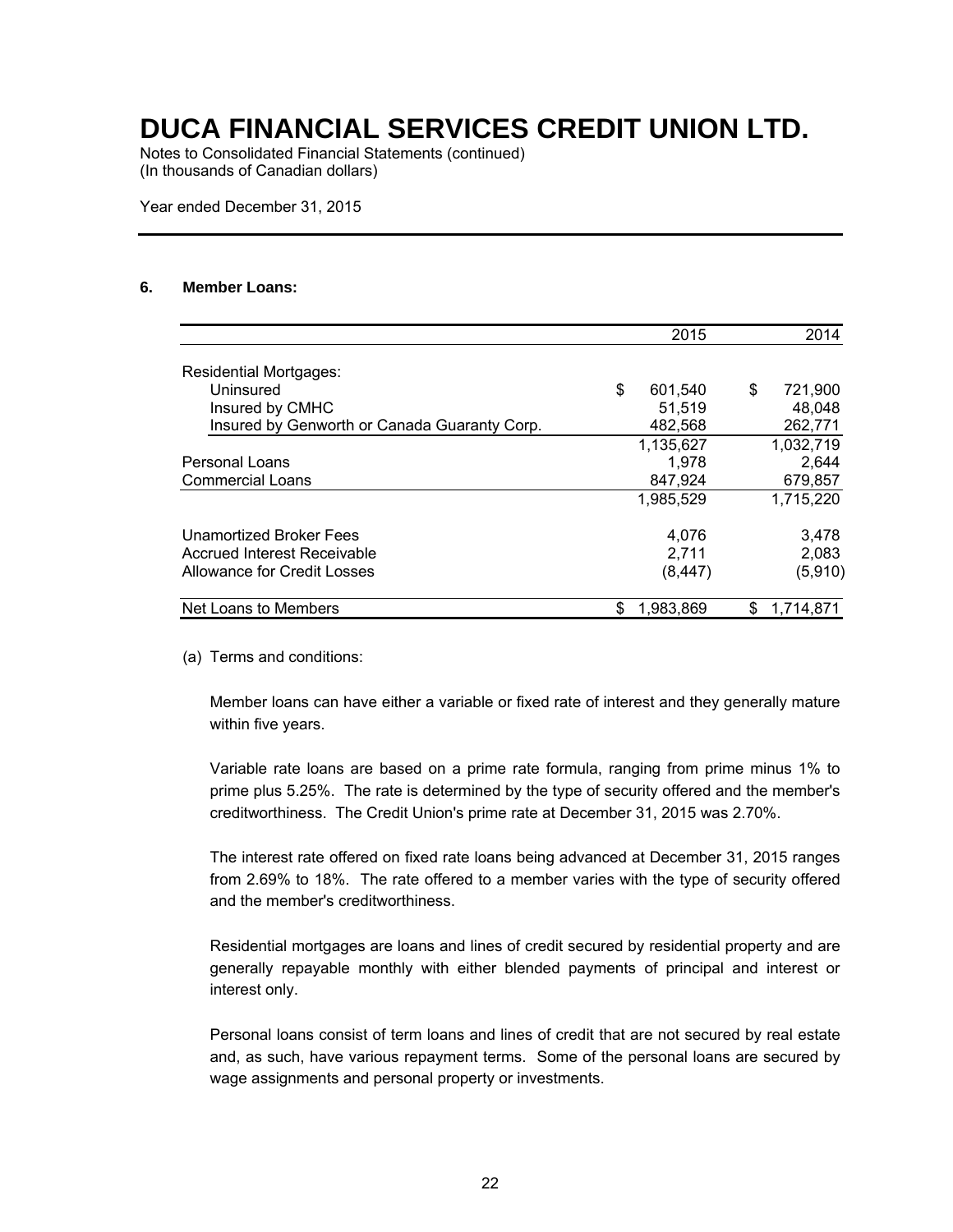# DUCA FINANCIAL SERVICES CREDIT UNION LTD.

Notes to Consolidated Financial Statements (continued)
(In thousands of Canadian dollars)

Year ended December 31, 2015

## 6. Member Loans:

| | 2015 | 2014 |
|---|---|---|
| Residential Mortgages: | | |
| Uninsured | $ 601,540 | $ 721,900 |
| Insured by CMHC | 51,519 | 48,048 |
| Insured by Genworth or Canada Guaranty Corp. | 482,568 | 262,771 |
| | 1,135,627 | 1,032,719 |
| Personal Loans | 1,978 | 2,644 |
| Commercial Loans | 847,924 | 679,857 |
| | 1,985,529 | 1,715,220 |
| Unamortized Broker Fees | 4,076 | 3,478 |
| Accrued Interest Receivable | 2,711 | 2,083 |
| Allowance for Credit Losses | (8,447) | (5,910) |
| Net Loans to Members | $ 1,983,869 | $ 1,714,871 |

(a) Terms and conditions:

Member loans can have either a variable or fixed rate of interest and they generally mature within five years.

Variable rate loans are based on a prime rate formula, ranging from prime minus 1% to prime plus 5.25%. The rate is determined by the type of security offered and the member's creditworthiness. The Credit Union's prime rate at December 31, 2015 was 2.70%.

The interest rate offered on fixed rate loans being advanced at December 31, 2015 ranges from 2.69% to 18%. The rate offered to a member varies with the type of security offered and the member's creditworthiness.

Residential mortgages are loans and lines of credit secured by residential property and are generally repayable monthly with either blended payments of principal and interest or interest only.

Personal loans consist of term loans and lines of credit that are not secured by real estate and, as such, have various repayment terms. Some of the personal loans are secured by wage assignments and personal property or investments.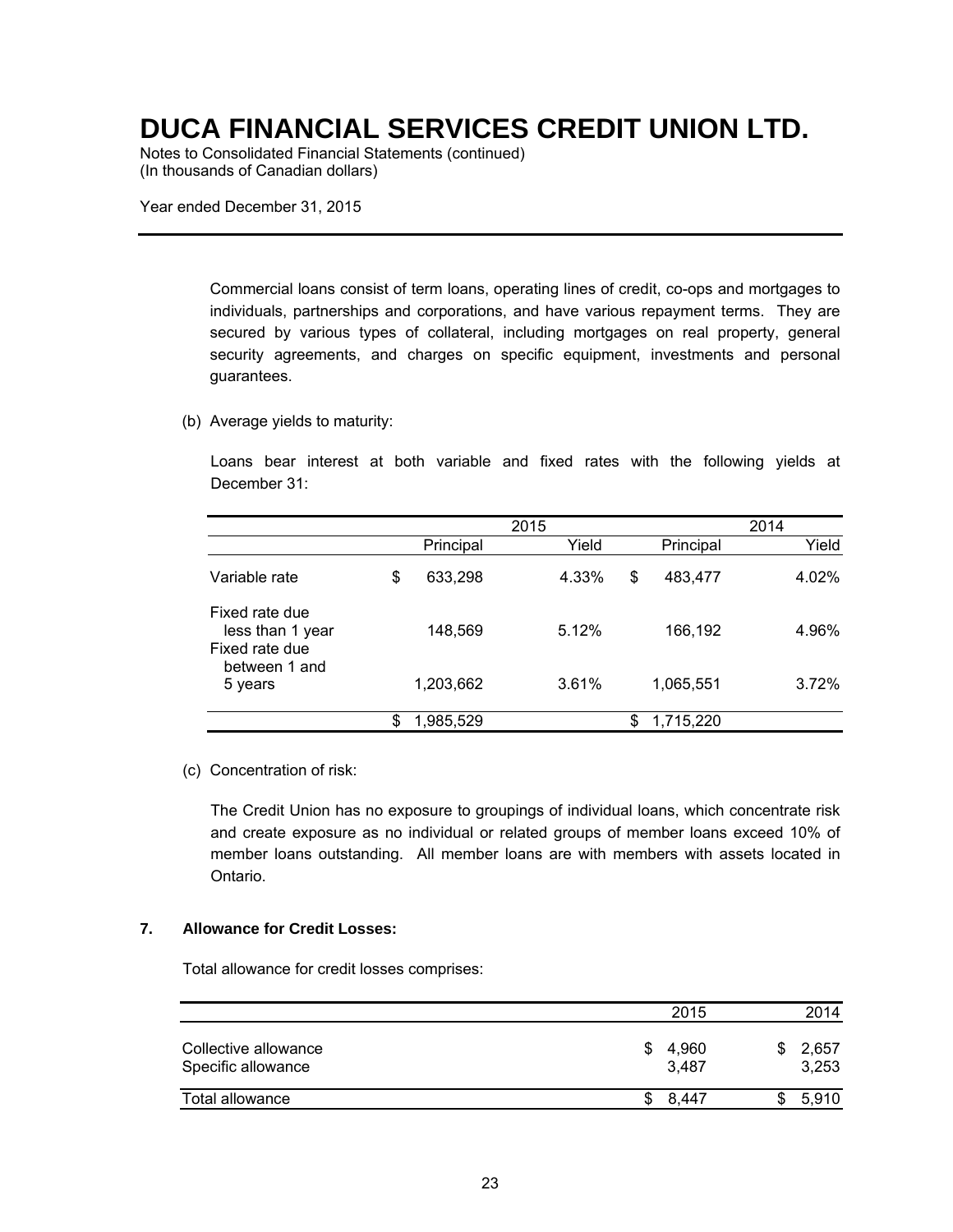Commercial loans consist of term loans, operating lines of credit, co-ops and mortgages to individuals, partnerships and corporations, and have various repayment terms. They are secured by various types of collateral, including mortgages on real property, general security agreements, and charges on specific equipment, investments and personal guarantees.

(b) Average yields to maturity:

Loans bear interest at both variable and fixed rates with the following yields at December 31:

| | 2015 | | 2014 | |
|---|---|---|---|---|
| | Principal | Yield | Principal | Yield |
| Variable rate | $ 633,298 | 4.33% | $ 483,477 | 4.02% |
| Fixed rate due less than 1 year | 148,569 | 5.12% | 166,192 | 4.96% |
| Fixed rate due between 1 and 5 years | 1,203,662 | 3.61% | 1,065,551 | 3.72% |
| | $ 1,985,529 | | $ 1,715,220 | |

(c) Concentration of risk:

The Credit Union has no exposure to groupings of individual loans, which concentrate risk and create exposure as no individual or related groups of member loans exceed 10% of member loans outstanding. All member loans are with members with assets located in Ontario.

## 7. Allowance for Credit Losses:

Total allowance for credit losses comprises:

| | 2015 | 2014 |
|---|---|---|
| Collective allowance | $ 4,960 | $ 2,657 |
| Specific allowance | 3,487 | 3,253 |
| Total allowance | $ 8,447 | $ 5,910 |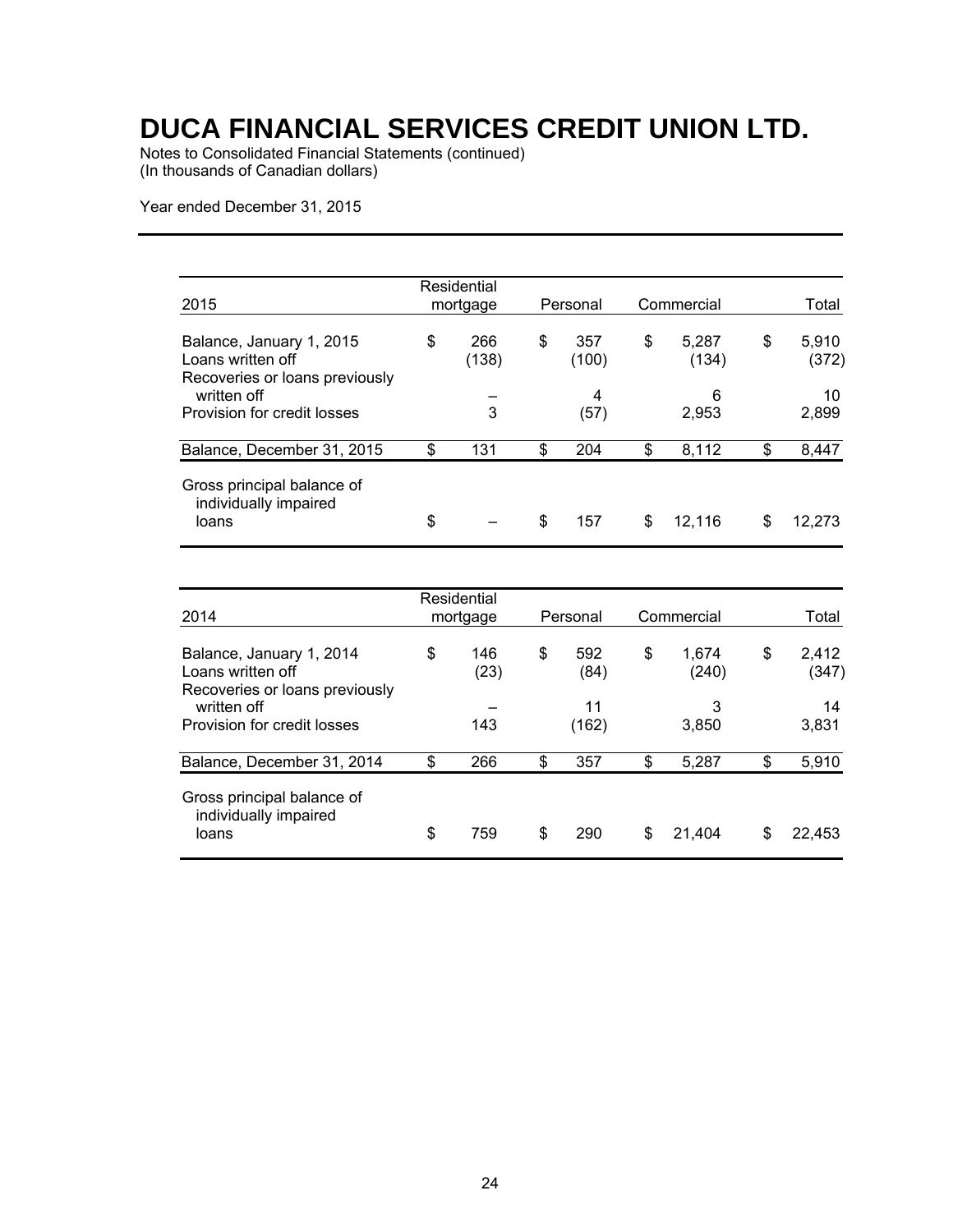# DUCA FINANCIAL SERVICES CREDIT UNION LTD.

Notes to Consolidated Financial Statements (continued)
(In thousands of Canadian dollars)

Year ended December 31, 2015

| 2015 | Residential mortgage | Personal | Commercial | Total |
|---|---|---|---|---|
| Balance, January 1, 2015 | $ 266 | $ 357 | $ 5,287 | $ 5,910 |
| Loans written off | (138) | (100) | (134) | (372) |
| Recoveries or loans previously written off | – | 4 | 6 | 10 |
| Provision for credit losses | 3 | (57) | 2,953 | 2,899 |
| Balance, December 31, 2015 | $ 131 | $ 204 | $ 8,112 | $ 8,447 |
| Gross principal balance of individually impaired loans | $ – | $ 157 | $ 12,116 | $ 12,273 |

| 2014 | Residential mortgage | Personal | Commercial | Total |
|---|---|---|---|---|
| Balance, January 1, 2014 | $ 146 | $ 592 | $ 1,674 | $ 2,412 |
| Loans written off | (23) | (84) | (240) | (347) |
| Recoveries or loans previously written off | – | 11 | 3 | 14 |
| Provision for credit losses | 143 | (162) | 3,850 | 3,831 |
| Balance, December 31, 2014 | $ 266 | $ 357 | $ 5,287 | $ 5,910 |
| Gross principal balance of individually impaired loans | $ 759 | $ 290 | $ 21,404 | $ 22,453 |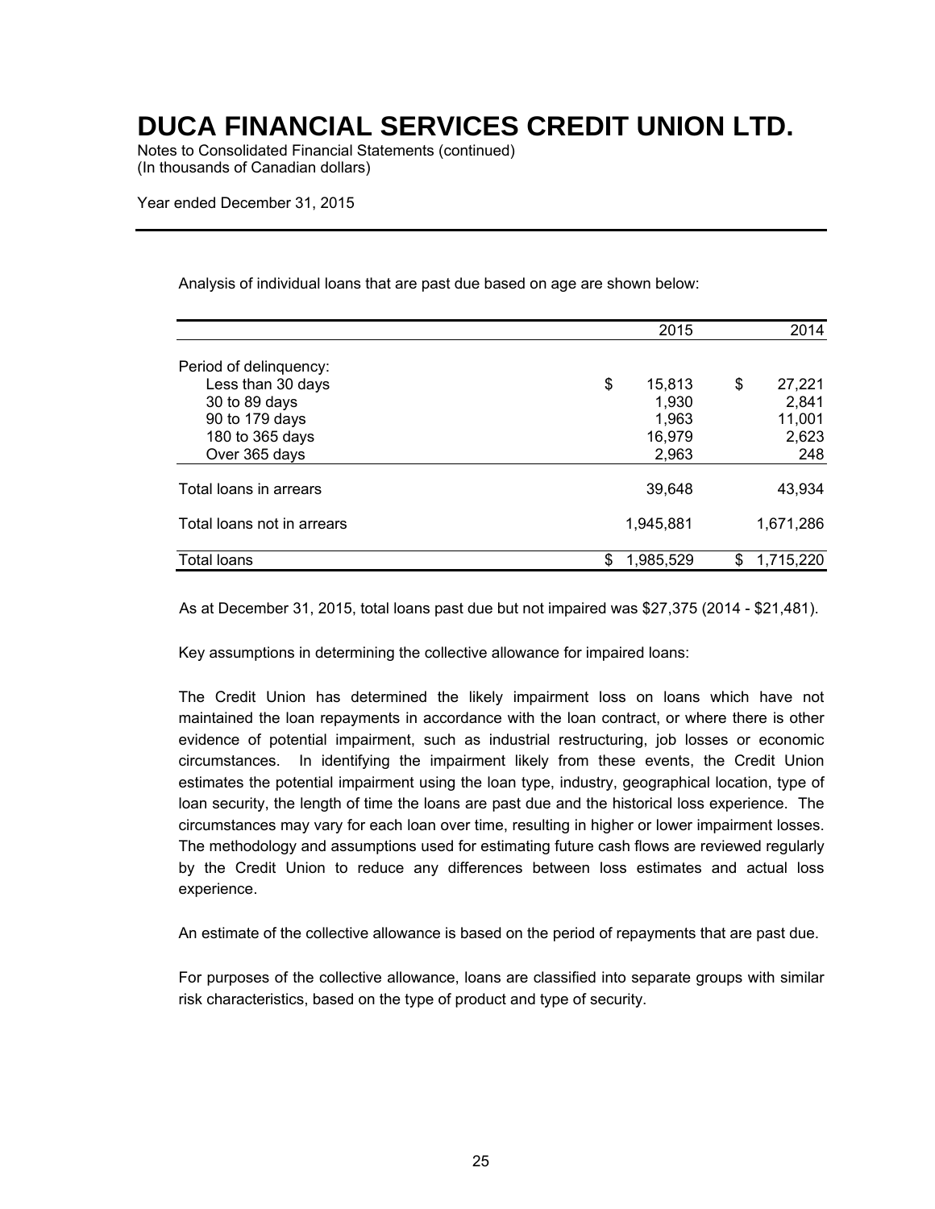# DUCA FINANCIAL SERVICES CREDIT UNION LTD.

Notes to Consolidated Financial Statements (continued)
(In thousands of Canadian dollars)

Year ended December 31, 2015

Analysis of individual loans that are past due based on age are shown below:

| | 2015 | 2014 |
|---|---|---|
| Period of delinquency: | | |
| Less than 30 days | $ 15,813 | $ 27,221 |
| 30 to 89 days | 1,930 | 2,841 |
| 90 to 179 days | 1,963 | 11,001 |
| 180 to 365 days | 16,979 | 2,623 |
| Over 365 days | 2,963 | 248 |
| Total loans in arrears | 39,648 | 43,934 |
| Total loans not in arrears | 1,945,881 | 1,671,286 |
| Total loans | $ 1,985,529 | $ 1,715,220 |

As at December 31, 2015, total loans past due but not impaired was $27,375 (2014 - $21,481).

Key assumptions in determining the collective allowance for impaired loans:

The Credit Union has determined the likely impairment loss on loans which have not maintained the loan repayments in accordance with the loan contract, or where there is other evidence of potential impairment, such as industrial restructuring, job losses or economic circumstances. In identifying the impairment likely from these events, the Credit Union estimates the potential impairment using the loan type, industry, geographical location, type of loan security, the length of time the loans are past due and the historical loss experience. The circumstances may vary for each loan over time, resulting in higher or lower impairment losses. The methodology and assumptions used for estimating future cash flows are reviewed regularly by the Credit Union to reduce any differences between loss estimates and actual loss experience.

An estimate of the collective allowance is based on the period of repayments that are past due.

For purposes of the collective allowance, loans are classified into separate groups with similar risk characteristics, based on the type of product and type of security.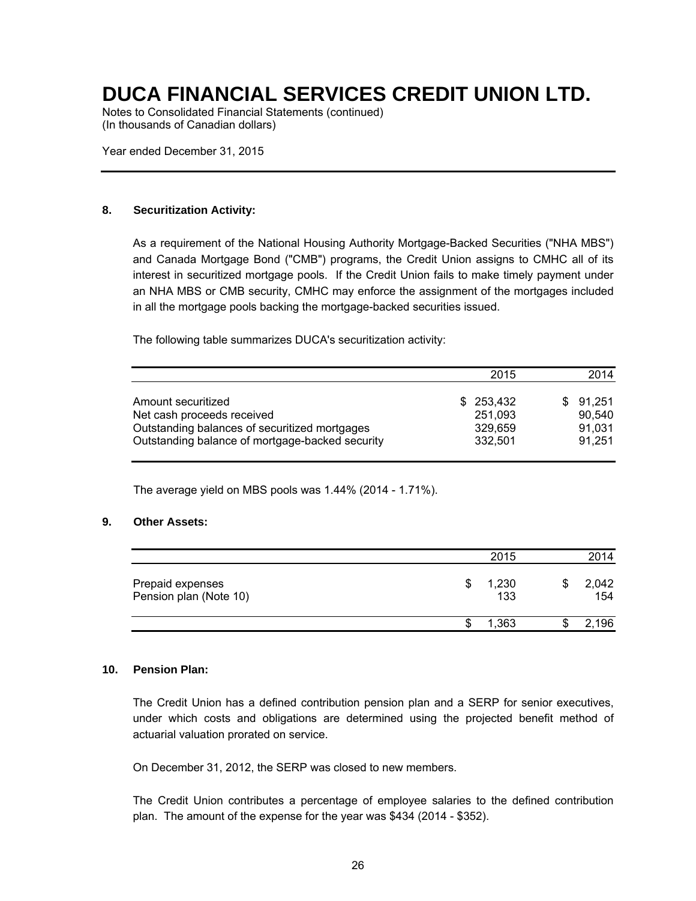# DUCA FINANCIAL SERVICES CREDIT UNION LTD.

Notes to Consolidated Financial Statements (continued)
(In thousands of Canadian dollars)

Year ended December 31, 2015

## 8. Securitization Activity:

As a requirement of the National Housing Authority Mortgage-Backed Securities ("NHA MBS") and Canada Mortgage Bond ("CMB") programs, the Credit Union assigns to CMHC all of its interest in securitized mortgage pools. If the Credit Union fails to make timely payment under an NHA MBS or CMB security, CMHC may enforce the assignment of the mortgages included in all the mortgage pools backing the mortgage-backed securities issued.

The following table summarizes DUCA's securitization activity:

| | 2015 | 2014 |
|---|---|---|
| Amount securitized | $ 253,432 | $ 91,251 |
| Net cash proceeds received | 251,093 | 90,540 |
| Outstanding balances of securitized mortgages | 329,659 | 91,031 |
| Outstanding balance of mortgage-backed security | 332,501 | 91,251 |

The average yield on MBS pools was 1.44% (2014 - 1.71%).

## 9. Other Assets:

| | 2015 | 2014 |
|---|---|---|
| Prepaid expenses | $ 1,230 | $ 2,042 |
| Pension plan (Note 10) | 133 | 154 |
| | $ 1,363 | $ 2,196 |

## 10. Pension Plan:

The Credit Union has a defined contribution pension plan and a SERP for senior executives, under which costs and obligations are determined using the projected benefit method of actuarial valuation prorated on service.

On December 31, 2012, the SERP was closed to new members.

The Credit Union contributes a percentage of employee salaries to the defined contribution plan. The amount of the expense for the year was $434 (2014 - $352).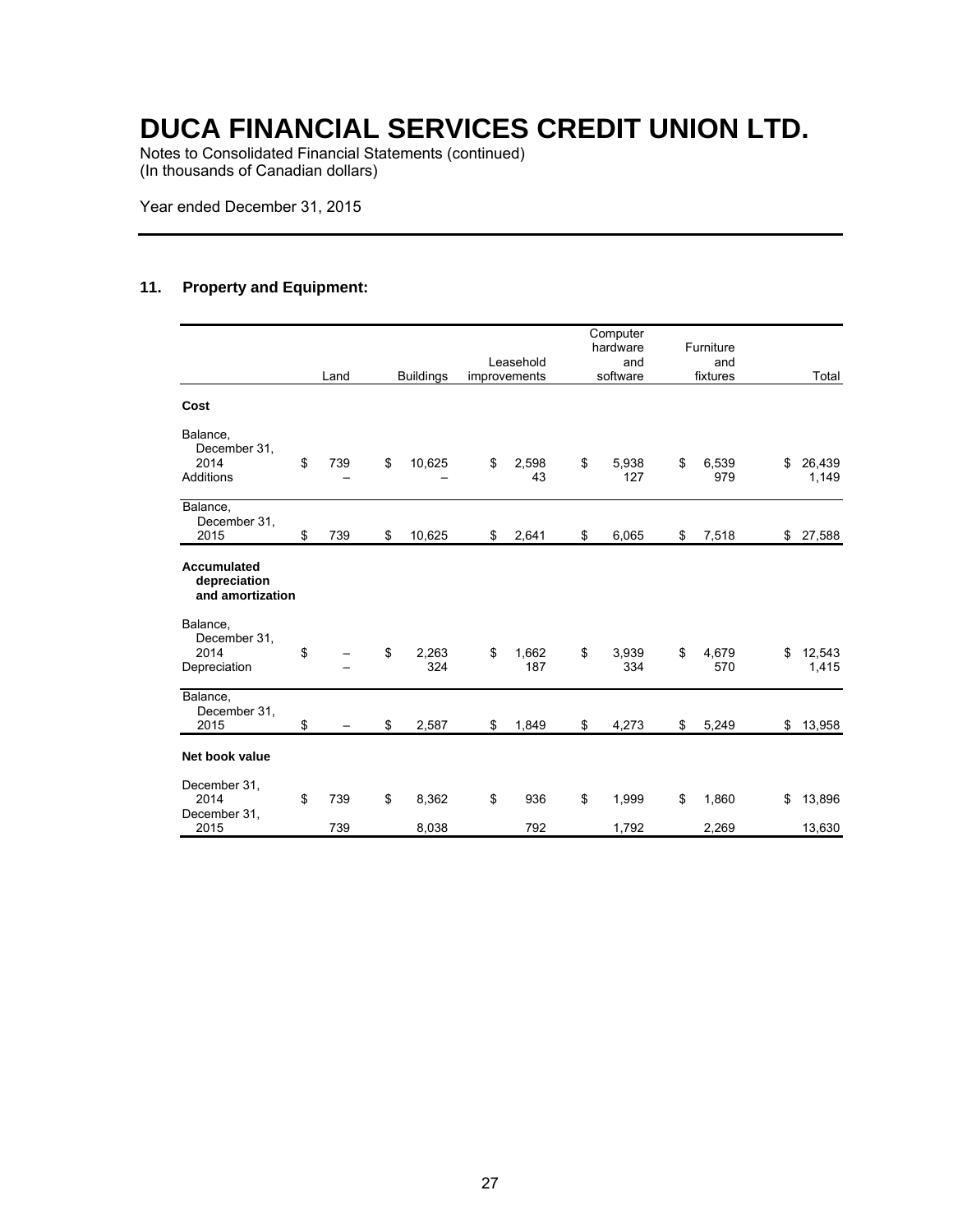# DUCA FINANCIAL SERVICES CREDIT UNION LTD.

Notes to Consolidated Financial Statements (continued)
(In thousands of Canadian dollars)

Year ended December 31, 2015

## 11. Property and Equipment:

| | Land | Buildings | Leasehold improvements | Computer hardware and software | Furniture and fixtures | Total |
|---|---|---|---|---|---|---|
| **Cost** | | | | | | |
| Balance, December 31, 2014 | $ 739 | $ 10,625 | $ 2,598 | $ 5,938 | $ 6,539 | $ 26,439 |
| Additions | – | – | 43 | 127 | 979 | 1,149 |
| Balance, December 31, 2015 | $ 739 | $ 10,625 | $ 2,641 | $ 6,065 | $ 7,518 | $ 27,588 |
| **Accumulated depreciation and amortization** | | | | | | |
| Balance, December 31, 2014 | $ – | $ 2,263 | $ 1,662 | $ 3,939 | $ 4,679 | $ 12,543 |
| Depreciation | – | 324 | 187 | 334 | 570 | 1,415 |
| Balance, December 31, 2015 | $ – | $ 2,587 | $ 1,849 | $ 4,273 | $ 5,249 | $ 13,958 |
| **Net book value** | | | | | | |
| December 31, 2014 | $ 739 | $ 8,362 | $ 936 | $ 1,999 | $ 1,860 | $ 13,896 |
| December 31, 2015 | 739 | 8,038 | 792 | 1,792 | 2,269 | 13,630 |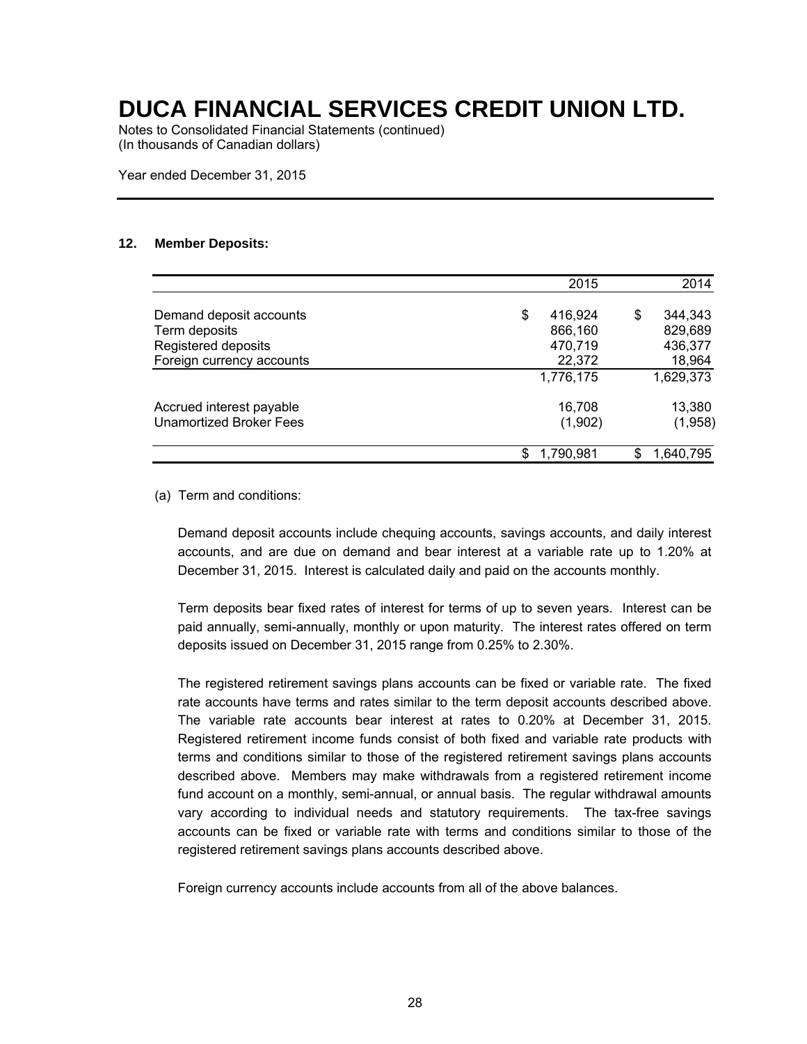# DUCA FINANCIAL SERVICES CREDIT UNION LTD.

Notes to Consolidated Financial Statements (continued)
(In thousands of Canadian dollars)

Year ended December 31, 2015

## 12. Member Deposits:

| | 2015 | 2014 |
|---|---|---|
| Demand deposit accounts | $ 416,924 | $ 344,343 |
| Term deposits | 866,160 | 829,689 |
| Registered deposits | 470,719 | 436,377 |
| Foreign currency accounts | 22,372 | 18,964 |
| | 1,776,175 | 1,629,373 |
| Accrued interest payable | 16,708 | 13,380 |
| Unamortized Broker Fees | (1,902) | (1,958) |
| | $ 1,790,981 | $ 1,640,795 |

(a) Term and conditions:

Demand deposit accounts include chequing accounts, savings accounts, and daily interest accounts, and are due on demand and bear interest at a variable rate up to 1.20% at December 31, 2015. Interest is calculated daily and paid on the accounts monthly.

Term deposits bear fixed rates of interest for terms of up to seven years. Interest can be paid annually, semi-annually, monthly or upon maturity. The interest rates offered on term deposits issued on December 31, 2015 range from 0.25% to 2.30%.

The registered retirement savings plans accounts can be fixed or variable rate. The fixed rate accounts have terms and rates similar to the term deposit accounts described above. The variable rate accounts bear interest at rates to 0.20% at December 31, 2015. Registered retirement income funds consist of both fixed and variable rate products with terms and conditions similar to those of the registered retirement savings plans accounts described above. Members may make withdrawals from a registered retirement income fund account on a monthly, semi-annual, or annual basis. The regular withdrawal amounts vary according to individual needs and statutory requirements. The tax-free savings accounts can be fixed or variable rate with terms and conditions similar to those of the registered retirement savings plans accounts described above.

Foreign currency accounts include accounts from all of the above balances.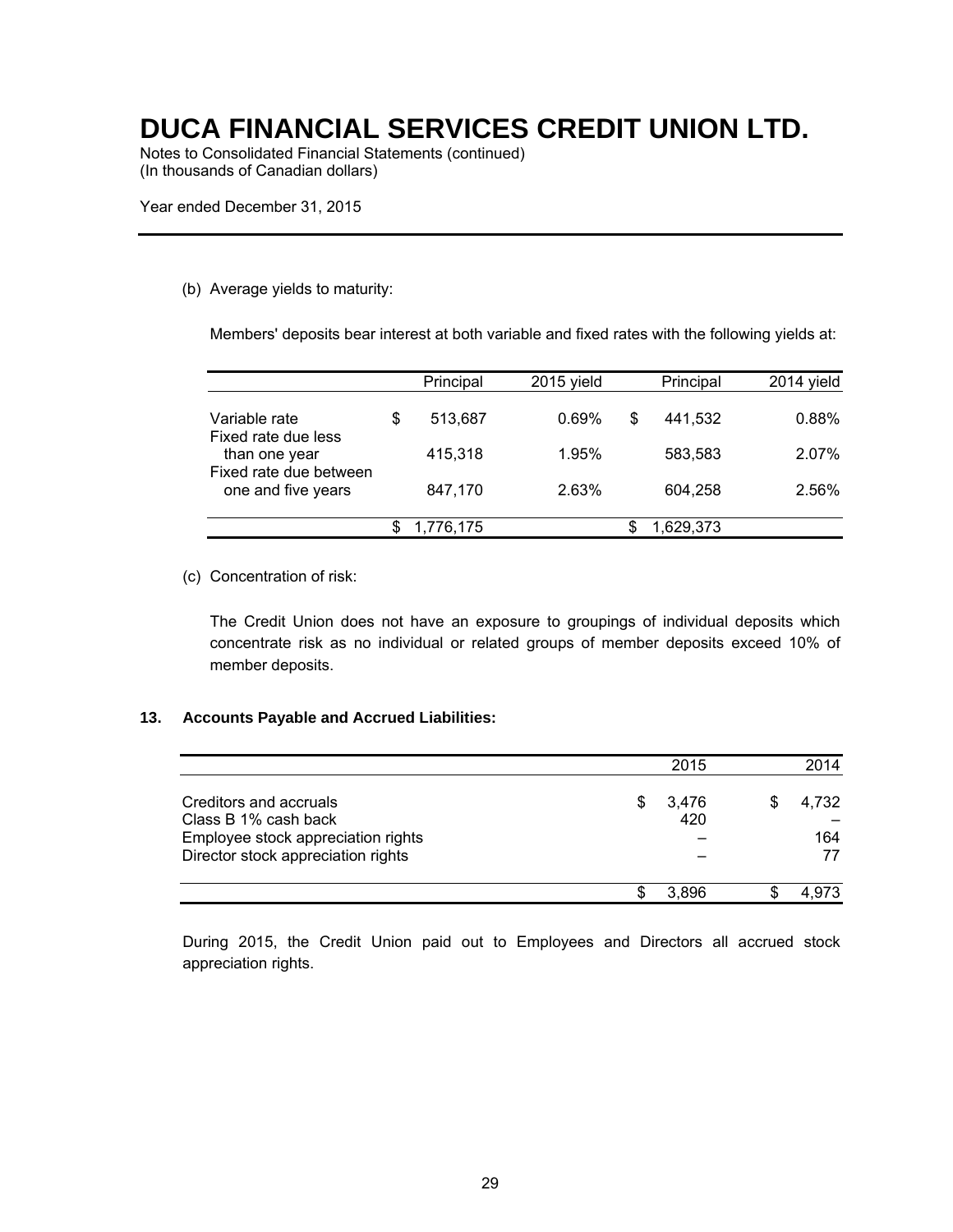# DUCA FINANCIAL SERVICES CREDIT UNION LTD.

Notes to Consolidated Financial Statements (continued)
(In thousands of Canadian dollars)

Year ended December 31, 2015

(b) Average yields to maturity:

Members' deposits bear interest at both variable and fixed rates with the following yields at:

| | Principal | 2015 yield | Principal | 2014 yield |
|---|---|---|---|---|
| Variable rate | $ 513,687 | 0.69% | $ 441,532 | 0.88% |
| Fixed rate due less than one year | 415,318 | 1.95% | 583,583 | 2.07% |
| Fixed rate due between one and five years | 847,170 | 2.63% | 604,258 | 2.56% |
| | $ 1,776,175 | | $ 1,629,373 | |

(c) Concentration of risk:

The Credit Union does not have an exposure to groupings of individual deposits which concentrate risk as no individual or related groups of member deposits exceed 10% of member deposits.

## 13. Accounts Payable and Accrued Liabilities:

| | 2015 | 2014 |
|---|---|---|
| Creditors and accruals | $ 3,476 | $ 4,732 |
| Class B 1% cash back | 420 | – |
| Employee stock appreciation rights | – | 164 |
| Director stock appreciation rights | – | 77 |
| | $ 3,896 | $ 4,973 |

During 2015, the Credit Union paid out to Employees and Directors all accrued stock appreciation rights.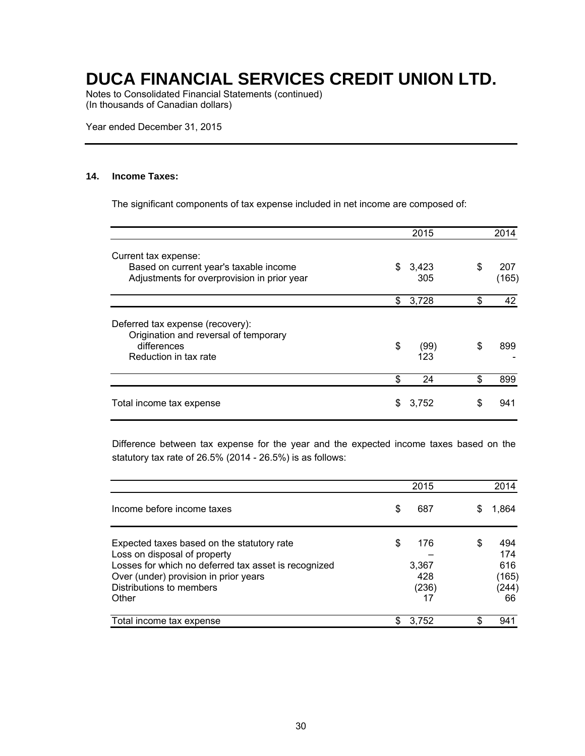# DUCA FINANCIAL SERVICES CREDIT UNION LTD.

Notes to Consolidated Financial Statements (continued)
(In thousands of Canadian dollars)

Year ended December 31, 2015

### 14. Income Taxes:

The significant components of tax expense included in net income are composed of:

| | 2015 | 2014 |
|---|---|---|
| Current tax expense: | | |
| Based on current year's taxable income | $ 3,423 | $ 207 |
| Adjustments for overprovision in prior year | 305 | (165) |
| | $ 3,728 | $ 42 |
| Deferred tax expense (recovery): | | |
| Origination and reversal of temporary differences | $ (99) | $ 899 |
| Reduction in tax rate | 123 | - |
| | $ 24 | $ 899 |
| Total income tax expense | $ 3,752 | $ 941 |

Difference between tax expense for the year and the expected income taxes based on the statutory tax rate of 26.5% (2014 - 26.5%) is as follows:

| | 2015 | 2014 |
|---|---|---|
| Income before income taxes | $ 687 | $ 1,864 |
| Expected taxes based on the statutory rate | $ 176 | $ 494 |
| Loss on disposal of property | – | 174 |
| Losses for which no deferred tax asset is recognized | 3,367 | 616 |
| Over (under) provision in prior years | 428 | (165) |
| Distributions to members | (236) | (244) |
| Other | 17 | 66 |
| Total income tax expense | $ 3,752 | $ 941 |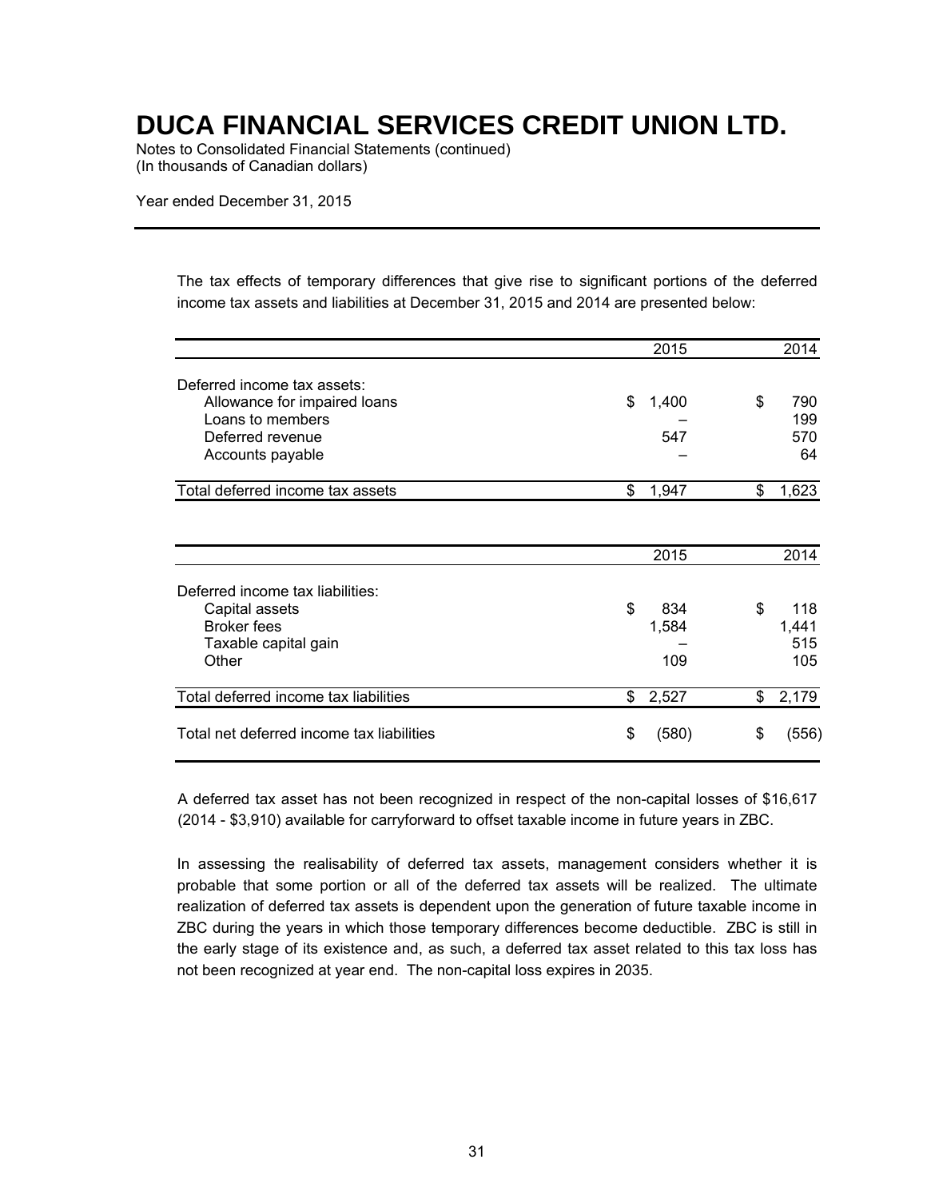# DUCA FINANCIAL SERVICES CREDIT UNION LTD.

Notes to Consolidated Financial Statements (continued)
(In thousands of Canadian dollars)

Year ended December 31, 2015

The tax effects of temporary differences that give rise to significant portions of the deferred income tax assets and liabilities at December 31, 2015 and 2014 are presented below:

| | 2015 | 2014 |
|---|---|---|
| Deferred income tax assets: | | |
| Allowance for impaired loans | $ 1,400 | $ 790 |
| Loans to members | – | 199 |
| Deferred revenue | 547 | 570 |
| Accounts payable | – | 64 |
| Total deferred income tax assets | $ 1,947 | $ 1,623 |

| | 2015 | 2014 |
|---|---|---|
| Deferred income tax liabilities: | | |
| Capital assets | $ 834 | $ 118 |
| Broker fees | 1,584 | 1,441 |
| Taxable capital gain | – | 515 |
| Other | 109 | 105 |
| Total deferred income tax liabilities | $ 2,527 | $ 2,179 |
| Total net deferred income tax liabilities | $ (580) | $ (556) |

A deferred tax asset has not been recognized in respect of the non-capital losses of $16,617 (2014 - $3,910) available for carryforward to offset taxable income in future years in ZBC.

In assessing the realisability of deferred tax assets, management considers whether it is probable that some portion or all of the deferred tax assets will be realized. The ultimate realization of deferred tax assets is dependent upon the generation of future taxable income in ZBC during the years in which those temporary differences become deductible. ZBC is still in the early stage of its existence and, as such, a deferred tax asset related to this tax loss has not been recognized at year end. The non-capital loss expires in 2035.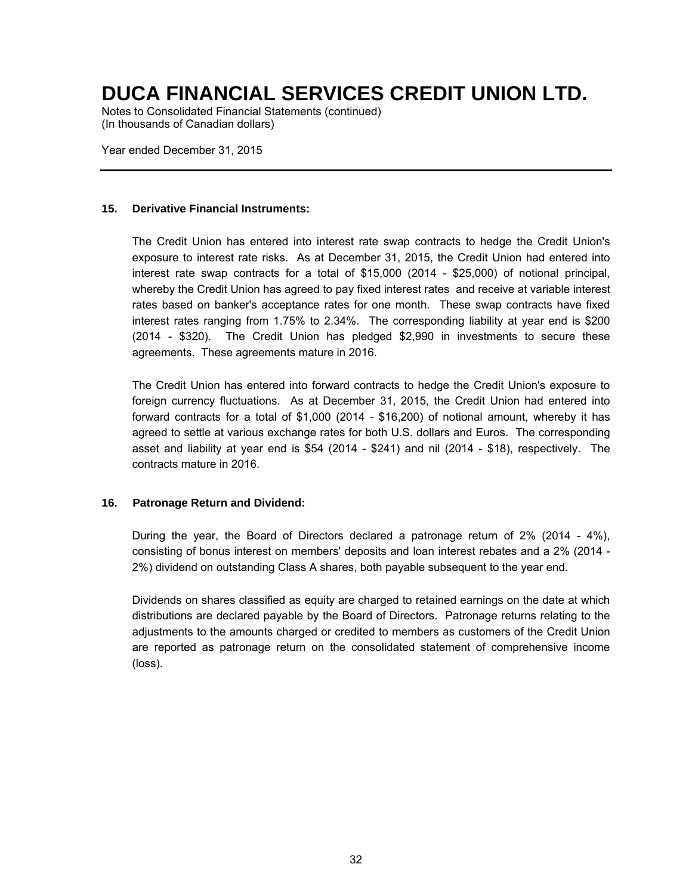# DUCA FINANCIAL SERVICES CREDIT UNION LTD.

Notes to Consolidated Financial Statements (continued)
(In thousands of Canadian dollars)

Year ended December 31, 2015

---

### 15. Derivative Financial Instruments:

The Credit Union has entered into interest rate swap contracts to hedge the Credit Union's exposure to interest rate risks. As at December 31, 2015, the Credit Union had entered into interest rate swap contracts for a total of $15,000 (2014 - $25,000) of notional principal, whereby the Credit Union has agreed to pay fixed interest rates and receive at variable interest rates based on banker's acceptance rates for one month. These swap contracts have fixed interest rates ranging from 1.75% to 2.34%. The corresponding liability at year end is $200 (2014 - $320). The Credit Union has pledged $2,990 in investments to secure these agreements. These agreements mature in 2016.

The Credit Union has entered into forward contracts to hedge the Credit Union's exposure to foreign currency fluctuations. As at December 31, 2015, the Credit Union had entered into forward contracts for a total of $1,000 (2014 - $16,200) of notional amount, whereby it has agreed to settle at various exchange rates for both U.S. dollars and Euros. The corresponding asset and liability at year end is $54 (2014 - $241) and nil (2014 - $18), respectively. The contracts mature in 2016.

### 16. Patronage Return and Dividend:

During the year, the Board of Directors declared a patronage return of 2% (2014 - 4%), consisting of bonus interest on members' deposits and loan interest rebates and a 2% (2014 - 2%) dividend on outstanding Class A shares, both payable subsequent to the year end.

Dividends on shares classified as equity are charged to retained earnings on the date at which distributions are declared payable by the Board of Directors. Patronage returns relating to the adjustments to the amounts charged or credited to members as customers of the Credit Union are reported as patronage return on the consolidated statement of comprehensive income (loss).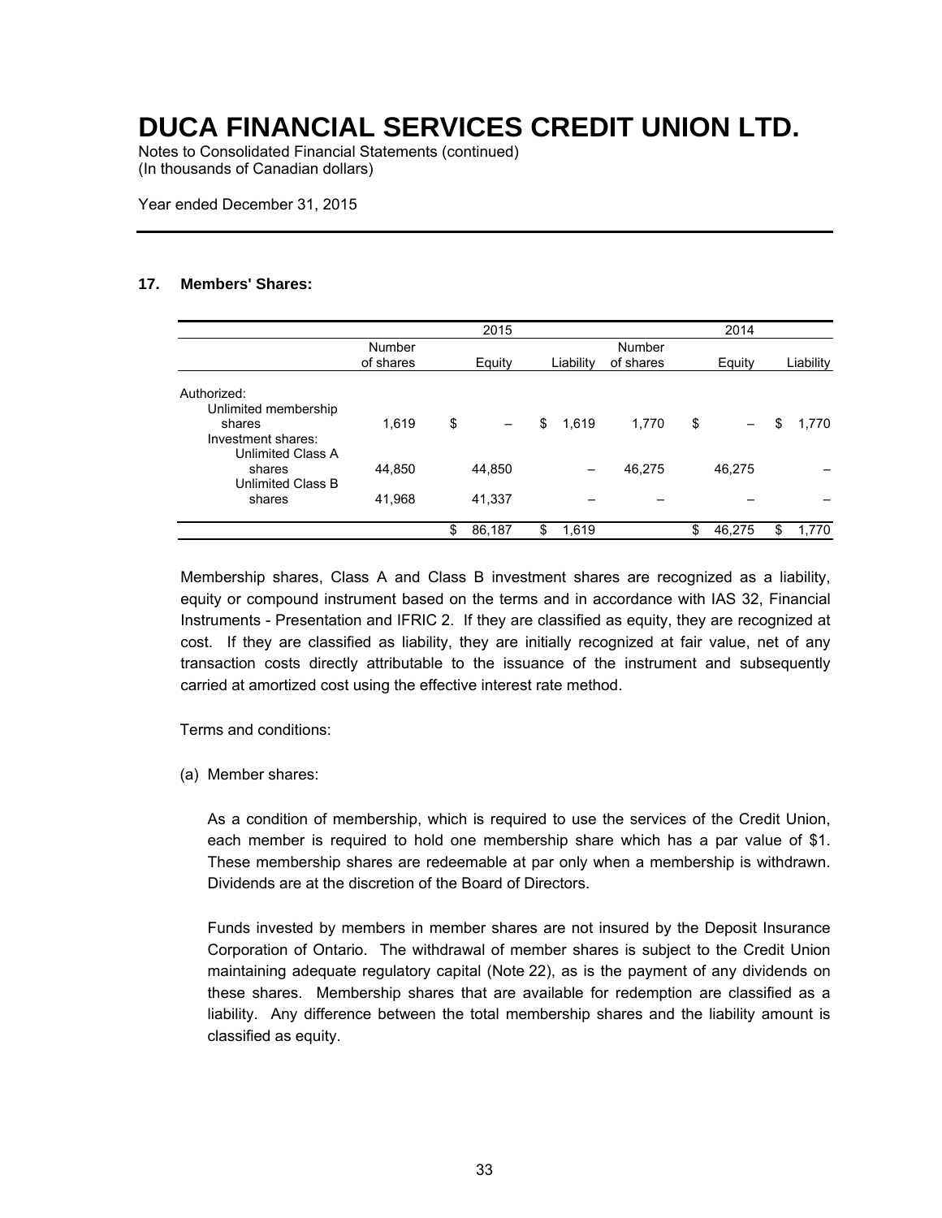# DUCA FINANCIAL SERVICES CREDIT UNION LTD.

Notes to Consolidated Financial Statements (continued)
(In thousands of Canadian dollars)

Year ended December 31, 2015

## 17. Members' Shares:

| | 2015 | | | 2014 | | |
|---|---|---|---|---|---|---|
| | Number of shares | Equity | Liability | Number of shares | Equity | Liability |
| Authorized: | | | | | | |
| Unlimited membership shares | 1,619 | $ – | $ 1,619 | 1,770 | $ – | $ 1,770 |
| Investment shares: | | | | | | |
| Unlimited Class A shares | 44,850 | 44,850 | – | 46,275 | 46,275 | – |
| Unlimited Class B shares | 41,968 | 41,337 | – | – | – | – |
| | | $ 86,187 | $ 1,619 | | $ 46,275 | $ 1,770 |

Membership shares, Class A and Class B investment shares are recognized as a liability, equity or compound instrument based on the terms and in accordance with IAS 32, Financial Instruments - Presentation and IFRIC 2. If they are classified as equity, they are recognized at cost. If they are classified as liability, they are initially recognized at fair value, net of any transaction costs directly attributable to the issuance of the instrument and subsequently carried at amortized cost using the effective interest rate method.

Terms and conditions:

(a) Member shares:

As a condition of membership, which is required to use the services of the Credit Union, each member is required to hold one membership share which has a par value of $1. These membership shares are redeemable at par only when a membership is withdrawn. Dividends are at the discretion of the Board of Directors.

Funds invested by members in member shares are not insured by the Deposit Insurance Corporation of Ontario. The withdrawal of member shares is subject to the Credit Union maintaining adequate regulatory capital (Note 22), as is the payment of any dividends on these shares. Membership shares that are available for redemption are classified as a liability. Any difference between the total membership shares and the liability amount is classified as equity.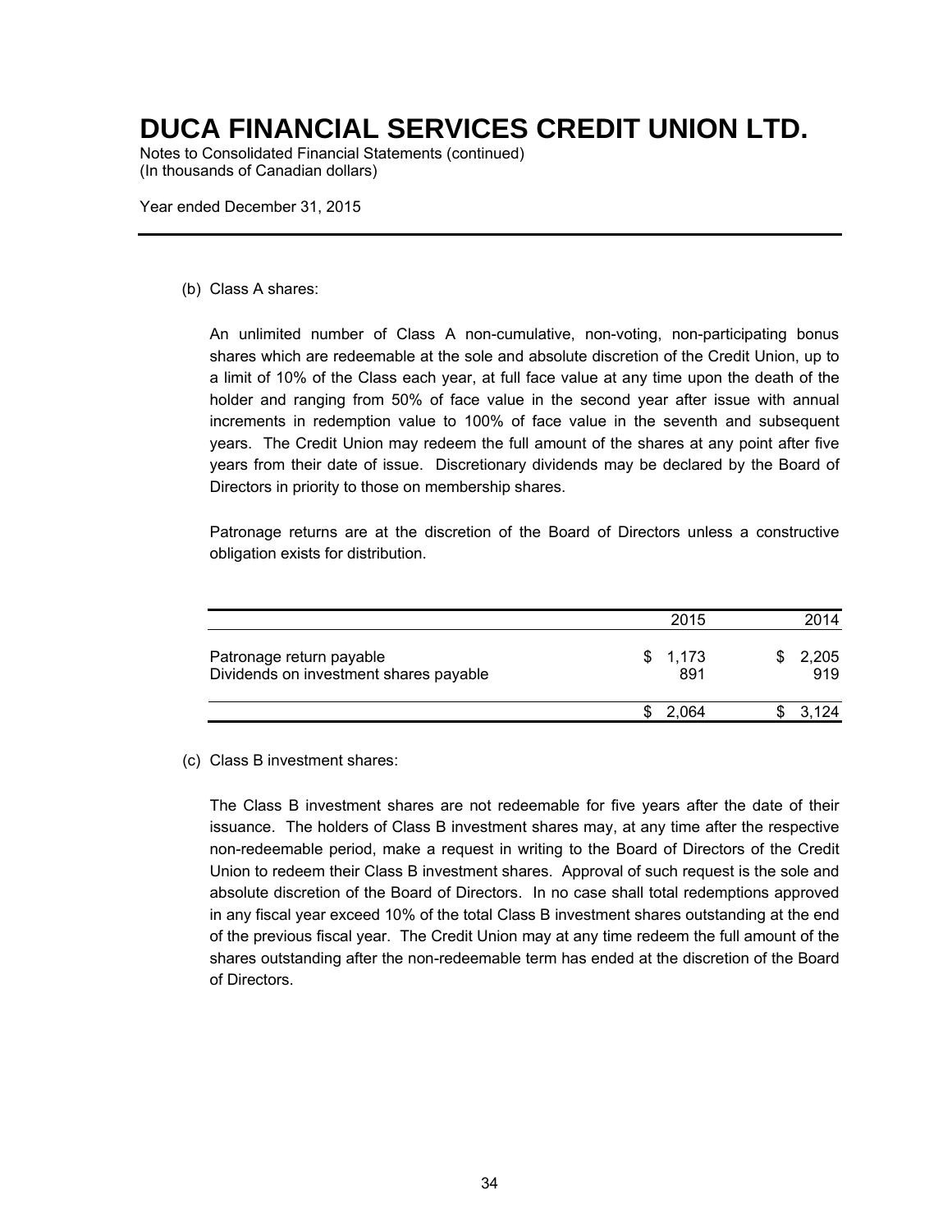(b) Class A shares:

An unlimited number of Class A non-cumulative, non-voting, non-participating bonus shares which are redeemable at the sole and absolute discretion of the Credit Union, up to a limit of 10% of the Class each year, at full face value at any time upon the death of the holder and ranging from 50% of face value in the second year after issue with annual increments in redemption value to 100% of face value in the seventh and subsequent years. The Credit Union may redeem the full amount of the shares at any point after five years from their date of issue. Discretionary dividends may be declared by the Board of Directors in priority to those on membership shares.

Patronage returns are at the discretion of the Board of Directors unless a constructive obligation exists for distribution.

| | 2015 | 2014 |
|---|---|---|
| Patronage return payable | $ 1,173 | $ 2,205 |
| Dividends on investment shares payable | 891 | 919 |
| | $ 2,064 | $ 3,124 |

(c) Class B investment shares:

The Class B investment shares are not redeemable for five years after the date of their issuance. The holders of Class B investment shares may, at any time after the respective non-redeemable period, make a request in writing to the Board of Directors of the Credit Union to redeem their Class B investment shares. Approval of such request is the sole and absolute discretion of the Board of Directors. In no case shall total redemptions approved in any fiscal year exceed 10% of the total Class B investment shares outstanding at the end of the previous fiscal year. The Credit Union may at any time redeem the full amount of the shares outstanding after the non-redeemable term has ended at the discretion of the Board of Directors.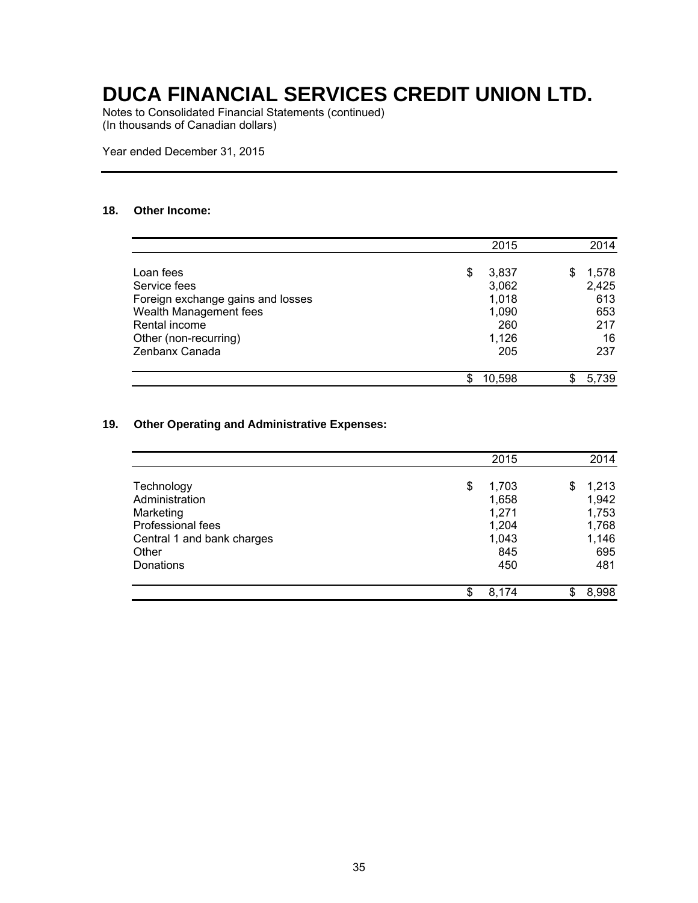# DUCA FINANCIAL SERVICES CREDIT UNION LTD.

Notes to Consolidated Financial Statements (continued)
(In thousands of Canadian dollars)

Year ended December 31, 2015

## 18. Other Income:

| | 2015 | 2014 |
|---|---|---|
| Loan fees | $ 3,837 | $ 1,578 |
| Service fees | 3,062 | 2,425 |
| Foreign exchange gains and losses | 1,018 | 613 |
| Wealth Management fees | 1,090 | 653 |
| Rental income | 260 | 217 |
| Other (non-recurring) | 1,126 | 16 |
| Zenbanx Canada | 205 | 237 |
| | $ 10,598 | $ 5,739 |

## 19. Other Operating and Administrative Expenses:

| | 2015 | 2014 |
|---|---|---|
| Technology | $ 1,703 | $ 1,213 |
| Administration | 1,658 | 1,942 |
| Marketing | 1,271 | 1,753 |
| Professional fees | 1,204 | 1,768 |
| Central 1 and bank charges | 1,043 | 1,146 |
| Other | 845 | 695 |
| Donations | 450 | 481 |
| | $ 8,174 | $ 8,998 |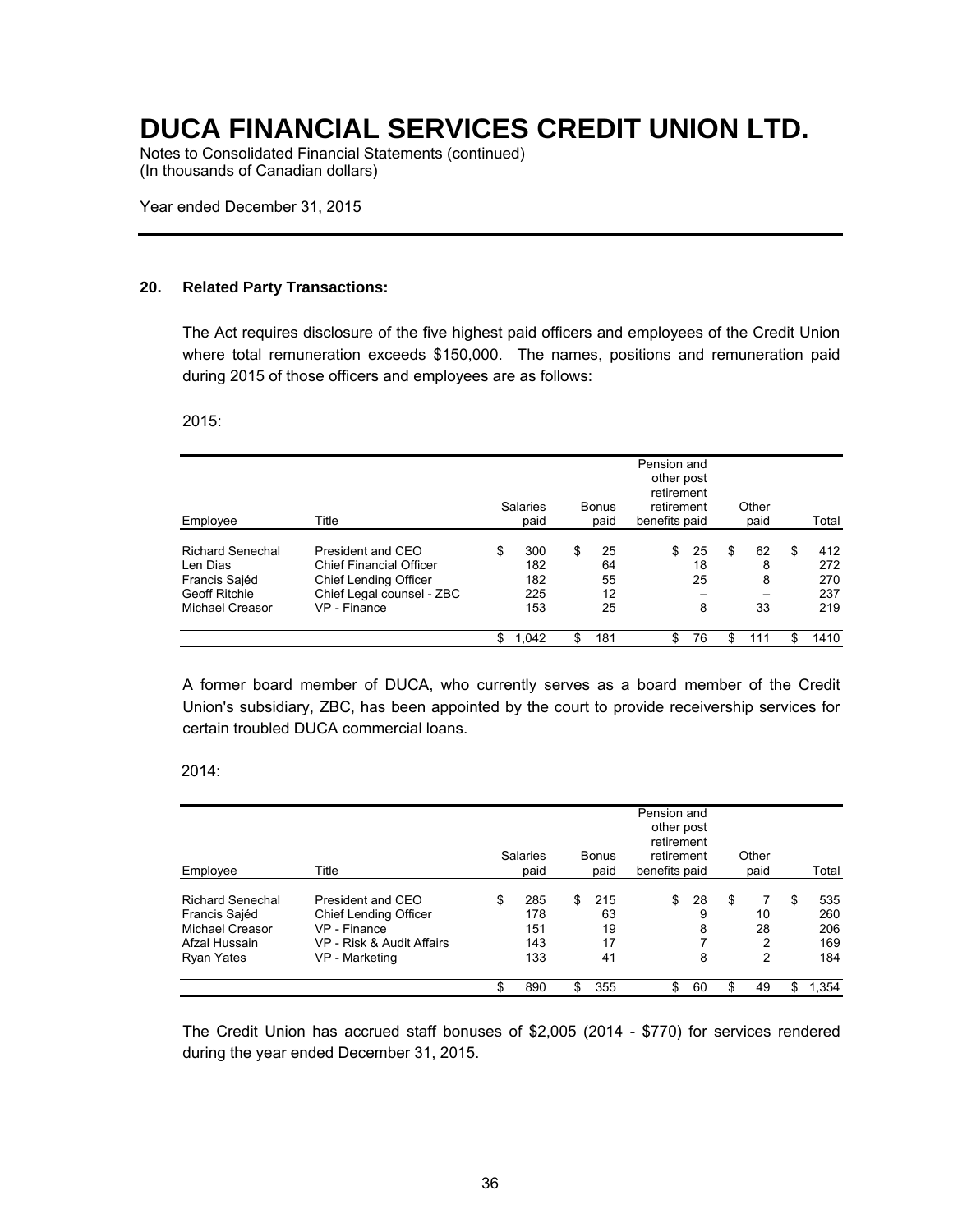# DUCA FINANCIAL SERVICES CREDIT UNION LTD.

Notes to Consolidated Financial Statements (continued)
(In thousands of Canadian dollars)

Year ended December 31, 2015

---

### 20. Related Party Transactions:

The Act requires disclosure of the five highest paid officers and employees of the Credit Union where total remuneration exceeds $150,000. The names, positions and remuneration paid during 2015 of those officers and employees are as follows:

2015:

| Employee | Title | Salaries paid | Bonus paid | Pension and other post retirement retirement benefits paid | Other paid | Total |
|---|---|---|---|---|---|---|
| Richard Senechal | President and CEO | $ 300 | $ 25 | $ 25 | $ 62 | $ 412 |
| Len Dias | Chief Financial Officer | 182 | 64 | 18 | 8 | 272 |
| Francis Sajéd | Chief Lending Officer | 182 | 55 | 25 | 8 | 270 |
| Geoff Ritchie | Chief Legal counsel - ZBC | 225 | 12 | – | – | 237 |
| Michael Creasor | VP - Finance | 153 | 25 | 8 | 33 | 219 |
| | | $ 1,042 | $ 181 | $ 76 | $ 111 | $ 1410 |

A former board member of DUCA, who currently serves as a board member of the Credit Union's subsidiary, ZBC, has been appointed by the court to provide receivership services for certain troubled DUCA commercial loans.

2014:

| Employee | Title | Salaries paid | Bonus paid | Pension and other post retirement retirement benefits paid | Other paid | Total |
|---|---|---|---|---|---|---|
| Richard Senechal | President and CEO | $ 285 | $ 215 | $ 28 | $ 7 | $ 535 |
| Francis Sajéd | Chief Lending Officer | 178 | 63 | 9 | 10 | 260 |
| Michael Creasor | VP - Finance | 151 | 19 | 8 | 28 | 206 |
| Afzal Hussain | VP - Risk & Audit Affairs | 143 | 17 | 7 | 2 | 169 |
| Ryan Yates | VP - Marketing | 133 | 41 | 8 | 2 | 184 |
| | | $ 890 | $ 355 | $ 60 | $ 49 | $ 1,354 |

The Credit Union has accrued staff bonuses of $2,005 (2014 - $770) for services rendered during the year ended December 31, 2015.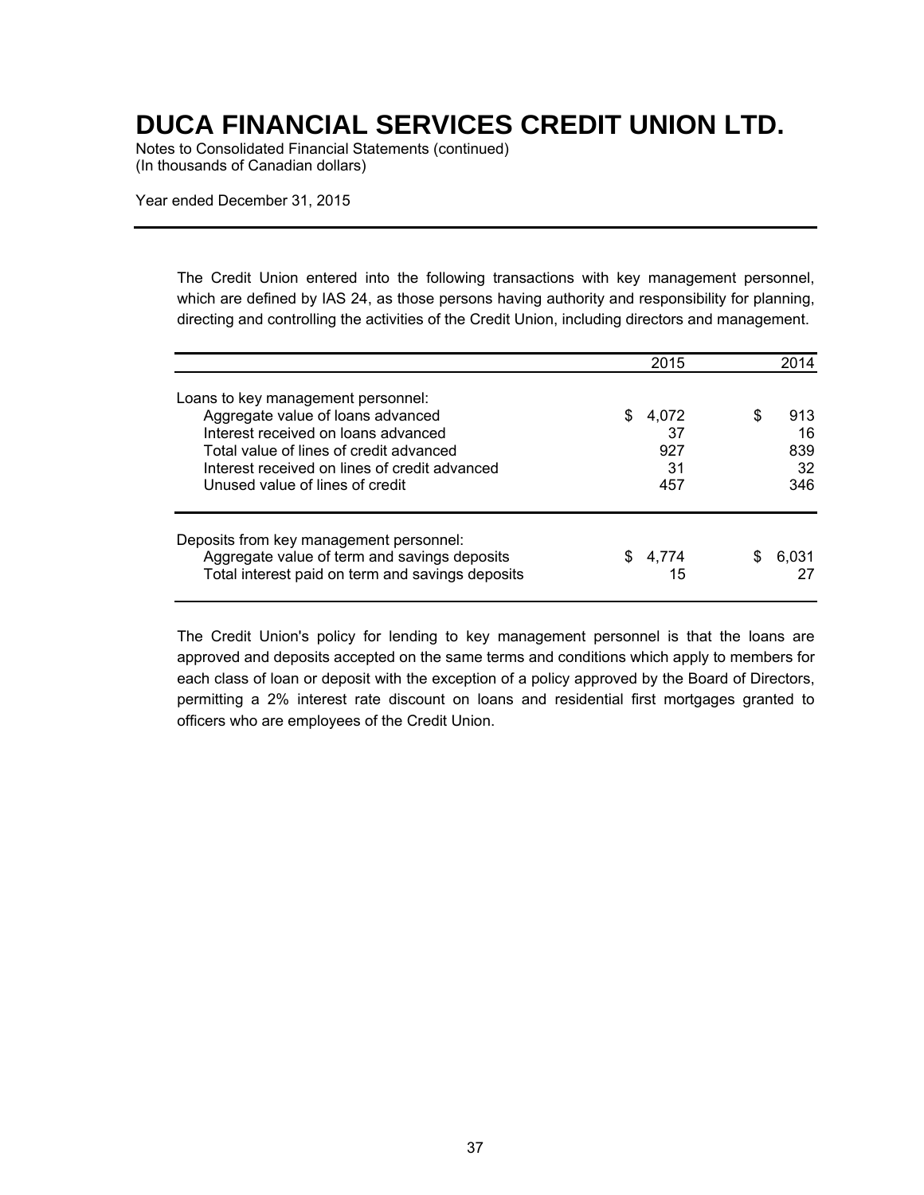# DUCA FINANCIAL SERVICES CREDIT UNION LTD.

Notes to Consolidated Financial Statements (continued)
(In thousands of Canadian dollars)

Year ended December 31, 2015

The Credit Union entered into the following transactions with key management personnel, which are defined by IAS 24, as those persons having authority and responsibility for planning, directing and controlling the activities of the Credit Union, including directors and management.

| | 2015 | 2014 |
|---|---|---|
| Loans to key management personnel: | | |
| Aggregate value of loans advanced | $ 4,072 | $ 913 |
| Interest received on loans advanced | 37 | 16 |
| Total value of lines of credit advanced | 927 | 839 |
| Interest received on lines of credit advanced | 31 | 32 |
| Unused value of lines of credit | 457 | 346 |
| Deposits from key management personnel: | | |
| Aggregate value of term and savings deposits | $ 4,774 | $ 6,031 |
| Total interest paid on term and savings deposits | 15 | 27 |

The Credit Union's policy for lending to key management personnel is that the loans are approved and deposits accepted on the same terms and conditions which apply to members for each class of loan or deposit with the exception of a policy approved by the Board of Directors, permitting a 2% interest rate discount on loans and residential first mortgages granted to officers who are employees of the Credit Union.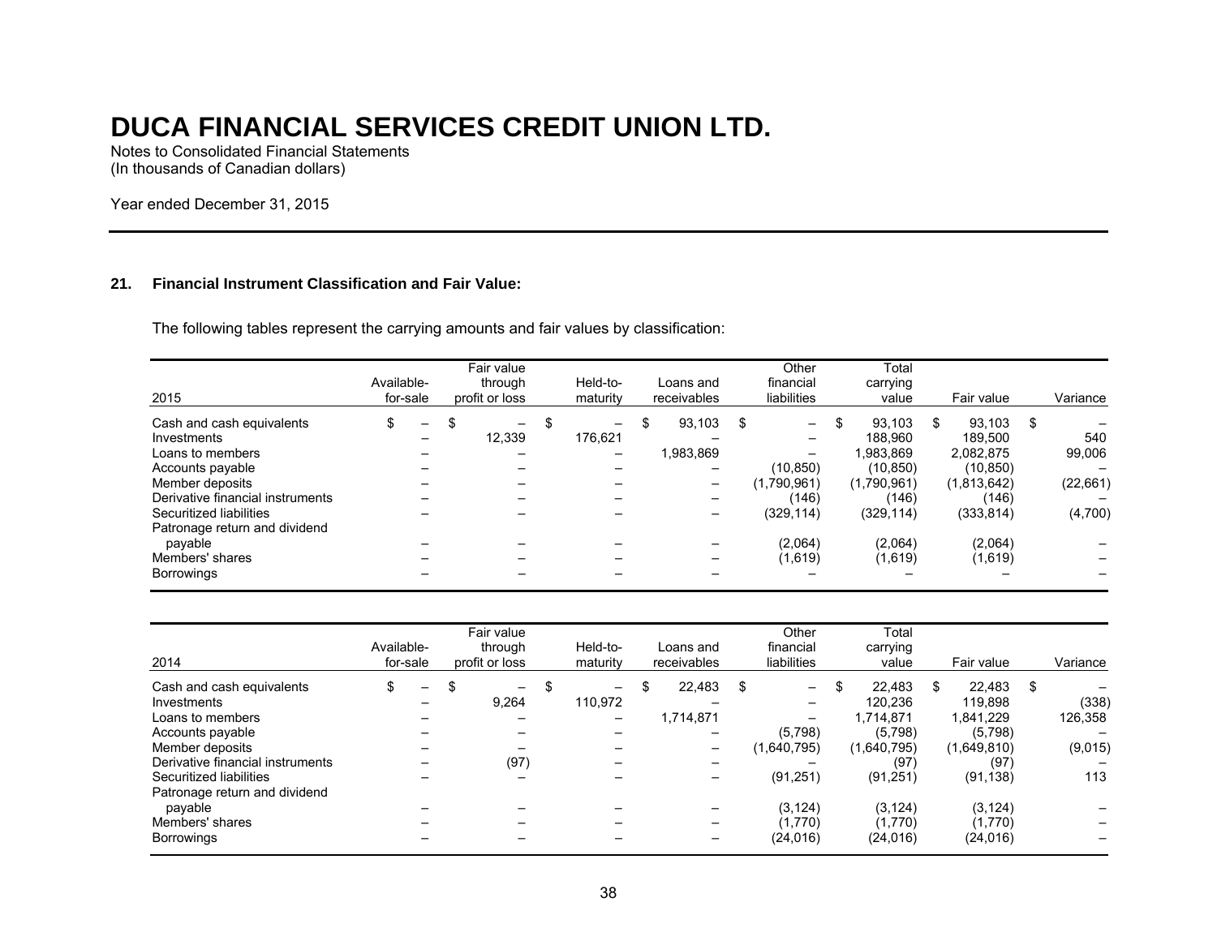# DUCA FINANCIAL SERVICES CREDIT UNION LTD.

Notes to Consolidated Financial Statements
(In thousands of Canadian dollars)

Year ended December 31, 2015

## 21. Financial Instrument Classification and Fair Value:

The following tables represent the carrying amounts and fair values by classification:

| 2015 | Available-for-sale | Fair value through profit or loss | Held-to-maturity | Loans and receivables | Other financial liabilities | Total carrying value | Fair value | Variance |
|---|---|---|---|---|---|---|---|---|
| Cash and cash equivalents | $ – | $ – | $ – | $ 93,103 | $ – | $ 93,103 | $ 93,103 | $ – |
| Investments | – | 12,339 | 176,621 | – | – | 188,960 | 189,500 | 540 |
| Loans to members | – | – | – | 1,983,869 | – | 1,983,869 | 2,082,875 | 99,006 |
| Accounts payable | – | – | – | – | (10,850) | (10,850) | (10,850) | – |
| Member deposits | – | – | – | – | (1,790,961) | (1,790,961) | (1,813,642) | (22,661) |
| Derivative financial instruments | – | – | – | – | (146) | (146) | (146) | – |
| Securitized liabilities | – | – | – | – | (329,114) | (329,114) | (333,814) | (4,700) |
| Patronage return and dividend payable | – | – | – | – | (2,064) | (2,064) | (2,064) | – |
| Members' shares | – | – | – | – | (1,619) | (1,619) | (1,619) | – |
| Borrowings | – | – | – | – | – | – | – | – |

| 2014 | Available-for-sale | Fair value through profit or loss | Held-to-maturity | Loans and receivables | Other financial liabilities | Total carrying value | Fair value | Variance |
|---|---|---|---|---|---|---|---|---|
| Cash and cash equivalents | $ – | $ – | $ – | $ 22,483 | $ – | $ 22,483 | $ 22,483 | $ – |
| Investments | – | 9,264 | 110,972 | – | – | 120,236 | 119,898 | (338) |
| Loans to members | – | – | – | 1,714,871 | – | 1,714,871 | 1,841,229 | 126,358 |
| Accounts payable | – | – | – | – | (5,798) | (5,798) | (5,798) | – |
| Member deposits | – | – | – | – | (1,640,795) | (1,640,795) | (1,649,810) | (9,015) |
| Derivative financial instruments | – | (97) | – | – | – | (97) | (97) | – |
| Securitized liabilities | – | – | – | – | (91,251) | (91,251) | (91,138) | 113 |
| Patronage return and dividend payable | – | – | – | – | (3,124) | (3,124) | (3,124) | – |
| Members' shares | – | – | – | – | (1,770) | (1,770) | (1,770) | – |
| Borrowings | – | – | – | – | (24,016) | (24,016) | (24,016) | – |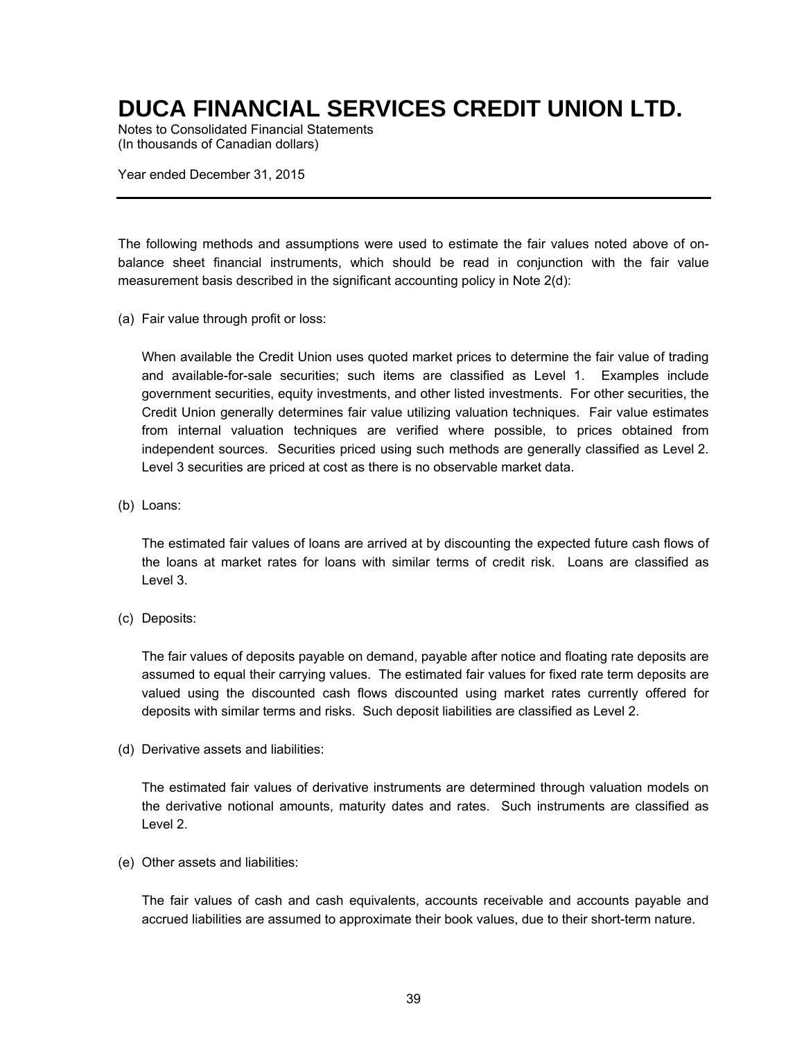The following methods and assumptions were used to estimate the fair values noted above of on-balance sheet financial instruments, which should be read in conjunction with the fair value measurement basis described in the significant accounting policy in Note 2(d):

(a) Fair value through profit or loss:

When available the Credit Union uses quoted market prices to determine the fair value of trading and available-for-sale securities; such items are classified as Level 1. Examples include government securities, equity investments, and other listed investments. For other securities, the Credit Union generally determines fair value utilizing valuation techniques. Fair value estimates from internal valuation techniques are verified where possible, to prices obtained from independent sources. Securities priced using such methods are generally classified as Level 2. Level 3 securities are priced at cost as there is no observable market data.

(b) Loans:

The estimated fair values of loans are arrived at by discounting the expected future cash flows of the loans at market rates for loans with similar terms of credit risk. Loans are classified as Level 3.

(c) Deposits:

The fair values of deposits payable on demand, payable after notice and floating rate deposits are assumed to equal their carrying values. The estimated fair values for fixed rate term deposits are valued using the discounted cash flows discounted using market rates currently offered for deposits with similar terms and risks. Such deposit liabilities are classified as Level 2.

(d) Derivative assets and liabilities:

The estimated fair values of derivative instruments are determined through valuation models on the derivative notional amounts, maturity dates and rates. Such instruments are classified as Level 2.

(e) Other assets and liabilities:

The fair values of cash and cash equivalents, accounts receivable and accounts payable and accrued liabilities are assumed to approximate their book values, due to their short-term nature.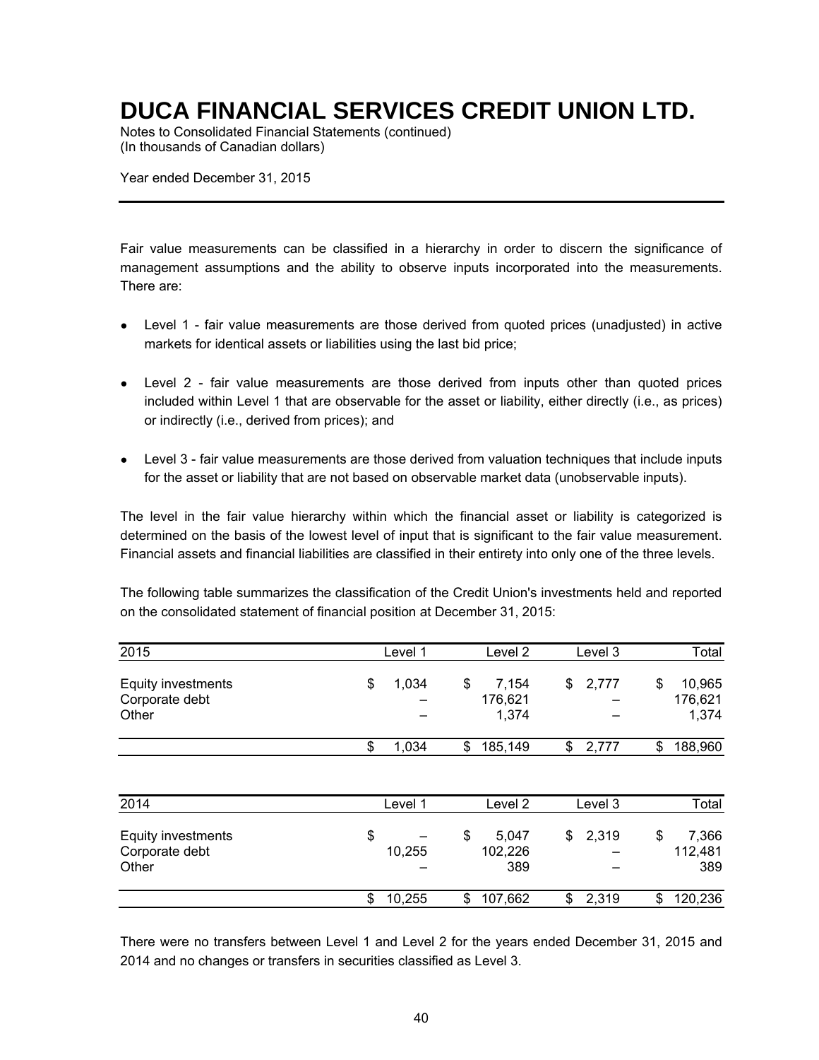# DUCA FINANCIAL SERVICES CREDIT UNION LTD.

Notes to Consolidated Financial Statements (continued)
(In thousands of Canadian dollars)

Year ended December 31, 2015

Fair value measurements can be classified in a hierarchy in order to discern the significance of management assumptions and the ability to observe inputs incorporated into the measurements. There are:

- Level 1 - fair value measurements are those derived from quoted prices (unadjusted) in active markets for identical assets or liabilities using the last bid price;
- Level 2 - fair value measurements are those derived from inputs other than quoted prices included within Level 1 that are observable for the asset or liability, either directly (i.e., as prices) or indirectly (i.e., derived from prices); and
- Level 3 - fair value measurements are those derived from valuation techniques that include inputs for the asset or liability that are not based on observable market data (unobservable inputs).

The level in the fair value hierarchy within which the financial asset or liability is categorized is determined on the basis of the lowest level of input that is significant to the fair value measurement. Financial assets and financial liabilities are classified in their entirety into only one of the three levels.

The following table summarizes the classification of the Credit Union's investments held and reported on the consolidated statement of financial position at December 31, 2015:

| 2015 | Level 1 | Level 2 | Level 3 | Total |
|---|---|---|---|---|
| Equity investments | $ 1,034 | $ 7,154 | $ 2,777 | $ 10,965 |
| Corporate debt | – | 176,621 | – | 176,621 |
| Other | – | 1,374 | – | 1,374 |
| | $ 1,034 | $ 185,149 | $ 2,777 | $ 188,960 |

| 2014 | Level 1 | Level 2 | Level 3 | Total |
|---|---|---|---|---|
| Equity investments | $ – | $ 5,047 | $ 2,319 | $ 7,366 |
| Corporate debt | 10,255 | 102,226 | – | 112,481 |
| Other | – | 389 | – | 389 |
| | $ 10,255 | $ 107,662 | $ 2,319 | $ 120,236 |

There were no transfers between Level 1 and Level 2 for the years ended December 31, 2015 and 2014 and no changes or transfers in securities classified as Level 3.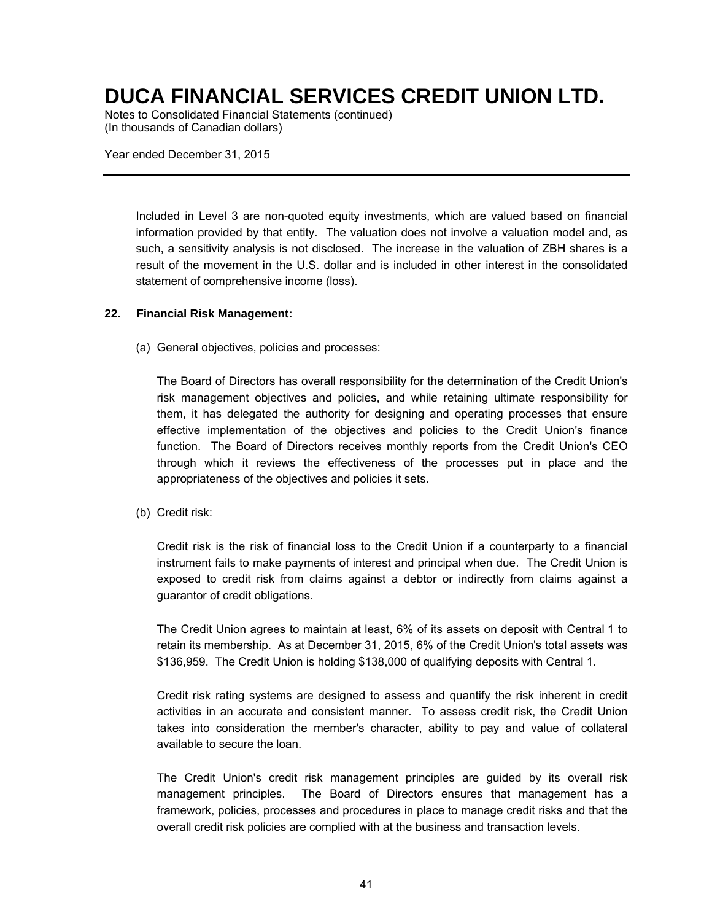Included in Level 3 are non-quoted equity investments, which are valued based on financial information provided by that entity. The valuation does not involve a valuation model and, as such, a sensitivity analysis is not disclosed. The increase in the valuation of ZBH shares is a result of the movement in the U.S. dollar and is included in other interest in the consolidated statement of comprehensive income (loss).

## 22. Financial Risk Management:

(a) General objectives, policies and processes:

The Board of Directors has overall responsibility for the determination of the Credit Union's risk management objectives and policies, and while retaining ultimate responsibility for them, it has delegated the authority for designing and operating processes that ensure effective implementation of the objectives and policies to the Credit Union's finance function. The Board of Directors receives monthly reports from the Credit Union's CEO through which it reviews the effectiveness of the processes put in place and the appropriateness of the objectives and policies it sets.

(b) Credit risk:

Credit risk is the risk of financial loss to the Credit Union if a counterparty to a financial instrument fails to make payments of interest and principal when due. The Credit Union is exposed to credit risk from claims against a debtor or indirectly from claims against a guarantor of credit obligations.

The Credit Union agrees to maintain at least, 6% of its assets on deposit with Central 1 to retain its membership. As at December 31, 2015, 6% of the Credit Union's total assets was $136,959. The Credit Union is holding $138,000 of qualifying deposits with Central 1.

Credit risk rating systems are designed to assess and quantify the risk inherent in credit activities in an accurate and consistent manner. To assess credit risk, the Credit Union takes into consideration the member's character, ability to pay and value of collateral available to secure the loan.

The Credit Union's credit risk management principles are guided by its overall risk management principles. The Board of Directors ensures that management has a framework, policies, processes and procedures in place to manage credit risks and that the overall credit risk policies are complied with at the business and transaction levels.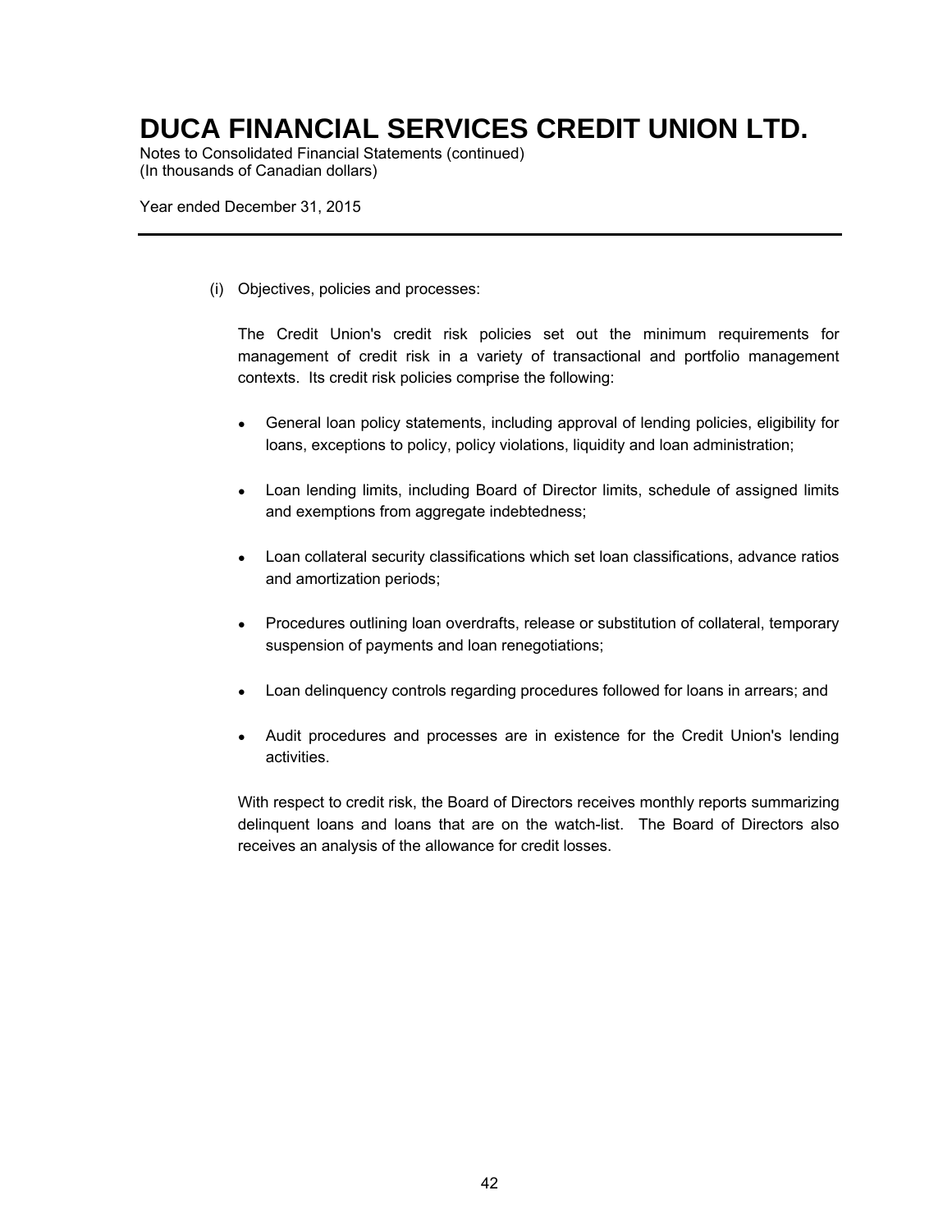(i) Objectives, policies and processes:

The Credit Union's credit risk policies set out the minimum requirements for management of credit risk in a variety of transactional and portfolio management contexts. Its credit risk policies comprise the following:

- General loan policy statements, including approval of lending policies, eligibility for loans, exceptions to policy, policy violations, liquidity and loan administration;
- Loan lending limits, including Board of Director limits, schedule of assigned limits and exemptions from aggregate indebtedness;
- Loan collateral security classifications which set loan classifications, advance ratios and amortization periods;
- Procedures outlining loan overdrafts, release or substitution of collateral, temporary suspension of payments and loan renegotiations;
- Loan delinquency controls regarding procedures followed for loans in arrears; and
- Audit procedures and processes are in existence for the Credit Union's lending activities.

With respect to credit risk, the Board of Directors receives monthly reports summarizing delinquent loans and loans that are on the watch-list. The Board of Directors also receives an analysis of the allowance for credit losses.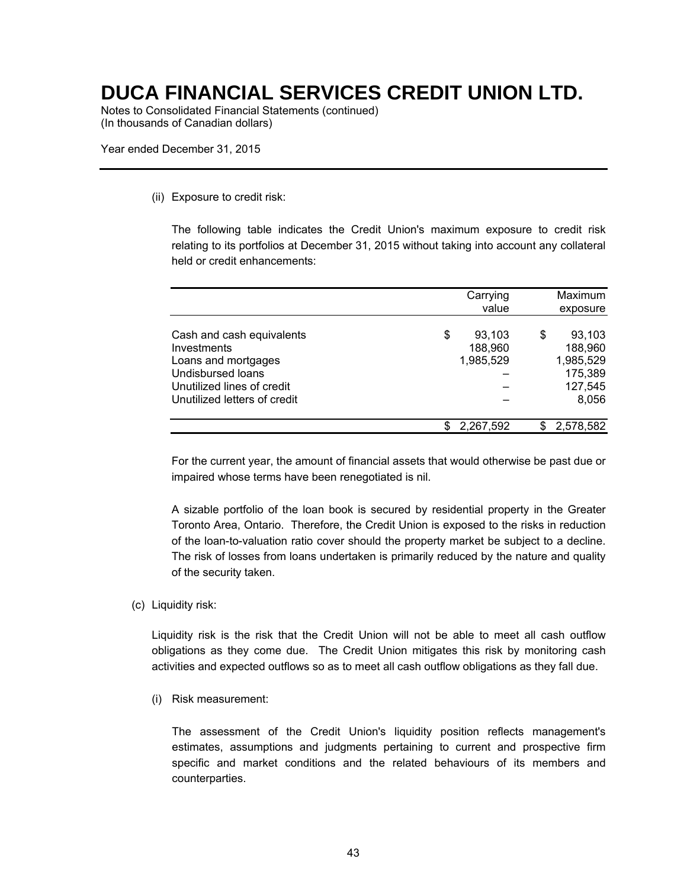(ii) Exposure to credit risk:

The following table indicates the Credit Union's maximum exposure to credit risk relating to its portfolios at December 31, 2015 without taking into account any collateral held or credit enhancements:

| | Carrying value | Maximum exposure |
|---|---|---|
| Cash and cash equivalents | $ 93,103 | $ 93,103 |
| Investments | 188,960 | 188,960 |
| Loans and mortgages | 1,985,529 | 1,985,529 |
| Undisbursed loans | – | 175,389 |
| Unutilized lines of credit | – | 127,545 |
| Unutilized letters of credit | – | 8,056 |
| | $ 2,267,592 | $ 2,578,582 |

For the current year, the amount of financial assets that would otherwise be past due or impaired whose terms have been renegotiated is nil.

A sizable portfolio of the loan book is secured by residential property in the Greater Toronto Area, Ontario. Therefore, the Credit Union is exposed to the risks in reduction of the loan-to-valuation ratio cover should the property market be subject to a decline. The risk of losses from loans undertaken is primarily reduced by the nature and quality of the security taken.

(c) Liquidity risk:

Liquidity risk is the risk that the Credit Union will not be able to meet all cash outflow obligations as they come due. The Credit Union mitigates this risk by monitoring cash activities and expected outflows so as to meet all cash outflow obligations as they fall due.

(i) Risk measurement:

The assessment of the Credit Union's liquidity position reflects management's estimates, assumptions and judgments pertaining to current and prospective firm specific and market conditions and the related behaviours of its members and counterparties.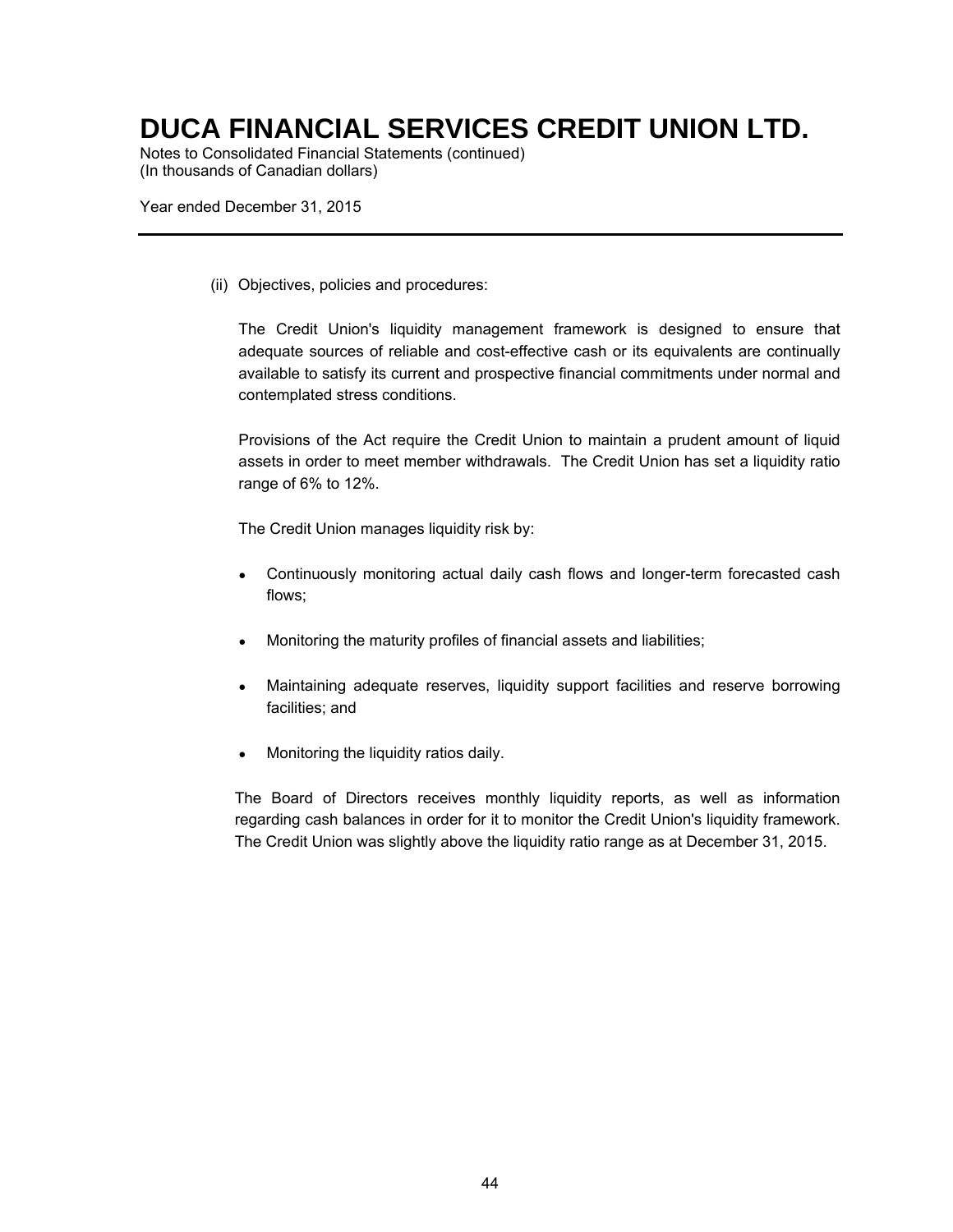(ii) Objectives, policies and procedures:

The Credit Union's liquidity management framework is designed to ensure that adequate sources of reliable and cost-effective cash or its equivalents are continually available to satisfy its current and prospective financial commitments under normal and contemplated stress conditions.

Provisions of the Act require the Credit Union to maintain a prudent amount of liquid assets in order to meet member withdrawals. The Credit Union has set a liquidity ratio range of 6% to 12%.

The Credit Union manages liquidity risk by:

- Continuously monitoring actual daily cash flows and longer-term forecasted cash flows;
- Monitoring the maturity profiles of financial assets and liabilities;
- Maintaining adequate reserves, liquidity support facilities and reserve borrowing facilities; and
- Monitoring the liquidity ratios daily.

The Board of Directors receives monthly liquidity reports, as well as information regarding cash balances in order for it to monitor the Credit Union's liquidity framework. The Credit Union was slightly above the liquidity ratio range as at December 31, 2015.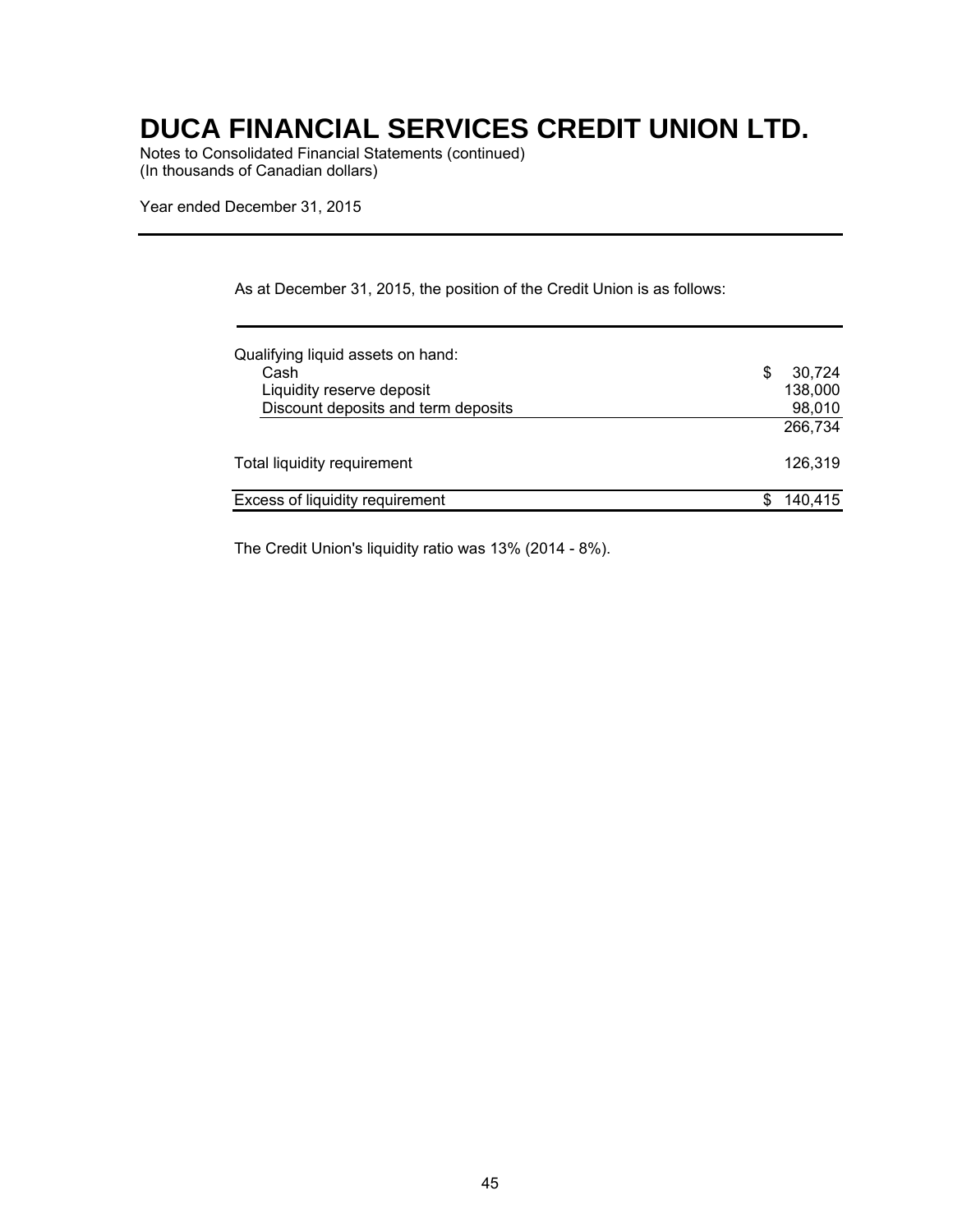# DUCA FINANCIAL SERVICES CREDIT UNION LTD.

Notes to Consolidated Financial Statements (continued)
(In thousands of Canadian dollars)

Year ended December 31, 2015

As at December 31, 2015, the position of the Credit Union is as follows:

| | |
|---|---|
| Qualifying liquid assets on hand: | |
| Cash | $ 30,724 |
| Liquidity reserve deposit | 138,000 |
| Discount deposits and term deposits | 98,010 |
| | 266,734 |
| Total liquidity requirement | 126,319 |
| Excess of liquidity requirement | $ 140,415 |

The Credit Union's liquidity ratio was 13% (2014 - 8%).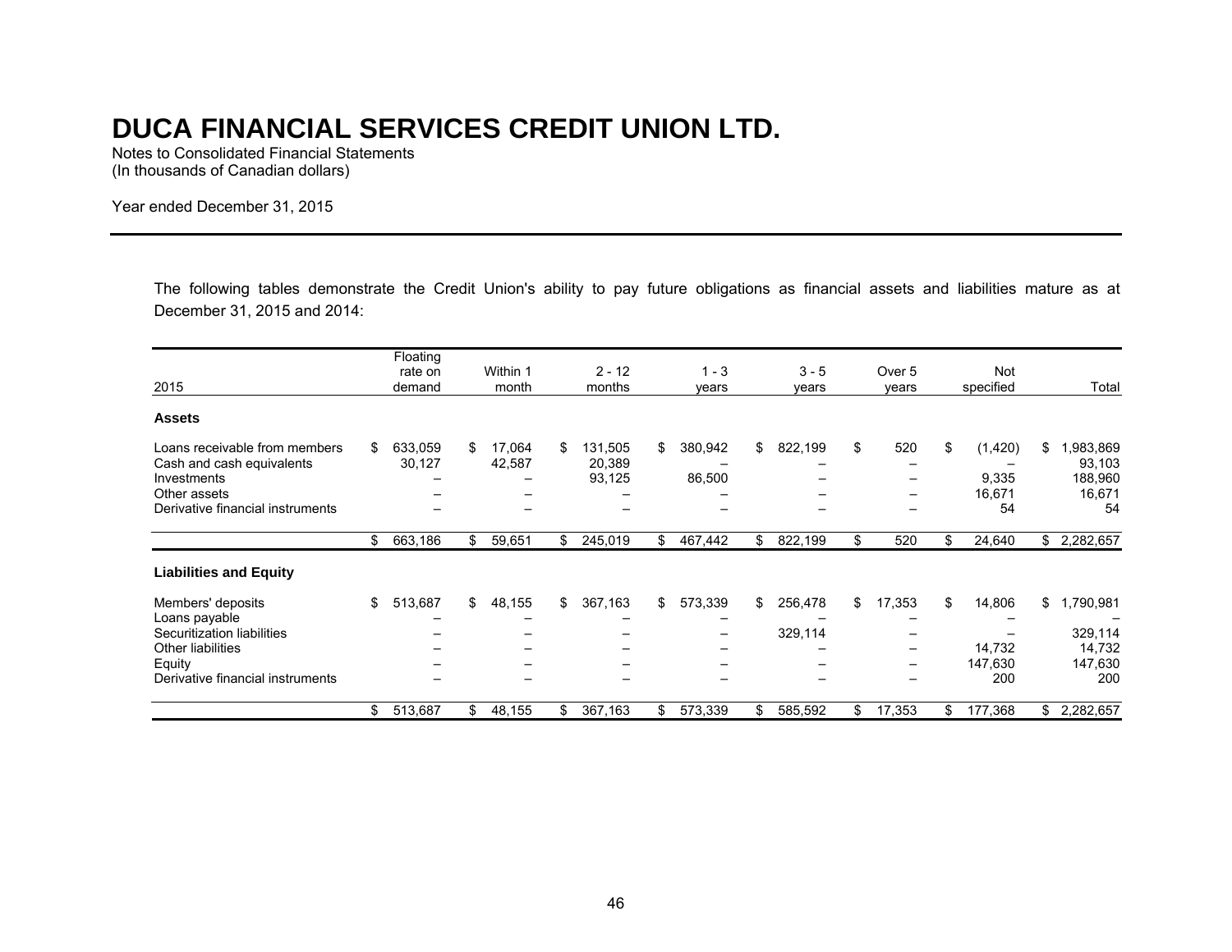# DUCA FINANCIAL SERVICES CREDIT UNION LTD.

Notes to Consolidated Financial Statements
(In thousands of Canadian dollars)

Year ended December 31, 2015

The following tables demonstrate the Credit Union's ability to pay future obligations as financial assets and liabilities mature as at December 31, 2015 and 2014:

| 2015 | Floating rate on demand | Within 1 month | 2 - 12 months | 1 - 3 years | 3 - 5 years | Over 5 years | Not specified | Total |
|---|---|---|---|---|---|---|---|---|
| **Assets** | | | | | | | | |
| Loans receivable from members | $ 633,059 | $ 17,064 | $ 131,505 | $ 380,942 | $ 822,199 | $ 520 | $ (1,420) | $ 1,983,869 |
| Cash and cash equivalents | 30,127 | 42,587 | 20,389 | – | – | – | – | 93,103 |
| Investments | – | – | 93,125 | 86,500 | – | – | 9,335 | 188,960 |
| Other assets | – | – | – | – | – | – | 16,671 | 16,671 |
| Derivative financial instruments | – | – | – | – | – | – | 54 | 54 |
| | $ 663,186 | $ 59,651 | $ 245,019 | $ 467,442 | $ 822,199 | $ 520 | $ 24,640 | $ 2,282,657 |
| **Liabilities and Equity** | | | | | | | | |
| Members' deposits | $ 513,687 | $ 48,155 | $ 367,163 | $ 573,339 | $ 256,478 | $ 17,353 | $ 14,806 | $ 1,790,981 |
| Loans payable | – | – | – | – | – | – | – | – |
| Securitization liabilities | – | – | – | – | 329,114 | – | – | 329,114 |
| Other liabilities | – | – | – | – | – | – | 14,732 | 14,732 |
| Equity | – | – | – | – | – | – | 147,630 | 147,630 |
| Derivative financial instruments | – | – | – | – | – | – | 200 | 200 |
| | $ 513,687 | $ 48,155 | $ 367,163 | $ 573,339 | $ 585,592 | $ 17,353 | $ 177,368 | $ 2,282,657 |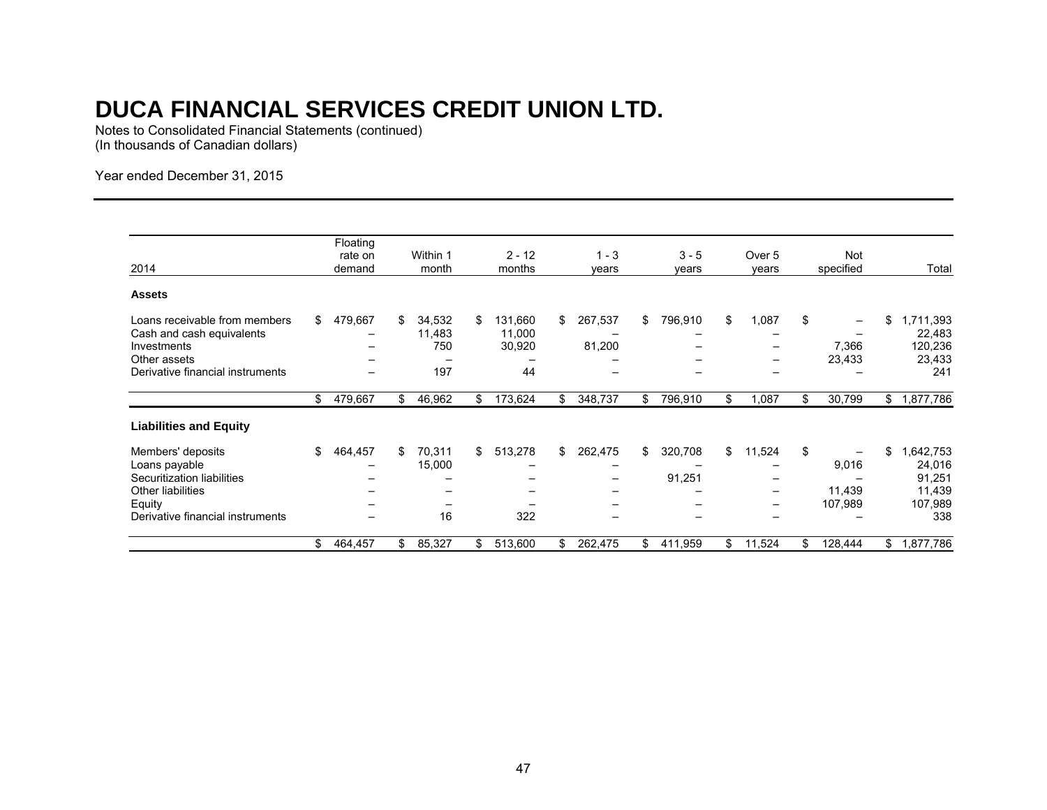# DUCA FINANCIAL SERVICES CREDIT UNION LTD.

Notes to Consolidated Financial Statements (continued)
(In thousands of Canadian dollars)

Year ended December 31, 2015

| 2014 | Floating rate on demand | Within 1 month | 2 - 12 months | 1 - 3 years | 3 - 5 years | Over 5 years | Not specified | Total |
|---|---|---|---|---|---|---|---|---|
| **Assets** | | | | | | | | |
| Loans receivable from members | $ 479,667 | $ 34,532 | $ 131,660 | $ 267,537 | $ 796,910 | $ 1,087 | $ – | $ 1,711,393 |
| Cash and cash equivalents | – | 11,483 | 11,000 | – | – | – | – | 22,483 |
| Investments | – | 750 | 30,920 | 81,200 | – | – | 7,366 | 120,236 |
| Other assets | – | – | – | – | – | – | 23,433 | 23,433 |
| Derivative financial instruments | – | 197 | 44 | – | – | – | – | 241 |
| | $ 479,667 | $ 46,962 | $ 173,624 | $ 348,737 | $ 796,910 | $ 1,087 | $ 30,799 | $ 1,877,786 |
| **Liabilities and Equity** | | | | | | | | |
| Members' deposits | $ 464,457 | $ 70,311 | $ 513,278 | $ 262,475 | $ 320,708 | $ 11,524 | $ – | $ 1,642,753 |
| Loans payable | – | 15,000 | – | – | – | – | 9,016 | 24,016 |
| Securitization liabilities | – | – | – | – | 91,251 | – | – | 91,251 |
| Other liabilities | – | – | – | – | – | – | 11,439 | 11,439 |
| Equity | – | – | – | – | – | – | 107,989 | 107,989 |
| Derivative financial instruments | – | 16 | 322 | – | – | – | – | 338 |
| | $ 464,457 | $ 85,327 | $ 513,600 | $ 262,475 | $ 411,959 | $ 11,524 | $ 128,444 | $ 1,877,786 |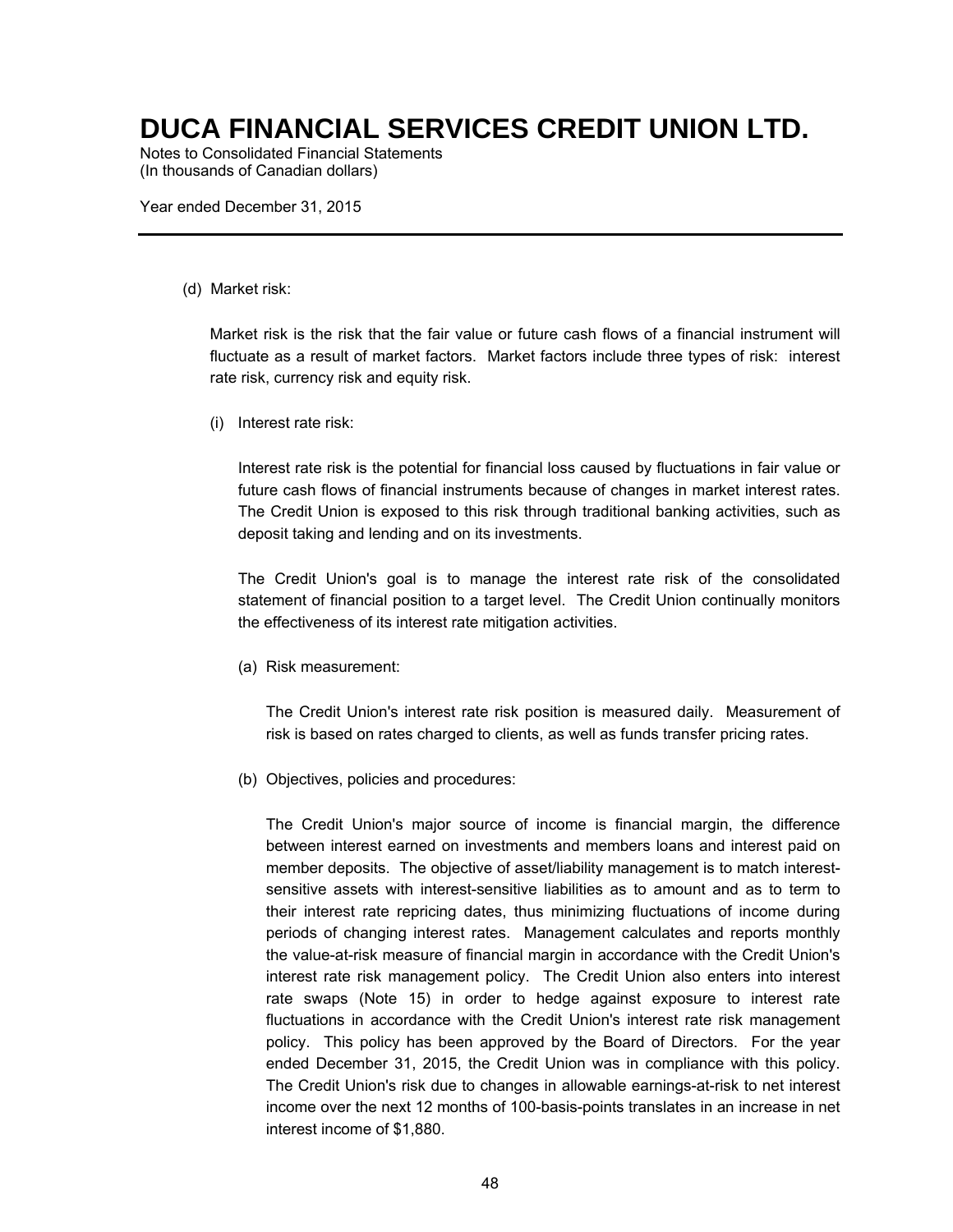(d) Market risk:

Market risk is the risk that the fair value or future cash flows of a financial instrument will fluctuate as a result of market factors. Market factors include three types of risk: interest rate risk, currency risk and equity risk.

(i) Interest rate risk:

Interest rate risk is the potential for financial loss caused by fluctuations in fair value or future cash flows of financial instruments because of changes in market interest rates. The Credit Union is exposed to this risk through traditional banking activities, such as deposit taking and lending and on its investments.

The Credit Union's goal is to manage the interest rate risk of the consolidated statement of financial position to a target level. The Credit Union continually monitors the effectiveness of its interest rate mitigation activities.

(a) Risk measurement:

The Credit Union's interest rate risk position is measured daily. Measurement of risk is based on rates charged to clients, as well as funds transfer pricing rates.

(b) Objectives, policies and procedures:

The Credit Union's major source of income is financial margin, the difference between interest earned on investments and members loans and interest paid on member deposits. The objective of asset/liability management is to match interest-sensitive assets with interest-sensitive liabilities as to amount and as to term to their interest rate repricing dates, thus minimizing fluctuations of income during periods of changing interest rates. Management calculates and reports monthly the value-at-risk measure of financial margin in accordance with the Credit Union's interest rate risk management policy. The Credit Union also enters into interest rate swaps (Note 15) in order to hedge against exposure to interest rate fluctuations in accordance with the Credit Union's interest rate risk management policy. This policy has been approved by the Board of Directors. For the year ended December 31, 2015, the Credit Union was in compliance with this policy. The Credit Union's risk due to changes in allowable earnings-at-risk to net interest income over the next 12 months of 100-basis-points translates in an increase in net interest income of $1,880.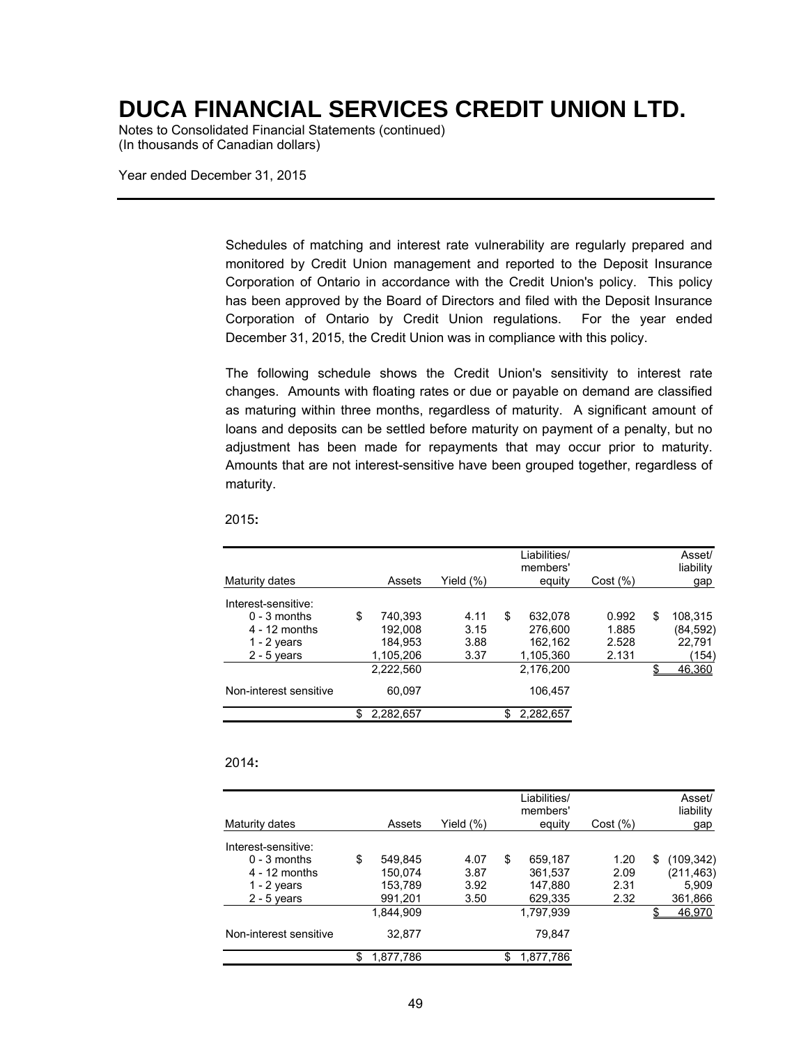Schedules of matching and interest rate vulnerability are regularly prepared and monitored by Credit Union management and reported to the Deposit Insurance Corporation of Ontario in accordance with the Credit Union's policy. This policy has been approved by the Board of Directors and filed with the Deposit Insurance Corporation of Ontario by Credit Union regulations. For the year ended December 31, 2015, the Credit Union was in compliance with this policy.

The following schedule shows the Credit Union's sensitivity to interest rate changes. Amounts with floating rates or due or payable on demand are classified as maturing within three months, regardless of maturity. A significant amount of loans and deposits can be settled before maturity on payment of a penalty, but no adjustment has been made for repayments that may occur prior to maturity. Amounts that are not interest-sensitive have been grouped together, regardless of maturity.

2015**:**

| Maturity dates | Assets | Yield (%) | Liabilities/ members' equity | Cost (%) | Asset/ liability gap |
|---|---|---|---|---|---|
| Interest-sensitive: | | | | | |
| 0 - 3 months | $ 740,393 | 4.11 | $ 632,078 | 0.992 | $ 108,315 |
| 4 - 12 months | 192,008 | 3.15 | 276,600 | 1.885 | (84,592) |
| 1 - 2 years | 184,953 | 3.88 | 162,162 | 2.528 | 22,791 |
| 2 - 5 years | 1,105,206 | 3.37 | 1,105,360 | 2.131 | (154) |
| | 2,222,560 | | 2,176,200 | | $ 46,360 |
| Non-interest sensitive | 60,097 | | 106,457 | | |
| | $ 2,282,657 | | $ 2,282,657 | | |

2014**:**

| Maturity dates | Assets | Yield (%) | Liabilities/ members' equity | Cost (%) | Asset/ liability gap |
|---|---|---|---|---|---|
| Interest-sensitive: | | | | | |
| 0 - 3 months | $ 549,845 | 4.07 | $ 659,187 | 1.20 | $ (109,342) |
| 4 - 12 months | 150,074 | 3.87 | 361,537 | 2.09 | (211,463) |
| 1 - 2 years | 153,789 | 3.92 | 147,880 | 2.31 | 5,909 |
| 2 - 5 years | 991,201 | 3.50 | 629,335 | 2.32 | 361,866 |
| | 1,844,909 | | 1,797,939 | | $ 46,970 |
| Non-interest sensitive | 32,877 | | 79,847 | | |
| | $ 1,877,786 | | $ 1,877,786 | | |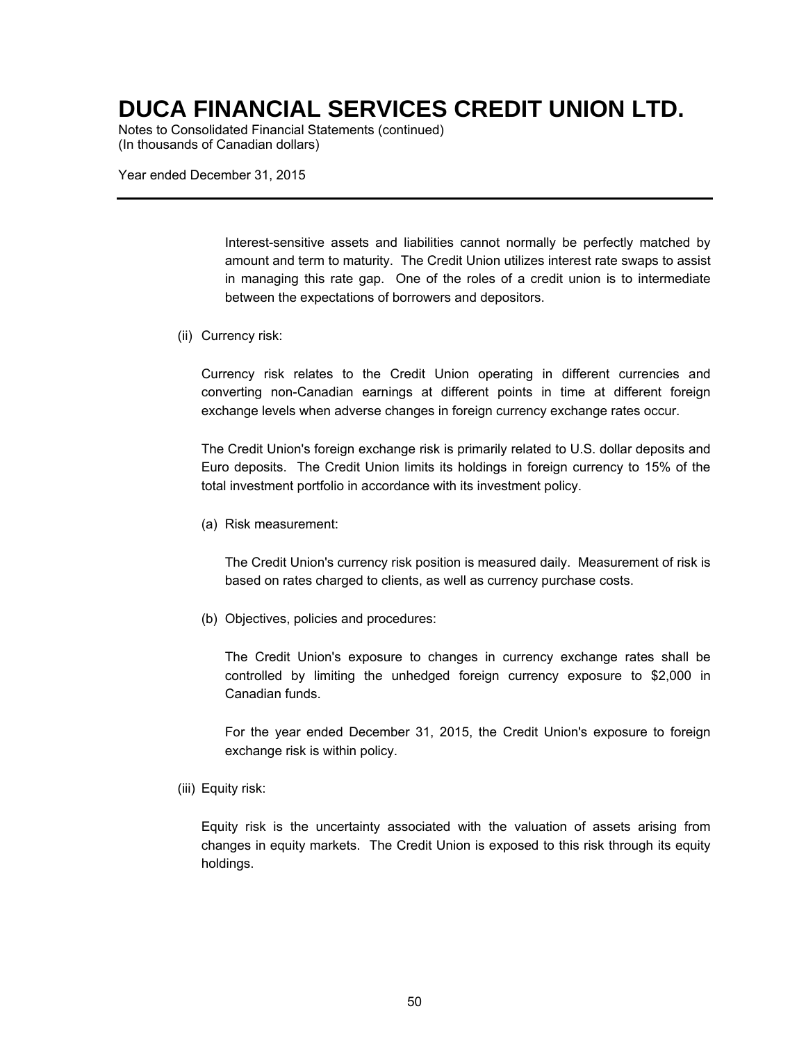Interest-sensitive assets and liabilities cannot normally be perfectly matched by amount and term to maturity. The Credit Union utilizes interest rate swaps to assist in managing this rate gap. One of the roles of a credit union is to intermediate between the expectations of borrowers and depositors.

(ii) Currency risk:

Currency risk relates to the Credit Union operating in different currencies and converting non-Canadian earnings at different points in time at different foreign exchange levels when adverse changes in foreign currency exchange rates occur.

The Credit Union's foreign exchange risk is primarily related to U.S. dollar deposits and Euro deposits. The Credit Union limits its holdings in foreign currency to 15% of the total investment portfolio in accordance with its investment policy.

(a) Risk measurement:

The Credit Union's currency risk position is measured daily. Measurement of risk is based on rates charged to clients, as well as currency purchase costs.

(b) Objectives, policies and procedures:

The Credit Union's exposure to changes in currency exchange rates shall be controlled by limiting the unhedged foreign currency exposure to $2,000 in Canadian funds.

For the year ended December 31, 2015, the Credit Union's exposure to foreign exchange risk is within policy.

(iii) Equity risk:

Equity risk is the uncertainty associated with the valuation of assets arising from changes in equity markets. The Credit Union is exposed to this risk through its equity holdings.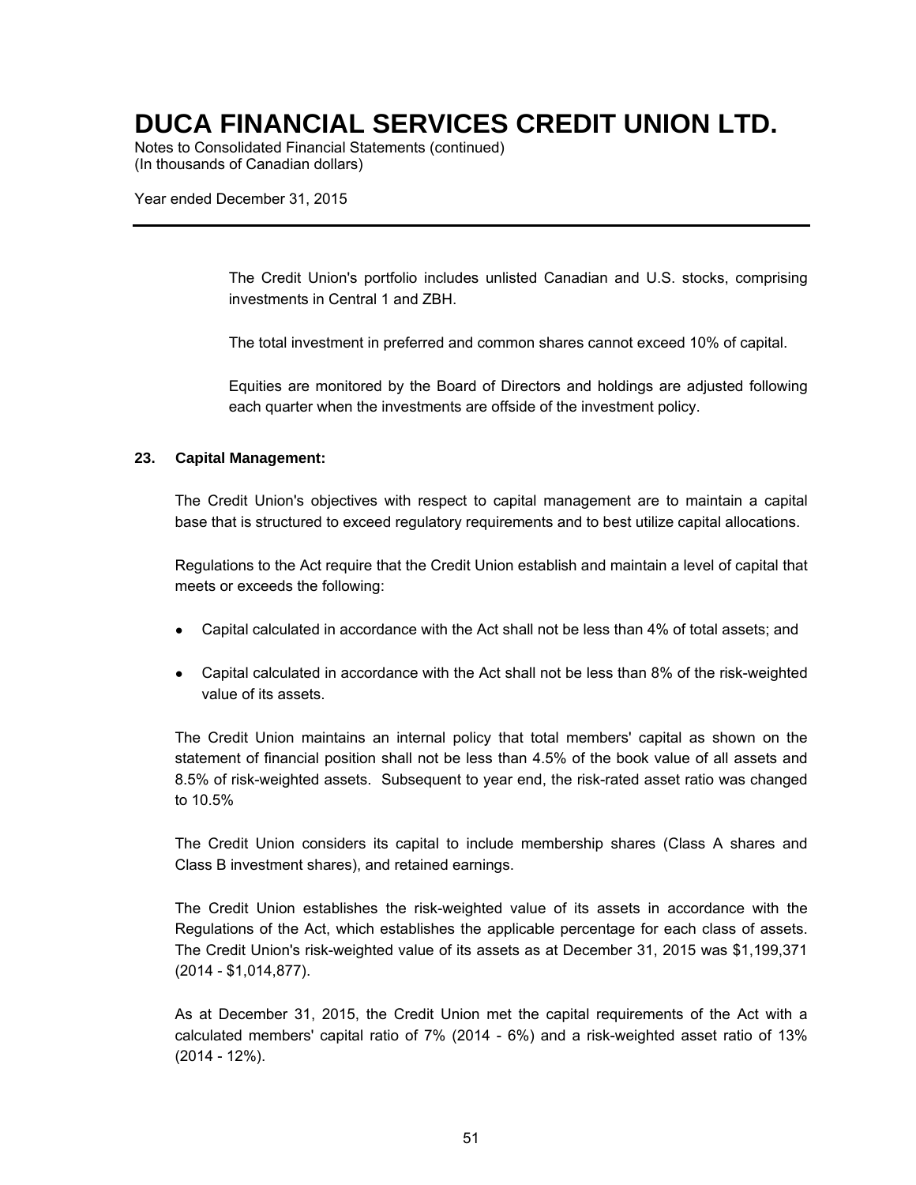The Credit Union's portfolio includes unlisted Canadian and U.S. stocks, comprising investments in Central 1 and ZBH.

The total investment in preferred and common shares cannot exceed 10% of capital.

Equities are monitored by the Board of Directors and holdings are adjusted following each quarter when the investments are offside of the investment policy.

**23. Capital Management:**

The Credit Union's objectives with respect to capital management are to maintain a capital base that is structured to exceed regulatory requirements and to best utilize capital allocations.

Regulations to the Act require that the Credit Union establish and maintain a level of capital that meets or exceeds the following:

- Capital calculated in accordance with the Act shall not be less than 4% of total assets; and
- Capital calculated in accordance with the Act shall not be less than 8% of the risk-weighted value of its assets.

The Credit Union maintains an internal policy that total members' capital as shown on the statement of financial position shall not be less than 4.5% of the book value of all assets and 8.5% of risk-weighted assets. Subsequent to year end, the risk-rated asset ratio was changed to 10.5%

The Credit Union considers its capital to include membership shares (Class A shares and Class B investment shares), and retained earnings.

The Credit Union establishes the risk-weighted value of its assets in accordance with the Regulations of the Act, which establishes the applicable percentage for each class of assets. The Credit Union's risk-weighted value of its assets as at December 31, 2015 was $1,199,371 (2014 - $1,014,877).

As at December 31, 2015, the Credit Union met the capital requirements of the Act with a calculated members' capital ratio of 7% (2014 - 6%) and a risk-weighted asset ratio of 13% (2014 - 12%).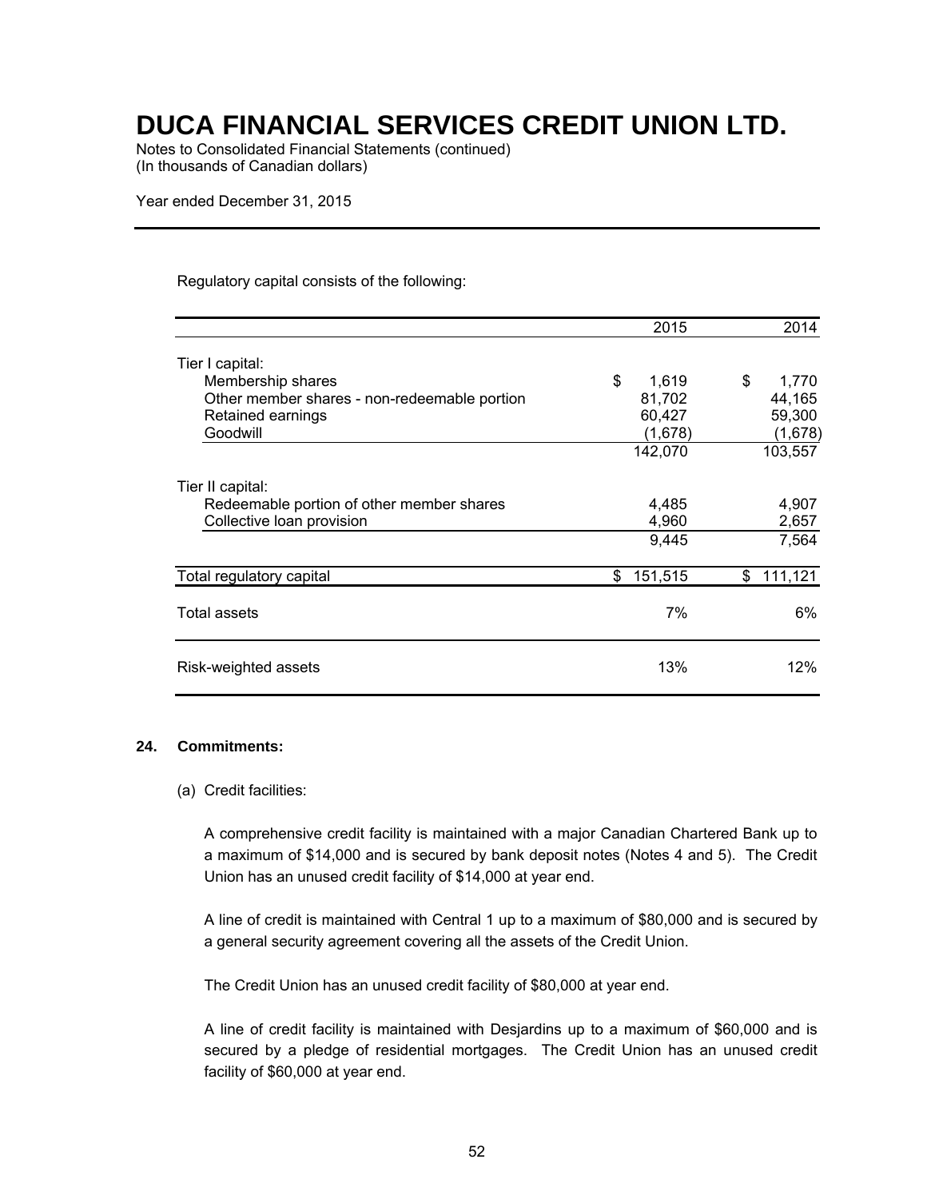# DUCA FINANCIAL SERVICES CREDIT UNION LTD.

Notes to Consolidated Financial Statements (continued)
(In thousands of Canadian dollars)

Year ended December 31, 2015

Regulatory capital consists of the following:

| | 2015 | 2014 |
|---|---|---|
| Tier I capital: | | |
| Membership shares | $ 1,619 | $ 1,770 |
| Other member shares - non-redeemable portion | 81,702 | 44,165 |
| Retained earnings | 60,427 | 59,300 |
| Goodwill | (1,678) | (1,678) |
| | 142,070 | 103,557 |
| Tier II capital: | | |
| Redeemable portion of other member shares | 4,485 | 4,907 |
| Collective loan provision | 4,960 | 2,657 |
| | 9,445 | 7,564 |
| Total regulatory capital | $ 151,515 | $ 111,121 |
| Total assets | 7% | 6% |
| Risk-weighted assets | 13% | 12% |

## 24. Commitments:

(a) Credit facilities:

A comprehensive credit facility is maintained with a major Canadian Chartered Bank up to a maximum of $14,000 and is secured by bank deposit notes (Notes 4 and 5). The Credit Union has an unused credit facility of $14,000 at year end.

A line of credit is maintained with Central 1 up to a maximum of $80,000 and is secured by a general security agreement covering all the assets of the Credit Union.

The Credit Union has an unused credit facility of $80,000 at year end.

A line of credit facility is maintained with Desjardins up to a maximum of $60,000 and is secured by a pledge of residential mortgages. The Credit Union has an unused credit facility of $60,000 at year end.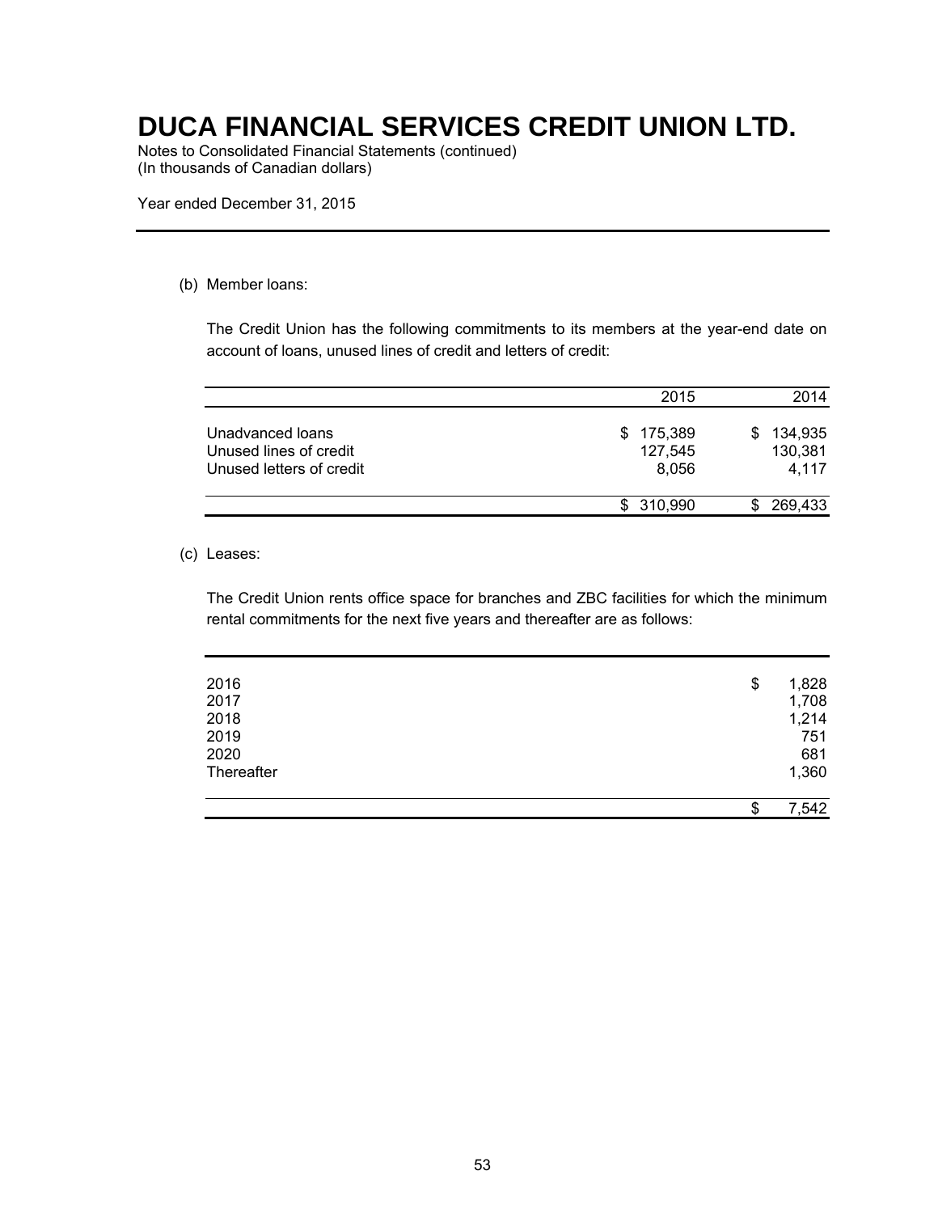(b) Member loans:

The Credit Union has the following commitments to its members at the year-end date on account of loans, unused lines of credit and letters of credit:

| | 2015 | 2014 |
|---|---|---|
| Unadvanced loans | $ 175,389 | $ 134,935 |
| Unused lines of credit | 127,545 | 130,381 |
| Unused letters of credit | 8,056 | 4,117 |
| | $ 310,990 | $ 269,433 |

(c) Leases:

The Credit Union rents office space for branches and ZBC facilities for which the minimum rental commitments for the next five years and thereafter are as follows:

| | |
|---|---|
| 2016 | $ 1,828 |
| 2017 | 1,708 |
| 2018 | 1,214 |
| 2019 | 751 |
| 2020 | 681 |
| Thereafter | 1,360 |
| | $ 7,542 |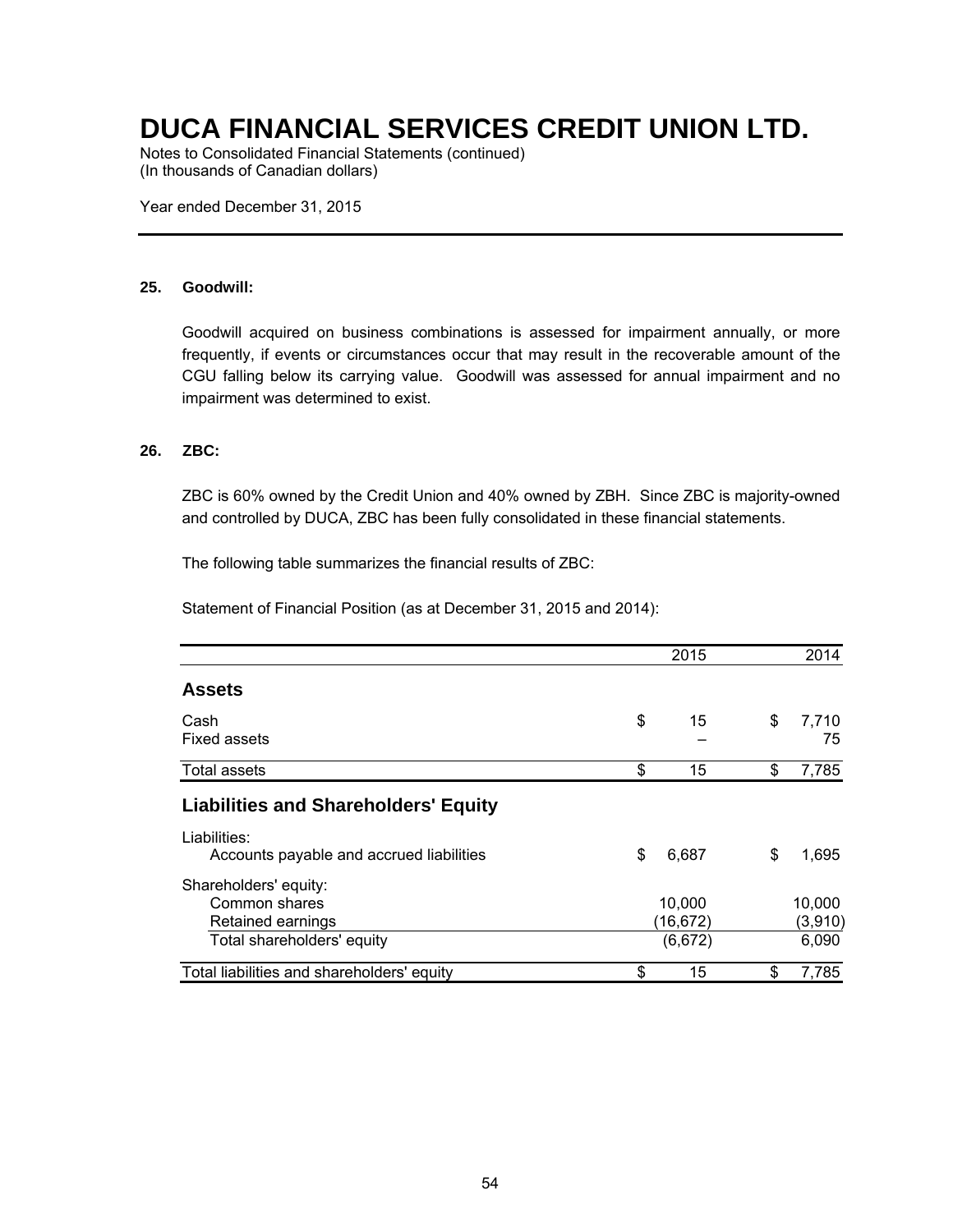# DUCA FINANCIAL SERVICES CREDIT UNION LTD.

Notes to Consolidated Financial Statements (continued)
(In thousands of Canadian dollars)

Year ended December 31, 2015

## 25. Goodwill:

Goodwill acquired on business combinations is assessed for impairment annually, or more frequently, if events or circumstances occur that may result in the recoverable amount of the CGU falling below its carrying value. Goodwill was assessed for annual impairment and no impairment was determined to exist.

## 26. ZBC:

ZBC is 60% owned by the Credit Union and 40% owned by ZBH. Since ZBC is majority-owned and controlled by DUCA, ZBC has been fully consolidated in these financial statements.

The following table summarizes the financial results of ZBC:

Statement of Financial Position (as at December 31, 2015 and 2014):

| | 2015 | 2014 |
|---|---|---|
| **Assets** | | |
| Cash | $ 15 | $ 7,710 |
| Fixed assets | – | 75 |
| Total assets | $ 15 | $ 7,785 |
| **Liabilities and Shareholders' Equity** | | |
| Liabilities: | | |
| Accounts payable and accrued liabilities | $ 6,687 | $ 1,695 |
| Shareholders' equity: | | |
| Common shares | 10,000 | 10,000 |
| Retained earnings | (16,672) | (3,910) |
| Total shareholders' equity | (6,672) | 6,090 |
| Total liabilities and shareholders' equity | $ 15 | $ 7,785 |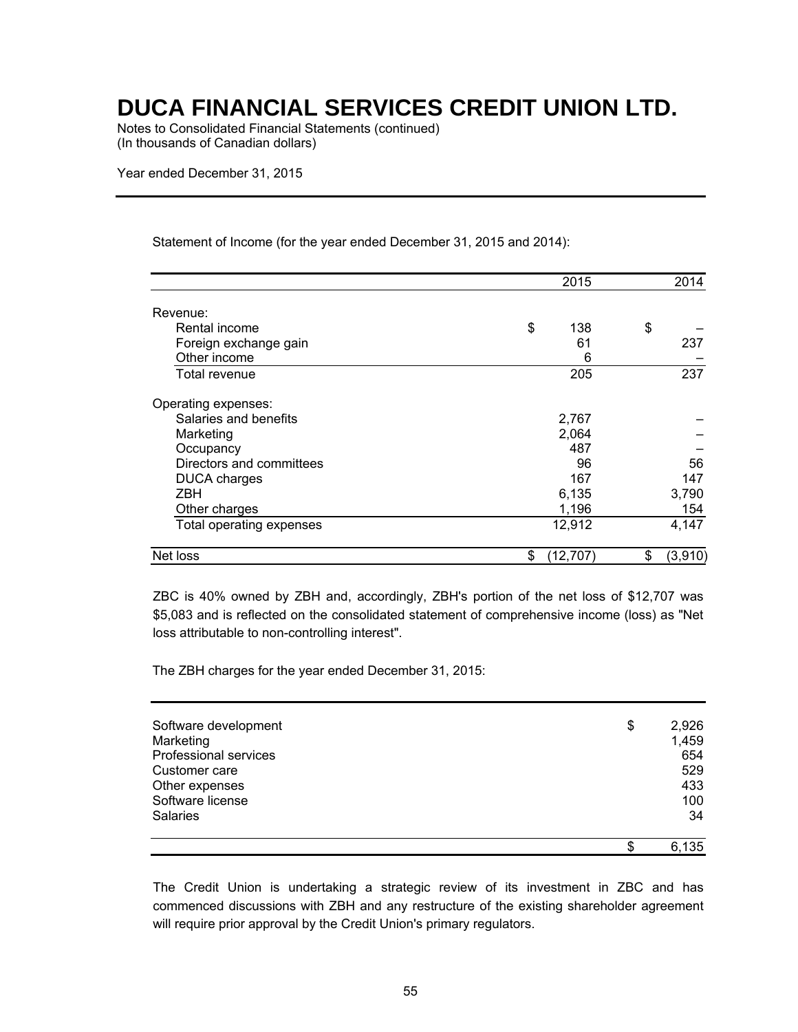# DUCA FINANCIAL SERVICES CREDIT UNION LTD.

Notes to Consolidated Financial Statements (continued)
(In thousands of Canadian dollars)

Year ended December 31, 2015

Statement of Income (for the year ended December 31, 2015 and 2014):

| | 2015 | 2014 |
|---|---|---|
| Revenue: | | |
| Rental income | $ 138 | $ – |
| Foreign exchange gain | 61 | 237 |
| Other income | 6 | – |
| Total revenue | 205 | 237 |
| Operating expenses: | | |
| Salaries and benefits | 2,767 | – |
| Marketing | 2,064 | – |
| Occupancy | 487 | – |
| Directors and committees | 96 | 56 |
| DUCA charges | 167 | 147 |
| ZBH | 6,135 | 3,790 |
| Other charges | 1,196 | 154 |
| Total operating expenses | 12,912 | 4,147 |
| Net loss | $ (12,707) | $ (3,910) |

ZBC is 40% owned by ZBH and, accordingly, ZBH's portion of the net loss of $12,707 was $5,083 and is reflected on the consolidated statement of comprehensive income (loss) as "Net loss attributable to non-controlling interest".

The ZBH charges for the year ended December 31, 2015:

| | |
|---|---|
| Software development | $ 2,926 |
| Marketing | 1,459 |
| Professional services | 654 |
| Customer care | 529 |
| Other expenses | 433 |
| Software license | 100 |
| Salaries | 34 |
| | $ 6,135 |

The Credit Union is undertaking a strategic review of its investment in ZBC and has commenced discussions with ZBH and any restructure of the existing shareholder agreement will require prior approval by the Credit Union's primary regulators.